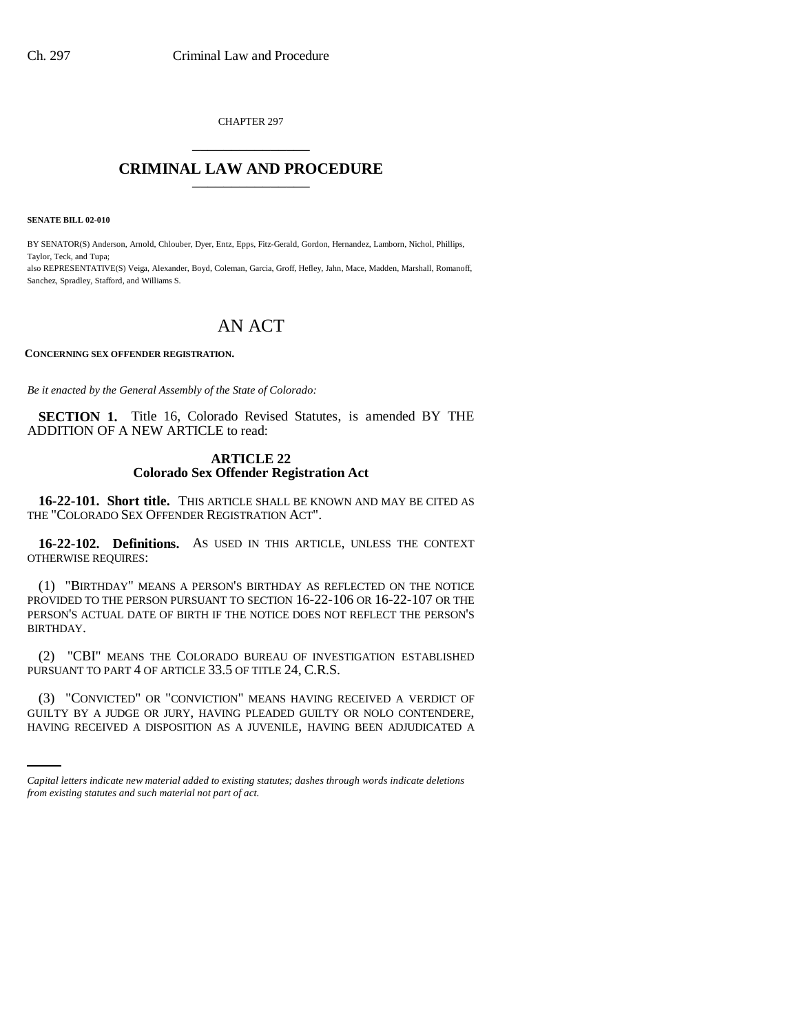CHAPTER 297

# CRIMINAL LAW AND PROCEDURE

**SENATE BILL 02-010**

BY SENATOR(S) Anderson, Arnold, Chlouber, Dyer, Entz, Epps, Fitz-Gerald, Gordon, Hernandez, Lamborn, Nichol, Phillips, Taylor, Teck, and Tupa;
also REPRESENTATIVE(S) Veiga, Alexander, Boyd, Coleman, Garcia, Groff, Hefley, Jahn, Mace, Madden, Marshall, Romanoff, Sanchez, Spradley, Stafford, and Williams S.

# AN ACT

**CONCERNING SEX OFFENDER REGISTRATION.**

*Be it enacted by the General Assembly of the State of Colorado:*

**SECTION 1.** Title 16, Colorado Revised Statutes, is amended BY THE ADDITION OF A NEW ARTICLE to read:

## ARTICLE 22
## Colorado Sex Offender Registration Act

**16-22-101. Short title.** THIS ARTICLE SHALL BE KNOWN AND MAY BE CITED AS THE "COLORADO SEX OFFENDER REGISTRATION ACT".

**16-22-102. Definitions.** AS USED IN THIS ARTICLE, UNLESS THE CONTEXT OTHERWISE REQUIRES:

(1) "BIRTHDAY" MEANS A PERSON'S BIRTHDAY AS REFLECTED ON THE NOTICE PROVIDED TO THE PERSON PURSUANT TO SECTION 16-22-106 OR 16-22-107 OR THE PERSON'S ACTUAL DATE OF BIRTH IF THE NOTICE DOES NOT REFLECT THE PERSON'S BIRTHDAY.

(2) "CBI" MEANS THE COLORADO BUREAU OF INVESTIGATION ESTABLISHED PURSUANT TO PART 4 OF ARTICLE 33.5 OF TITLE 24, C.R.S.

(3) "CONVICTED" OR "CONVICTION" MEANS HAVING RECEIVED A VERDICT OF GUILTY BY A JUDGE OR JURY, HAVING PLEADED GUILTY OR NOLO CONTENDERE, HAVING RECEIVED A DISPOSITION AS A JUVENILE, HAVING BEEN ADJUDICATED A

*Capital letters indicate new material added to existing statutes; dashes through words indicate deletions from existing statutes and such material not part of act.*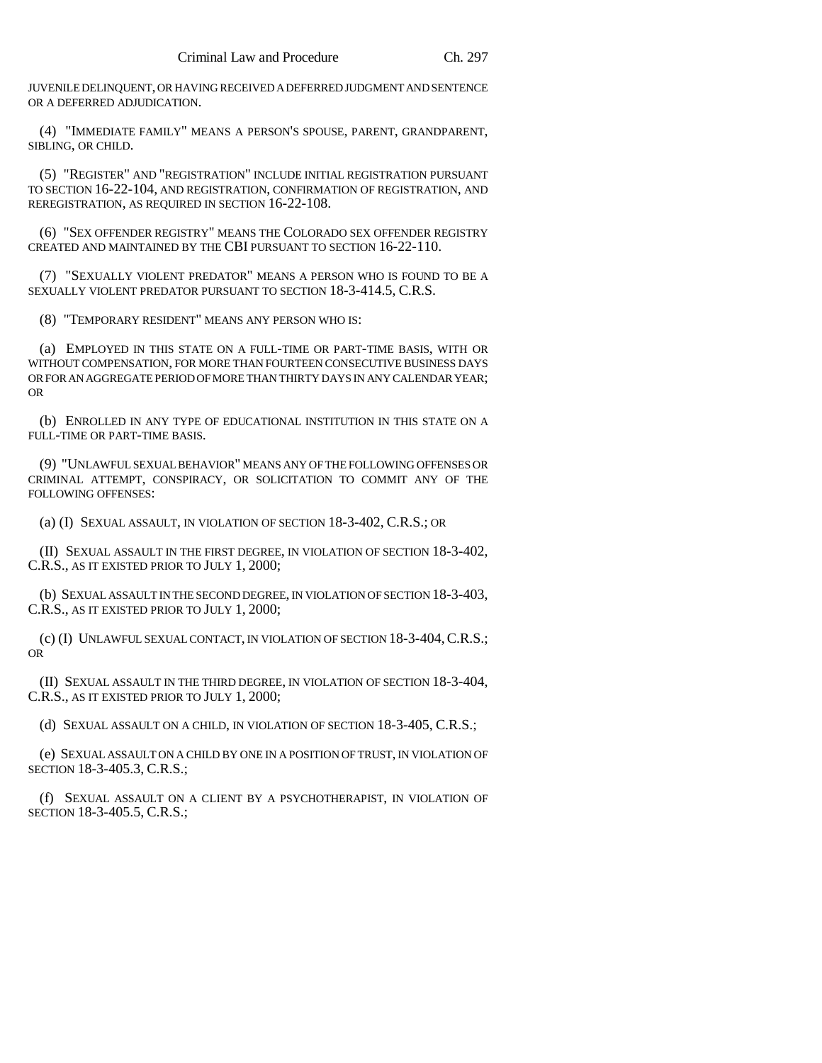JUVENILE DELINQUENT, OR HAVING RECEIVED A DEFERRED JUDGMENT AND SENTENCE OR A DEFERRED ADJUDICATION.

(4) "IMMEDIATE FAMILY" MEANS A PERSON'S SPOUSE, PARENT, GRANDPARENT, SIBLING, OR CHILD.

(5) "REGISTER" AND "REGISTRATION" INCLUDE INITIAL REGISTRATION PURSUANT TO SECTION 16-22-104, AND REGISTRATION, CONFIRMATION OF REGISTRATION, AND REREGISTRATION, AS REQUIRED IN SECTION 16-22-108.

(6) "SEX OFFENDER REGISTRY" MEANS THE COLORADO SEX OFFENDER REGISTRY CREATED AND MAINTAINED BY THE CBI PURSUANT TO SECTION 16-22-110.

(7) "SEXUALLY VIOLENT PREDATOR" MEANS A PERSON WHO IS FOUND TO BE A SEXUALLY VIOLENT PREDATOR PURSUANT TO SECTION 18-3-414.5, C.R.S.

(8) "TEMPORARY RESIDENT" MEANS ANY PERSON WHO IS:

(a) EMPLOYED IN THIS STATE ON A FULL-TIME OR PART-TIME BASIS, WITH OR WITHOUT COMPENSATION, FOR MORE THAN FOURTEEN CONSECUTIVE BUSINESS DAYS OR FOR AN AGGREGATE PERIOD OF MORE THAN THIRTY DAYS IN ANY CALENDAR YEAR; OR

(b) ENROLLED IN ANY TYPE OF EDUCATIONAL INSTITUTION IN THIS STATE ON A FULL-TIME OR PART-TIME BASIS.

(9) "UNLAWFUL SEXUAL BEHAVIOR" MEANS ANY OF THE FOLLOWING OFFENSES OR CRIMINAL ATTEMPT, CONSPIRACY, OR SOLICITATION TO COMMIT ANY OF THE FOLLOWING OFFENSES:

(a) (I) SEXUAL ASSAULT, IN VIOLATION OF SECTION 18-3-402, C.R.S.; OR

(II) SEXUAL ASSAULT IN THE FIRST DEGREE, IN VIOLATION OF SECTION 18-3-402, C.R.S., AS IT EXISTED PRIOR TO JULY 1, 2000;

(b) SEXUAL ASSAULT IN THE SECOND DEGREE, IN VIOLATION OF SECTION 18-3-403, C.R.S., AS IT EXISTED PRIOR TO JULY 1, 2000;

(c) (I) UNLAWFUL SEXUAL CONTACT, IN VIOLATION OF SECTION 18-3-404, C.R.S.; OR

(II) SEXUAL ASSAULT IN THE THIRD DEGREE, IN VIOLATION OF SECTION 18-3-404, C.R.S., AS IT EXISTED PRIOR TO JULY 1, 2000;

(d) SEXUAL ASSAULT ON A CHILD, IN VIOLATION OF SECTION 18-3-405, C.R.S.;

(e) SEXUAL ASSAULT ON A CHILD BY ONE IN A POSITION OF TRUST, IN VIOLATION OF SECTION 18-3-405.3, C.R.S.;

(f) SEXUAL ASSAULT ON A CLIENT BY A PSYCHOTHERAPIST, IN VIOLATION OF SECTION 18-3-405.5, C.R.S.;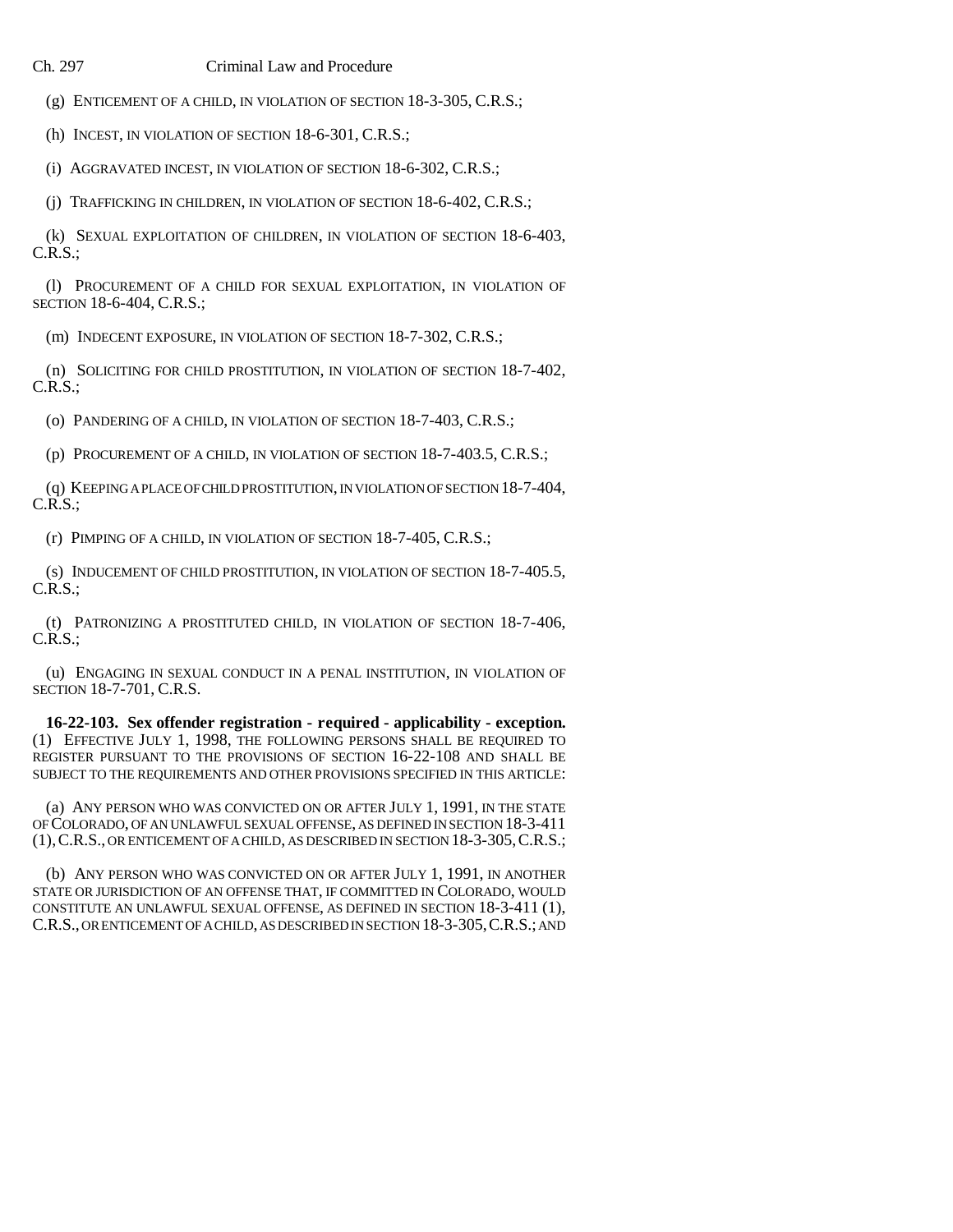(g) ENTICEMENT OF A CHILD, IN VIOLATION OF SECTION 18-3-305, C.R.S.;

(h) INCEST, IN VIOLATION OF SECTION 18-6-301, C.R.S.;

(i) AGGRAVATED INCEST, IN VIOLATION OF SECTION 18-6-302, C.R.S.;

(j) TRAFFICKING IN CHILDREN, IN VIOLATION OF SECTION 18-6-402, C.R.S.;

(k) SEXUAL EXPLOITATION OF CHILDREN, IN VIOLATION OF SECTION 18-6-403, C.R.S.;

(l) PROCUREMENT OF A CHILD FOR SEXUAL EXPLOITATION, IN VIOLATION OF SECTION 18-6-404, C.R.S.;

(m) INDECENT EXPOSURE, IN VIOLATION OF SECTION 18-7-302, C.R.S.;

(n) SOLICITING FOR CHILD PROSTITUTION, IN VIOLATION OF SECTION 18-7-402, C.R.S.;

(o) PANDERING OF A CHILD, IN VIOLATION OF SECTION 18-7-403, C.R.S.;

(p) PROCUREMENT OF A CHILD, IN VIOLATION OF SECTION 18-7-403.5, C.R.S.;

(q) KEEPING A PLACE OF CHILD PROSTITUTION, IN VIOLATION OF SECTION 18-7-404, C.R.S.;

(r) PIMPING OF A CHILD, IN VIOLATION OF SECTION 18-7-405, C.R.S.;

(s) INDUCEMENT OF CHILD PROSTITUTION, IN VIOLATION OF SECTION 18-7-405.5, C.R.S.;

(t) PATRONIZING A PROSTITUTED CHILD, IN VIOLATION OF SECTION 18-7-406, C.R.S.;

(u) ENGAGING IN SEXUAL CONDUCT IN A PENAL INSTITUTION, IN VIOLATION OF SECTION 18-7-701, C.R.S.

**16-22-103. Sex offender registration - required - applicability - exception.** (1) EFFECTIVE JULY 1, 1998, THE FOLLOWING PERSONS SHALL BE REQUIRED TO REGISTER PURSUANT TO THE PROVISIONS OF SECTION 16-22-108 AND SHALL BE SUBJECT TO THE REQUIREMENTS AND OTHER PROVISIONS SPECIFIED IN THIS ARTICLE:

(a) ANY PERSON WHO WAS CONVICTED ON OR AFTER JULY 1, 1991, IN THE STATE OF COLORADO, OF AN UNLAWFUL SEXUAL OFFENSE, AS DEFINED IN SECTION 18-3-411 (1), C.R.S., OR ENTICEMENT OF A CHILD, AS DESCRIBED IN SECTION 18-3-305, C.R.S.;

(b) ANY PERSON WHO WAS CONVICTED ON OR AFTER JULY 1, 1991, IN ANOTHER STATE OR JURISDICTION OF AN OFFENSE THAT, IF COMMITTED IN COLORADO, WOULD CONSTITUTE AN UNLAWFUL SEXUAL OFFENSE, AS DEFINED IN SECTION 18-3-411 (1), C.R.S., OR ENTICEMENT OF A CHILD, AS DESCRIBED IN SECTION 18-3-305, C.R.S.; AND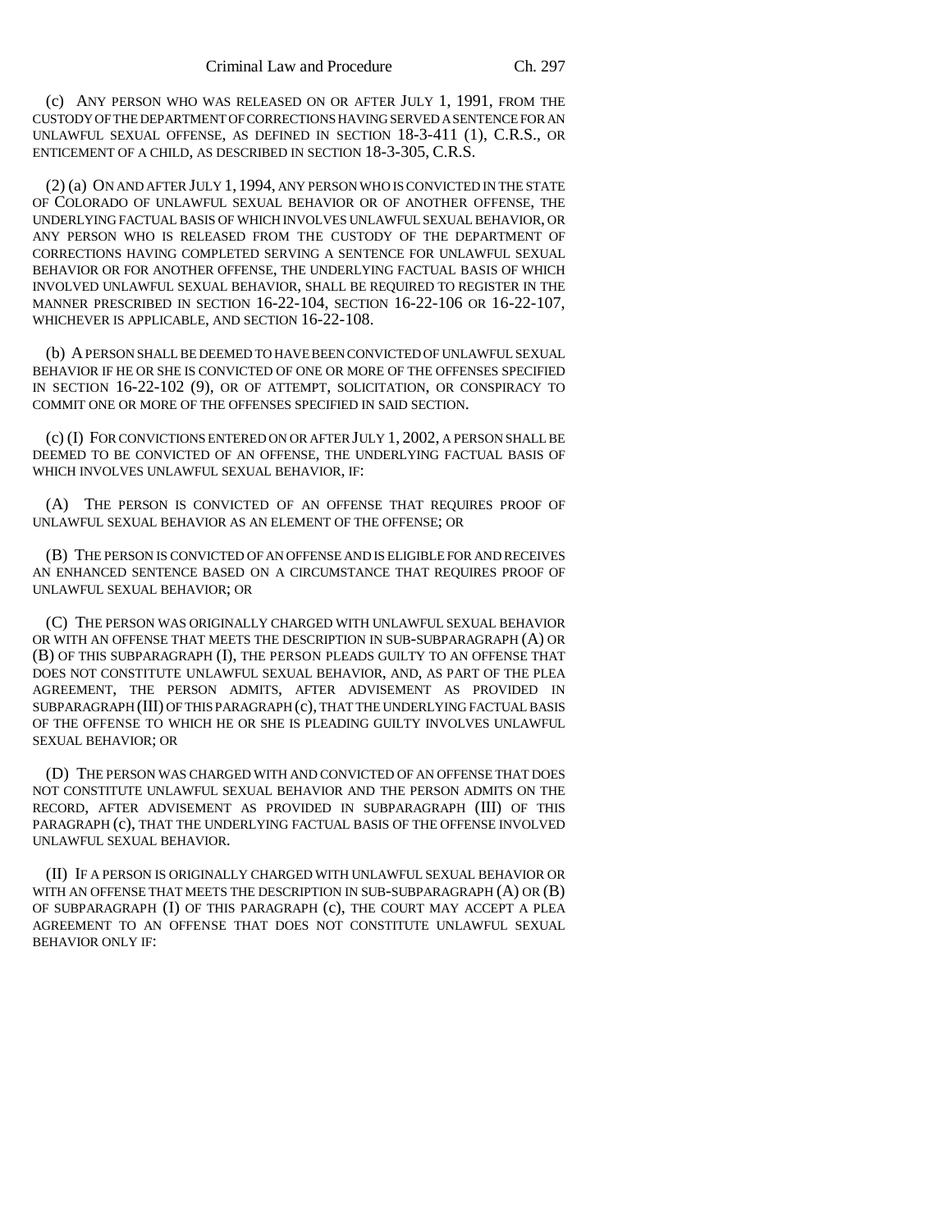(c) ANY PERSON WHO WAS RELEASED ON OR AFTER JULY 1, 1991, FROM THE CUSTODY OF THE DEPARTMENT OF CORRECTIONS HAVING SERVED A SENTENCE FOR AN UNLAWFUL SEXUAL OFFENSE, AS DEFINED IN SECTION 18-3-411 (1), C.R.S., OR ENTICEMENT OF A CHILD, AS DESCRIBED IN SECTION 18-3-305, C.R.S.

(2) (a) ON AND AFTER JULY 1, 1994, ANY PERSON WHO IS CONVICTED IN THE STATE OF COLORADO OF UNLAWFUL SEXUAL BEHAVIOR OR OF ANOTHER OFFENSE, THE UNDERLYING FACTUAL BASIS OF WHICH INVOLVES UNLAWFUL SEXUAL BEHAVIOR, OR ANY PERSON WHO IS RELEASED FROM THE CUSTODY OF THE DEPARTMENT OF CORRECTIONS HAVING COMPLETED SERVING A SENTENCE FOR UNLAWFUL SEXUAL BEHAVIOR OR FOR ANOTHER OFFENSE, THE UNDERLYING FACTUAL BASIS OF WHICH INVOLVED UNLAWFUL SEXUAL BEHAVIOR, SHALL BE REQUIRED TO REGISTER IN THE MANNER PRESCRIBED IN SECTION 16-22-104, SECTION 16-22-106 OR 16-22-107, WHICHEVER IS APPLICABLE, AND SECTION 16-22-108.

(b) A PERSON SHALL BE DEEMED TO HAVE BEEN CONVICTED OF UNLAWFUL SEXUAL BEHAVIOR IF HE OR SHE IS CONVICTED OF ONE OR MORE OF THE OFFENSES SPECIFIED IN SECTION 16-22-102 (9), OR OF ATTEMPT, SOLICITATION, OR CONSPIRACY TO COMMIT ONE OR MORE OF THE OFFENSES SPECIFIED IN SAID SECTION.

(c) (I) FOR CONVICTIONS ENTERED ON OR AFTER JULY 1, 2002, A PERSON SHALL BE DEEMED TO BE CONVICTED OF AN OFFENSE, THE UNDERLYING FACTUAL BASIS OF WHICH INVOLVES UNLAWFUL SEXUAL BEHAVIOR, IF:

(A) THE PERSON IS CONVICTED OF AN OFFENSE THAT REQUIRES PROOF OF UNLAWFUL SEXUAL BEHAVIOR AS AN ELEMENT OF THE OFFENSE; OR

(B) THE PERSON IS CONVICTED OF AN OFFENSE AND IS ELIGIBLE FOR AND RECEIVES AN ENHANCED SENTENCE BASED ON A CIRCUMSTANCE THAT REQUIRES PROOF OF UNLAWFUL SEXUAL BEHAVIOR; OR

(C) THE PERSON WAS ORIGINALLY CHARGED WITH UNLAWFUL SEXUAL BEHAVIOR OR WITH AN OFFENSE THAT MEETS THE DESCRIPTION IN SUB-SUBPARAGRAPH (A) OR (B) OF THIS SUBPARAGRAPH (I), THE PERSON PLEADS GUILTY TO AN OFFENSE THAT DOES NOT CONSTITUTE UNLAWFUL SEXUAL BEHAVIOR, AND, AS PART OF THE PLEA AGREEMENT, THE PERSON ADMITS, AFTER ADVISEMENT AS PROVIDED IN SUBPARAGRAPH (III) OF THIS PARAGRAPH (c), THAT THE UNDERLYING FACTUAL BASIS OF THE OFFENSE TO WHICH HE OR SHE IS PLEADING GUILTY INVOLVES UNLAWFUL SEXUAL BEHAVIOR; OR

(D) THE PERSON WAS CHARGED WITH AND CONVICTED OF AN OFFENSE THAT DOES NOT CONSTITUTE UNLAWFUL SEXUAL BEHAVIOR AND THE PERSON ADMITS ON THE RECORD, AFTER ADVISEMENT AS PROVIDED IN SUBPARAGRAPH (III) OF THIS PARAGRAPH (c), THAT THE UNDERLYING FACTUAL BASIS OF THE OFFENSE INVOLVED UNLAWFUL SEXUAL BEHAVIOR.

(II) IF A PERSON IS ORIGINALLY CHARGED WITH UNLAWFUL SEXUAL BEHAVIOR OR WITH AN OFFENSE THAT MEETS THE DESCRIPTION IN SUB-SUBPARAGRAPH (A) OR (B) OF SUBPARAGRAPH (I) OF THIS PARAGRAPH (c), THE COURT MAY ACCEPT A PLEA AGREEMENT TO AN OFFENSE THAT DOES NOT CONSTITUTE UNLAWFUL SEXUAL BEHAVIOR ONLY IF: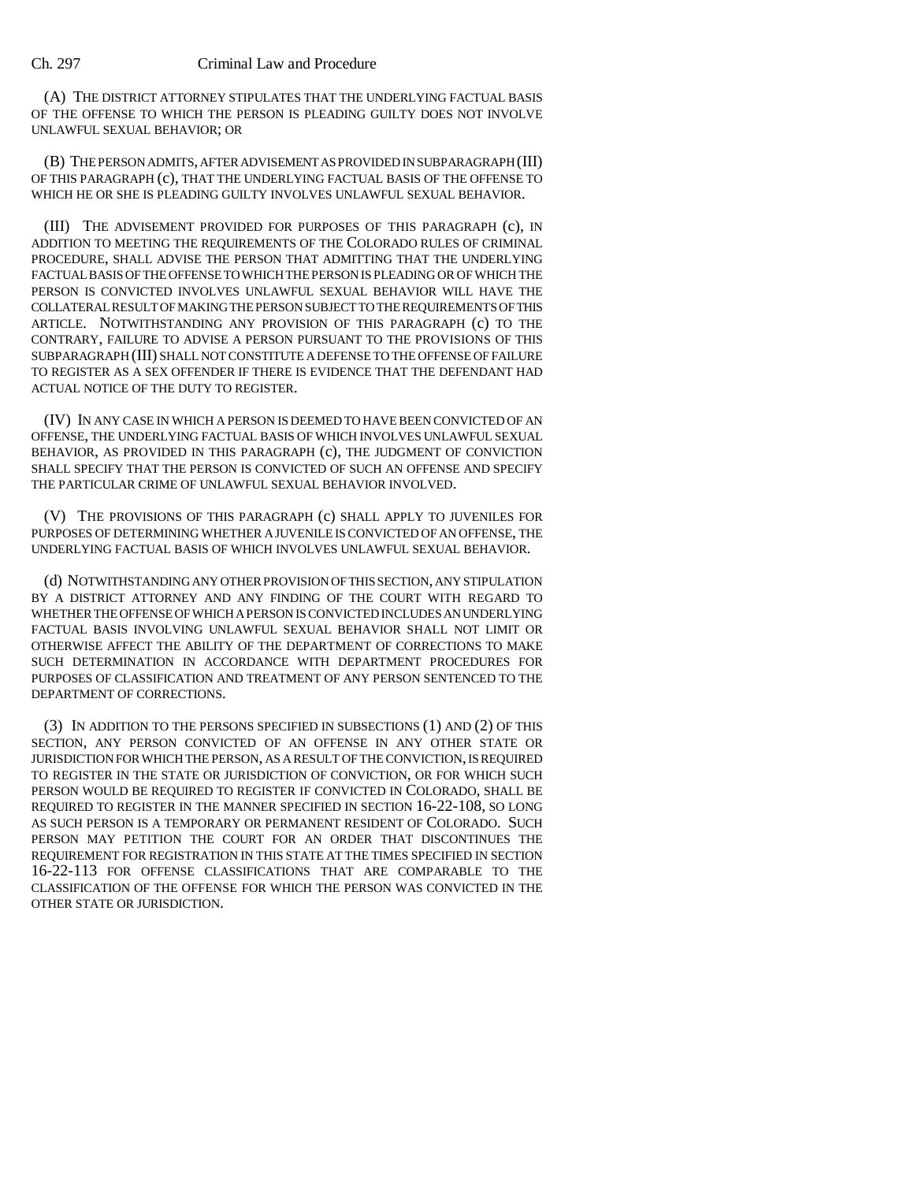(A) THE DISTRICT ATTORNEY STIPULATES THAT THE UNDERLYING FACTUAL BASIS OF THE OFFENSE TO WHICH THE PERSON IS PLEADING GUILTY DOES NOT INVOLVE UNLAWFUL SEXUAL BEHAVIOR; OR

(B) THE PERSON ADMITS, AFTER ADVISEMENT AS PROVIDED IN SUBPARAGRAPH (III) OF THIS PARAGRAPH (c), THAT THE UNDERLYING FACTUAL BASIS OF THE OFFENSE TO WHICH HE OR SHE IS PLEADING GUILTY INVOLVES UNLAWFUL SEXUAL BEHAVIOR.

(III) THE ADVISEMENT PROVIDED FOR PURPOSES OF THIS PARAGRAPH (c), IN ADDITION TO MEETING THE REQUIREMENTS OF THE COLORADO RULES OF CRIMINAL PROCEDURE, SHALL ADVISE THE PERSON THAT ADMITTING THAT THE UNDERLYING FACTUAL BASIS OF THE OFFENSE TO WHICH THE PERSON IS PLEADING OR OF WHICH THE PERSON IS CONVICTED INVOLVES UNLAWFUL SEXUAL BEHAVIOR WILL HAVE THE COLLATERAL RESULT OF MAKING THE PERSON SUBJECT TO THE REQUIREMENTS OF THIS ARTICLE. NOTWITHSTANDING ANY PROVISION OF THIS PARAGRAPH (c) TO THE CONTRARY, FAILURE TO ADVISE A PERSON PURSUANT TO THE PROVISIONS OF THIS SUBPARAGRAPH (III) SHALL NOT CONSTITUTE A DEFENSE TO THE OFFENSE OF FAILURE TO REGISTER AS A SEX OFFENDER IF THERE IS EVIDENCE THAT THE DEFENDANT HAD ACTUAL NOTICE OF THE DUTY TO REGISTER.

(IV) IN ANY CASE IN WHICH A PERSON IS DEEMED TO HAVE BEEN CONVICTED OF AN OFFENSE, THE UNDERLYING FACTUAL BASIS OF WHICH INVOLVES UNLAWFUL SEXUAL BEHAVIOR, AS PROVIDED IN THIS PARAGRAPH (c), THE JUDGMENT OF CONVICTION SHALL SPECIFY THAT THE PERSON IS CONVICTED OF SUCH AN OFFENSE AND SPECIFY THE PARTICULAR CRIME OF UNLAWFUL SEXUAL BEHAVIOR INVOLVED.

(V) THE PROVISIONS OF THIS PARAGRAPH (c) SHALL APPLY TO JUVENILES FOR PURPOSES OF DETERMINING WHETHER A JUVENILE IS CONVICTED OF AN OFFENSE, THE UNDERLYING FACTUAL BASIS OF WHICH INVOLVES UNLAWFUL SEXUAL BEHAVIOR.

(d) NOTWITHSTANDING ANY OTHER PROVISION OF THIS SECTION, ANY STIPULATION BY A DISTRICT ATTORNEY AND ANY FINDING OF THE COURT WITH REGARD TO WHETHER THE OFFENSE OF WHICH A PERSON IS CONVICTED INCLUDES AN UNDERLYING FACTUAL BASIS INVOLVING UNLAWFUL SEXUAL BEHAVIOR SHALL NOT LIMIT OR OTHERWISE AFFECT THE ABILITY OF THE DEPARTMENT OF CORRECTIONS TO MAKE SUCH DETERMINATION IN ACCORDANCE WITH DEPARTMENT PROCEDURES FOR PURPOSES OF CLASSIFICATION AND TREATMENT OF ANY PERSON SENTENCED TO THE DEPARTMENT OF CORRECTIONS.

(3) IN ADDITION TO THE PERSONS SPECIFIED IN SUBSECTIONS (1) AND (2) OF THIS SECTION, ANY PERSON CONVICTED OF AN OFFENSE IN ANY OTHER STATE OR JURISDICTION FOR WHICH THE PERSON, AS A RESULT OF THE CONVICTION, IS REQUIRED TO REGISTER IN THE STATE OR JURISDICTION OF CONVICTION, OR FOR WHICH SUCH PERSON WOULD BE REQUIRED TO REGISTER IF CONVICTED IN COLORADO, SHALL BE REQUIRED TO REGISTER IN THE MANNER SPECIFIED IN SECTION 16-22-108, SO LONG AS SUCH PERSON IS A TEMPORARY OR PERMANENT RESIDENT OF COLORADO. SUCH PERSON MAY PETITION THE COURT FOR AN ORDER THAT DISCONTINUES THE REQUIREMENT FOR REGISTRATION IN THIS STATE AT THE TIMES SPECIFIED IN SECTION 16-22-113 FOR OFFENSE CLASSIFICATIONS THAT ARE COMPARABLE TO THE CLASSIFICATION OF THE OFFENSE FOR WHICH THE PERSON WAS CONVICTED IN THE OTHER STATE OR JURISDICTION.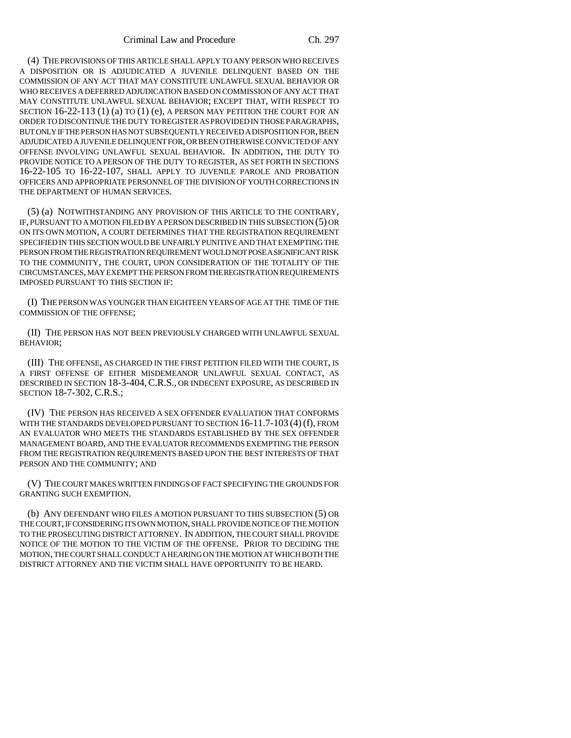(4) THE PROVISIONS OF THIS ARTICLE SHALL APPLY TO ANY PERSON WHO RECEIVES A DISPOSITION OR IS ADJUDICATED A JUVENILE DELINQUENT BASED ON THE COMMISSION OF ANY ACT THAT MAY CONSTITUTE UNLAWFUL SEXUAL BEHAVIOR OR WHO RECEIVES A DEFERRED ADJUDICATION BASED ON COMMISSION OF ANY ACT THAT MAY CONSTITUTE UNLAWFUL SEXUAL BEHAVIOR; EXCEPT THAT, WITH RESPECT TO SECTION 16-22-113 (1) (a) TO (1) (e), A PERSON MAY PETITION THE COURT FOR AN ORDER TO DISCONTINUE THE DUTY TO REGISTER AS PROVIDED IN THOSE PARAGRAPHS, BUT ONLY IF THE PERSON HAS NOT SUBSEQUENTLY RECEIVED A DISPOSITION FOR, BEEN ADJUDICATED A JUVENILE DELINQUENT FOR, OR BEEN OTHERWISE CONVICTED OF ANY OFFENSE INVOLVING UNLAWFUL SEXUAL BEHAVIOR. IN ADDITION, THE DUTY TO PROVIDE NOTICE TO A PERSON OF THE DUTY TO REGISTER, AS SET FORTH IN SECTIONS 16-22-105 TO 16-22-107, SHALL APPLY TO JUVENILE PAROLE AND PROBATION OFFICERS AND APPROPRIATE PERSONNEL OF THE DIVISION OF YOUTH CORRECTIONS IN THE DEPARTMENT OF HUMAN SERVICES.

(5) (a) NOTWITHSTANDING ANY PROVISION OF THIS ARTICLE TO THE CONTRARY, IF, PURSUANT TO A MOTION FILED BY A PERSON DESCRIBED IN THIS SUBSECTION (5) OR ON ITS OWN MOTION, A COURT DETERMINES THAT THE REGISTRATION REQUIREMENT SPECIFIED IN THIS SECTION WOULD BE UNFAIRLY PUNITIVE AND THAT EXEMPTING THE PERSON FROM THE REGISTRATION REQUIREMENT WOULD NOT POSE A SIGNIFICANT RISK TO THE COMMUNITY, THE COURT, UPON CONSIDERATION OF THE TOTALITY OF THE CIRCUMSTANCES, MAY EXEMPT THE PERSON FROM THE REGISTRATION REQUIREMENTS IMPOSED PURSUANT TO THIS SECTION IF:

(I) THE PERSON WAS YOUNGER THAN EIGHTEEN YEARS OF AGE AT THE TIME OF THE COMMISSION OF THE OFFENSE;

(II) THE PERSON HAS NOT BEEN PREVIOUSLY CHARGED WITH UNLAWFUL SEXUAL BEHAVIOR;

(III) THE OFFENSE, AS CHARGED IN THE FIRST PETITION FILED WITH THE COURT, IS A FIRST OFFENSE OF EITHER MISDEMEANOR UNLAWFUL SEXUAL CONTACT, AS DESCRIBED IN SECTION 18-3-404, C.R.S., OR INDECENT EXPOSURE, AS DESCRIBED IN SECTION 18-7-302, C.R.S.;

(IV) THE PERSON HAS RECEIVED A SEX OFFENDER EVALUATION THAT CONFORMS WITH THE STANDARDS DEVELOPED PURSUANT TO SECTION 16-11.7-103 (4) (f), FROM AN EVALUATOR WHO MEETS THE STANDARDS ESTABLISHED BY THE SEX OFFENDER MANAGEMENT BOARD, AND THE EVALUATOR RECOMMENDS EXEMPTING THE PERSON FROM THE REGISTRATION REQUIREMENTS BASED UPON THE BEST INTERESTS OF THAT PERSON AND THE COMMUNITY; AND

(V) THE COURT MAKES WRITTEN FINDINGS OF FACT SPECIFYING THE GROUNDS FOR GRANTING SUCH EXEMPTION.

(b) ANY DEFENDANT WHO FILES A MOTION PURSUANT TO THIS SUBSECTION (5) OR THE COURT, IF CONSIDERING ITS OWN MOTION, SHALL PROVIDE NOTICE OF THE MOTION TO THE PROSECUTING DISTRICT ATTORNEY. IN ADDITION, THE COURT SHALL PROVIDE NOTICE OF THE MOTION TO THE VICTIM OF THE OFFENSE. PRIOR TO DECIDING THE MOTION, THE COURT SHALL CONDUCT A HEARING ON THE MOTION AT WHICH BOTH THE DISTRICT ATTORNEY AND THE VICTIM SHALL HAVE OPPORTUNITY TO BE HEARD.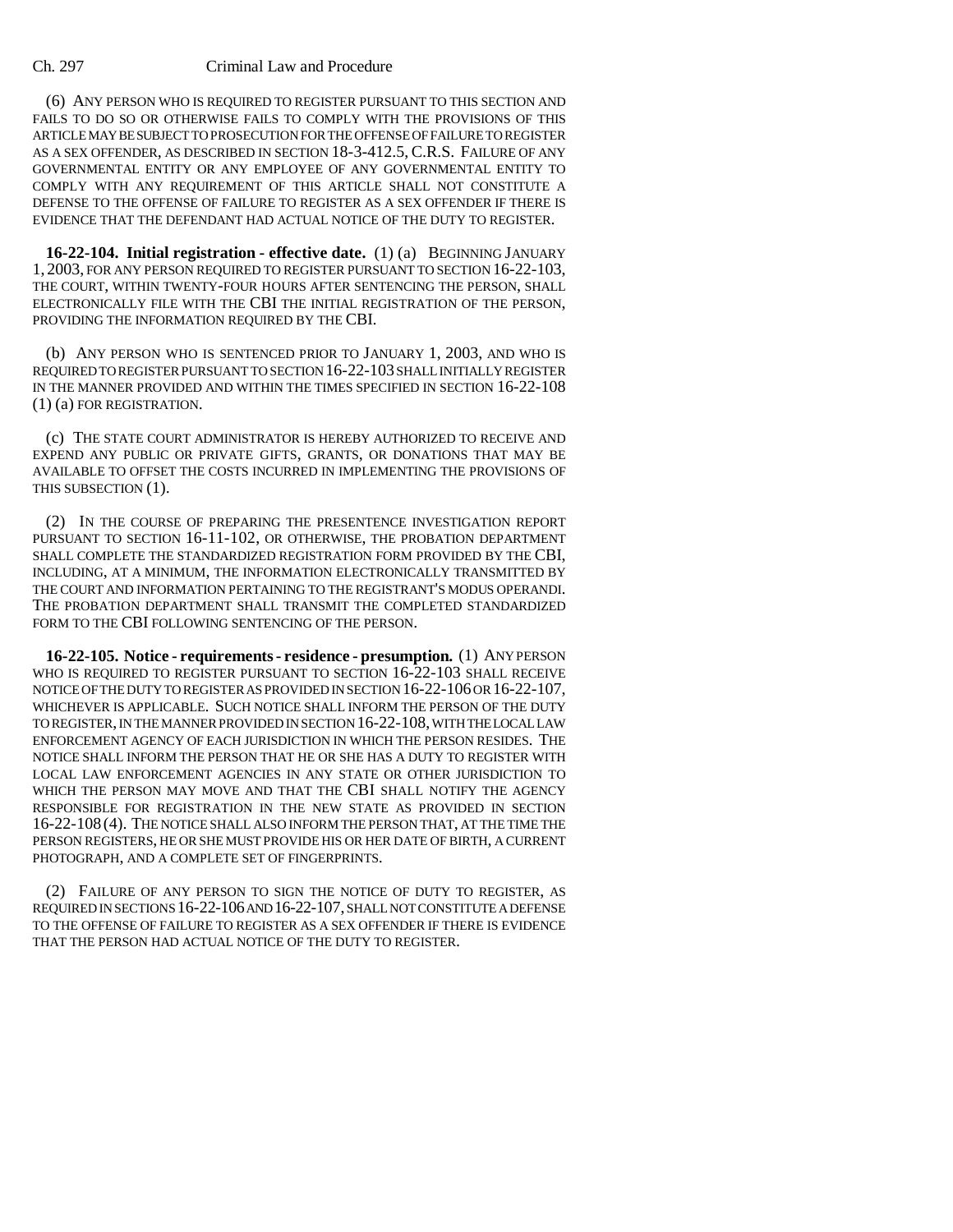(6) ANY PERSON WHO IS REQUIRED TO REGISTER PURSUANT TO THIS SECTION AND FAILS TO DO SO OR OTHERWISE FAILS TO COMPLY WITH THE PROVISIONS OF THIS ARTICLE MAY BE SUBJECT TO PROSECUTION FOR THE OFFENSE OF FAILURE TO REGISTER AS A SEX OFFENDER, AS DESCRIBED IN SECTION 18-3-412.5, C.R.S. FAILURE OF ANY GOVERNMENTAL ENTITY OR ANY EMPLOYEE OF ANY GOVERNMENTAL ENTITY TO COMPLY WITH ANY REQUIREMENT OF THIS ARTICLE SHALL NOT CONSTITUTE A DEFENSE TO THE OFFENSE OF FAILURE TO REGISTER AS A SEX OFFENDER IF THERE IS EVIDENCE THAT THE DEFENDANT HAD ACTUAL NOTICE OF THE DUTY TO REGISTER.

**16-22-104. Initial registration - effective date.** (1) (a) BEGINNING JANUARY 1, 2003, FOR ANY PERSON REQUIRED TO REGISTER PURSUANT TO SECTION 16-22-103, THE COURT, WITHIN TWENTY-FOUR HOURS AFTER SENTENCING THE PERSON, SHALL ELECTRONICALLY FILE WITH THE CBI THE INITIAL REGISTRATION OF THE PERSON, PROVIDING THE INFORMATION REQUIRED BY THE CBI.

(b) ANY PERSON WHO IS SENTENCED PRIOR TO JANUARY 1, 2003, AND WHO IS REQUIRED TO REGISTER PURSUANT TO SECTION 16-22-103 SHALL INITIALLY REGISTER IN THE MANNER PROVIDED AND WITHIN THE TIMES SPECIFIED IN SECTION 16-22-108 (1) (a) FOR REGISTRATION.

(c) THE STATE COURT ADMINISTRATOR IS HEREBY AUTHORIZED TO RECEIVE AND EXPEND ANY PUBLIC OR PRIVATE GIFTS, GRANTS, OR DONATIONS THAT MAY BE AVAILABLE TO OFFSET THE COSTS INCURRED IN IMPLEMENTING THE PROVISIONS OF THIS SUBSECTION (1).

(2) IN THE COURSE OF PREPARING THE PRESENTENCE INVESTIGATION REPORT PURSUANT TO SECTION 16-11-102, OR OTHERWISE, THE PROBATION DEPARTMENT SHALL COMPLETE THE STANDARDIZED REGISTRATION FORM PROVIDED BY THE CBI, INCLUDING, AT A MINIMUM, THE INFORMATION ELECTRONICALLY TRANSMITTED BY THE COURT AND INFORMATION PERTAINING TO THE REGISTRANT'S MODUS OPERANDI. THE PROBATION DEPARTMENT SHALL TRANSMIT THE COMPLETED STANDARDIZED FORM TO THE CBI FOLLOWING SENTENCING OF THE PERSON.

**16-22-105. Notice - requirements - residence - presumption.** (1) ANY PERSON WHO IS REQUIRED TO REGISTER PURSUANT TO SECTION 16-22-103 SHALL RECEIVE NOTICE OF THE DUTY TO REGISTER AS PROVIDED IN SECTION 16-22-106 OR 16-22-107, WHICHEVER IS APPLICABLE. SUCH NOTICE SHALL INFORM THE PERSON OF THE DUTY TO REGISTER, IN THE MANNER PROVIDED IN SECTION 16-22-108, WITH THE LOCAL LAW ENFORCEMENT AGENCY OF EACH JURISDICTION IN WHICH THE PERSON RESIDES. THE NOTICE SHALL INFORM THE PERSON THAT HE OR SHE HAS A DUTY TO REGISTER WITH LOCAL LAW ENFORCEMENT AGENCIES IN ANY STATE OR OTHER JURISDICTION TO WHICH THE PERSON MAY MOVE AND THAT THE CBI SHALL NOTIFY THE AGENCY RESPONSIBLE FOR REGISTRATION IN THE NEW STATE AS PROVIDED IN SECTION 16-22-108 (4). THE NOTICE SHALL ALSO INFORM THE PERSON THAT, AT THE TIME THE PERSON REGISTERS, HE OR SHE MUST PROVIDE HIS OR HER DATE OF BIRTH, A CURRENT PHOTOGRAPH, AND A COMPLETE SET OF FINGERPRINTS.

(2) FAILURE OF ANY PERSON TO SIGN THE NOTICE OF DUTY TO REGISTER, AS REQUIRED IN SECTIONS 16-22-106 AND 16-22-107, SHALL NOT CONSTITUTE A DEFENSE TO THE OFFENSE OF FAILURE TO REGISTER AS A SEX OFFENDER IF THERE IS EVIDENCE THAT THE PERSON HAD ACTUAL NOTICE OF THE DUTY TO REGISTER.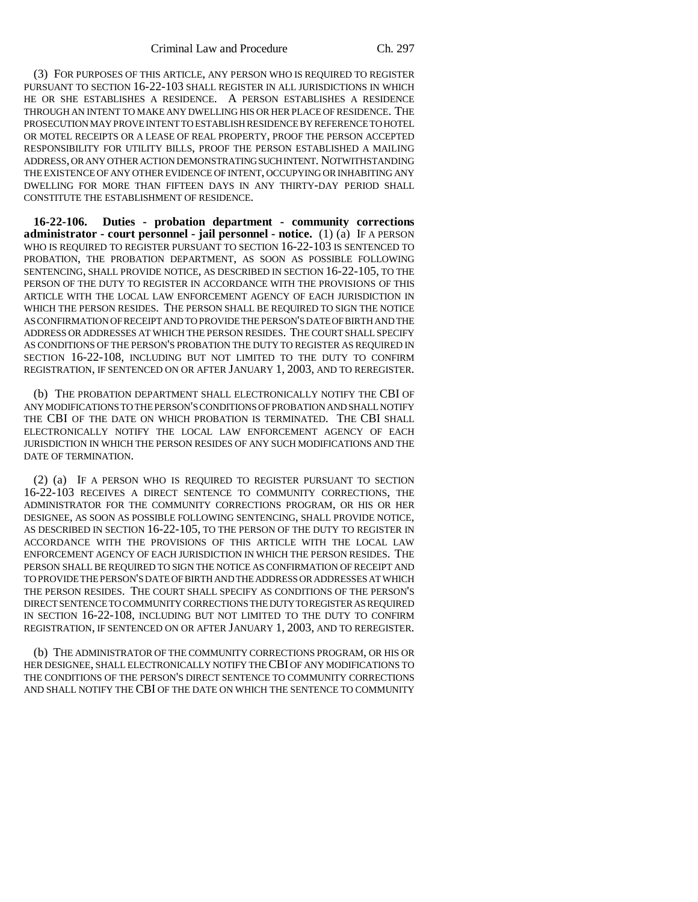(3) FOR PURPOSES OF THIS ARTICLE, ANY PERSON WHO IS REQUIRED TO REGISTER PURSUANT TO SECTION 16-22-103 SHALL REGISTER IN ALL JURISDICTIONS IN WHICH HE OR SHE ESTABLISHES A RESIDENCE. A PERSON ESTABLISHES A RESIDENCE THROUGH AN INTENT TO MAKE ANY DWELLING HIS OR HER PLACE OF RESIDENCE. THE PROSECUTION MAY PROVE INTENT TO ESTABLISH RESIDENCE BY REFERENCE TO HOTEL OR MOTEL RECEIPTS OR A LEASE OF REAL PROPERTY, PROOF THE PERSON ACCEPTED RESPONSIBILITY FOR UTILITY BILLS, PROOF THE PERSON ESTABLISHED A MAILING ADDRESS, OR ANY OTHER ACTION DEMONSTRATING SUCH INTENT. NOTWITHSTANDING THE EXISTENCE OF ANY OTHER EVIDENCE OF INTENT, OCCUPYING OR INHABITING ANY DWELLING FOR MORE THAN FIFTEEN DAYS IN ANY THIRTY-DAY PERIOD SHALL CONSTITUTE THE ESTABLISHMENT OF RESIDENCE.

**16-22-106. Duties - probation department - community corrections administrator - court personnel - jail personnel - notice.** (1) (a) IF A PERSON WHO IS REQUIRED TO REGISTER PURSUANT TO SECTION 16-22-103 IS SENTENCED TO PROBATION, THE PROBATION DEPARTMENT, AS SOON AS POSSIBLE FOLLOWING SENTENCING, SHALL PROVIDE NOTICE, AS DESCRIBED IN SECTION 16-22-105, TO THE PERSON OF THE DUTY TO REGISTER IN ACCORDANCE WITH THE PROVISIONS OF THIS ARTICLE WITH THE LOCAL LAW ENFORCEMENT AGENCY OF EACH JURISDICTION IN WHICH THE PERSON RESIDES. THE PERSON SHALL BE REQUIRED TO SIGN THE NOTICE AS CONFIRMATION OF RECEIPT AND TO PROVIDE THE PERSON'S DATE OF BIRTH AND THE ADDRESS OR ADDRESSES AT WHICH THE PERSON RESIDES. THE COURT SHALL SPECIFY AS CONDITIONS OF THE PERSON'S PROBATION THE DUTY TO REGISTER AS REQUIRED IN SECTION 16-22-108, INCLUDING BUT NOT LIMITED TO THE DUTY TO CONFIRM REGISTRATION, IF SENTENCED ON OR AFTER JANUARY 1, 2003, AND TO REREGISTER.

(b) THE PROBATION DEPARTMENT SHALL ELECTRONICALLY NOTIFY THE CBI OF ANY MODIFICATIONS TO THE PERSON'S CONDITIONS OF PROBATION AND SHALL NOTIFY THE CBI OF THE DATE ON WHICH PROBATION IS TERMINATED. THE CBI SHALL ELECTRONICALLY NOTIFY THE LOCAL LAW ENFORCEMENT AGENCY OF EACH JURISDICTION IN WHICH THE PERSON RESIDES OF ANY SUCH MODIFICATIONS AND THE DATE OF TERMINATION.

(2) (a) IF A PERSON WHO IS REQUIRED TO REGISTER PURSUANT TO SECTION 16-22-103 RECEIVES A DIRECT SENTENCE TO COMMUNITY CORRECTIONS, THE ADMINISTRATOR FOR THE COMMUNITY CORRECTIONS PROGRAM, OR HIS OR HER DESIGNEE, AS SOON AS POSSIBLE FOLLOWING SENTENCING, SHALL PROVIDE NOTICE, AS DESCRIBED IN SECTION 16-22-105, TO THE PERSON OF THE DUTY TO REGISTER IN ACCORDANCE WITH THE PROVISIONS OF THIS ARTICLE WITH THE LOCAL LAW ENFORCEMENT AGENCY OF EACH JURISDICTION IN WHICH THE PERSON RESIDES. THE PERSON SHALL BE REQUIRED TO SIGN THE NOTICE AS CONFIRMATION OF RECEIPT AND TO PROVIDE THE PERSON'S DATE OF BIRTH AND THE ADDRESS OR ADDRESSES AT WHICH THE PERSON RESIDES. THE COURT SHALL SPECIFY AS CONDITIONS OF THE PERSON'S DIRECT SENTENCE TO COMMUNITY CORRECTIONS THE DUTY TO REGISTER AS REQUIRED IN SECTION 16-22-108, INCLUDING BUT NOT LIMITED TO THE DUTY TO CONFIRM REGISTRATION, IF SENTENCED ON OR AFTER JANUARY 1, 2003, AND TO REREGISTER.

(b) THE ADMINISTRATOR OF THE COMMUNITY CORRECTIONS PROGRAM, OR HIS OR HER DESIGNEE, SHALL ELECTRONICALLY NOTIFY THE CBI OF ANY MODIFICATIONS TO THE CONDITIONS OF THE PERSON'S DIRECT SENTENCE TO COMMUNITY CORRECTIONS AND SHALL NOTIFY THE CBI OF THE DATE ON WHICH THE SENTENCE TO COMMUNITY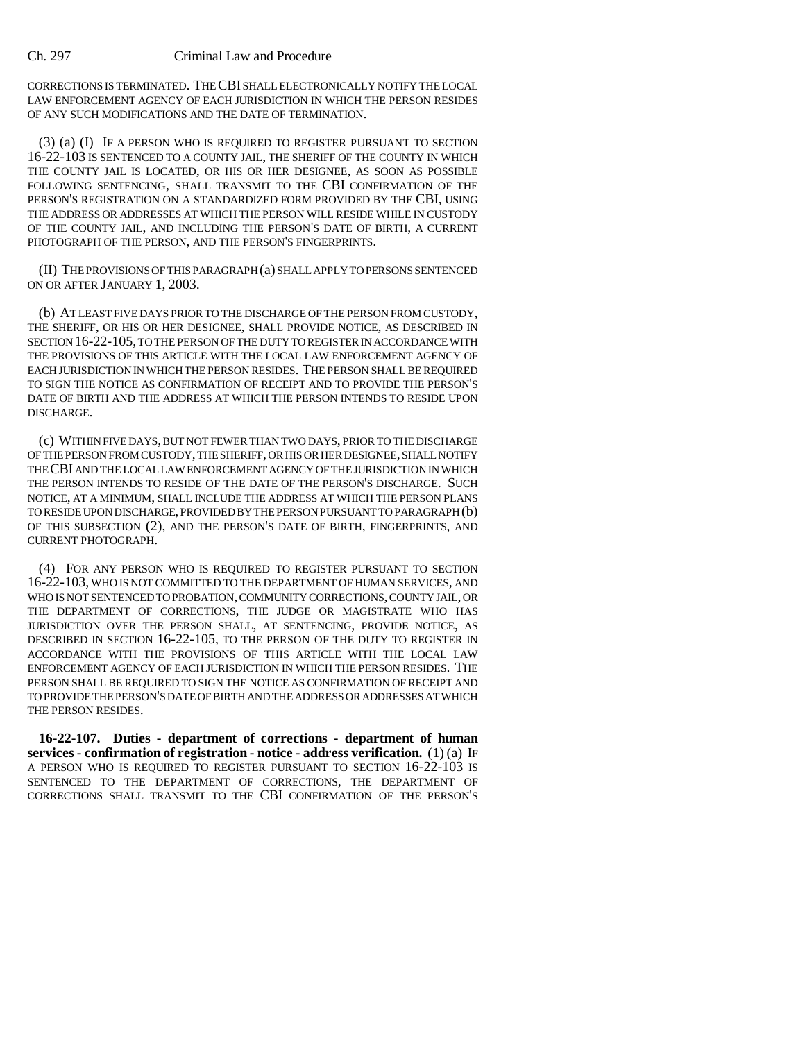CORRECTIONS IS TERMINATED. THE CBI SHALL ELECTRONICALLY NOTIFY THE LOCAL LAW ENFORCEMENT AGENCY OF EACH JURISDICTION IN WHICH THE PERSON RESIDES OF ANY SUCH MODIFICATIONS AND THE DATE OF TERMINATION.

(3) (a) (I) IF A PERSON WHO IS REQUIRED TO REGISTER PURSUANT TO SECTION 16-22-103 IS SENTENCED TO A COUNTY JAIL, THE SHERIFF OF THE COUNTY IN WHICH THE COUNTY JAIL IS LOCATED, OR HIS OR HER DESIGNEE, AS SOON AS POSSIBLE FOLLOWING SENTENCING, SHALL TRANSMIT TO THE CBI CONFIRMATION OF THE PERSON'S REGISTRATION ON A STANDARDIZED FORM PROVIDED BY THE CBI, USING THE ADDRESS OR ADDRESSES AT WHICH THE PERSON WILL RESIDE WHILE IN CUSTODY OF THE COUNTY JAIL, AND INCLUDING THE PERSON'S DATE OF BIRTH, A CURRENT PHOTOGRAPH OF THE PERSON, AND THE PERSON'S FINGERPRINTS.

(II) THE PROVISIONS OF THIS PARAGRAPH (a) SHALL APPLY TO PERSONS SENTENCED ON OR AFTER JANUARY 1, 2003.

(b) AT LEAST FIVE DAYS PRIOR TO THE DISCHARGE OF THE PERSON FROM CUSTODY, THE SHERIFF, OR HIS OR HER DESIGNEE, SHALL PROVIDE NOTICE, AS DESCRIBED IN SECTION 16-22-105, TO THE PERSON OF THE DUTY TO REGISTER IN ACCORDANCE WITH THE PROVISIONS OF THIS ARTICLE WITH THE LOCAL LAW ENFORCEMENT AGENCY OF EACH JURISDICTION IN WHICH THE PERSON RESIDES. THE PERSON SHALL BE REQUIRED TO SIGN THE NOTICE AS CONFIRMATION OF RECEIPT AND TO PROVIDE THE PERSON'S DATE OF BIRTH AND THE ADDRESS AT WHICH THE PERSON INTENDS TO RESIDE UPON DISCHARGE.

(c) WITHIN FIVE DAYS, BUT NOT FEWER THAN TWO DAYS, PRIOR TO THE DISCHARGE OF THE PERSON FROM CUSTODY, THE SHERIFF, OR HIS OR HER DESIGNEE, SHALL NOTIFY THE CBI AND THE LOCAL LAW ENFORCEMENT AGENCY OF THE JURISDICTION IN WHICH THE PERSON INTENDS TO RESIDE OF THE DATE OF THE PERSON'S DISCHARGE. SUCH NOTICE, AT A MINIMUM, SHALL INCLUDE THE ADDRESS AT WHICH THE PERSON PLANS TO RESIDE UPON DISCHARGE, PROVIDED BY THE PERSON PURSUANT TO PARAGRAPH (b) OF THIS SUBSECTION (2), AND THE PERSON'S DATE OF BIRTH, FINGERPRINTS, AND CURRENT PHOTOGRAPH.

(4) FOR ANY PERSON WHO IS REQUIRED TO REGISTER PURSUANT TO SECTION 16-22-103, WHO IS NOT COMMITTED TO THE DEPARTMENT OF HUMAN SERVICES, AND WHO IS NOT SENTENCED TO PROBATION, COMMUNITY CORRECTIONS, COUNTY JAIL, OR THE DEPARTMENT OF CORRECTIONS, THE JUDGE OR MAGISTRATE WHO HAS JURISDICTION OVER THE PERSON SHALL, AT SENTENCING, PROVIDE NOTICE, AS DESCRIBED IN SECTION 16-22-105, TO THE PERSON OF THE DUTY TO REGISTER IN ACCORDANCE WITH THE PROVISIONS OF THIS ARTICLE WITH THE LOCAL LAW ENFORCEMENT AGENCY OF EACH JURISDICTION IN WHICH THE PERSON RESIDES. THE PERSON SHALL BE REQUIRED TO SIGN THE NOTICE AS CONFIRMATION OF RECEIPT AND TO PROVIDE THE PERSON'S DATE OF BIRTH AND THE ADDRESS OR ADDRESSES AT WHICH THE PERSON RESIDES.

**16-22-107. Duties - department of corrections - department of human services - confirmation of registration - notice - address verification.** (1) (a) IF A PERSON WHO IS REQUIRED TO REGISTER PURSUANT TO SECTION 16-22-103 IS SENTENCED TO THE DEPARTMENT OF CORRECTIONS, THE DEPARTMENT OF CORRECTIONS SHALL TRANSMIT TO THE CBI CONFIRMATION OF THE PERSON'S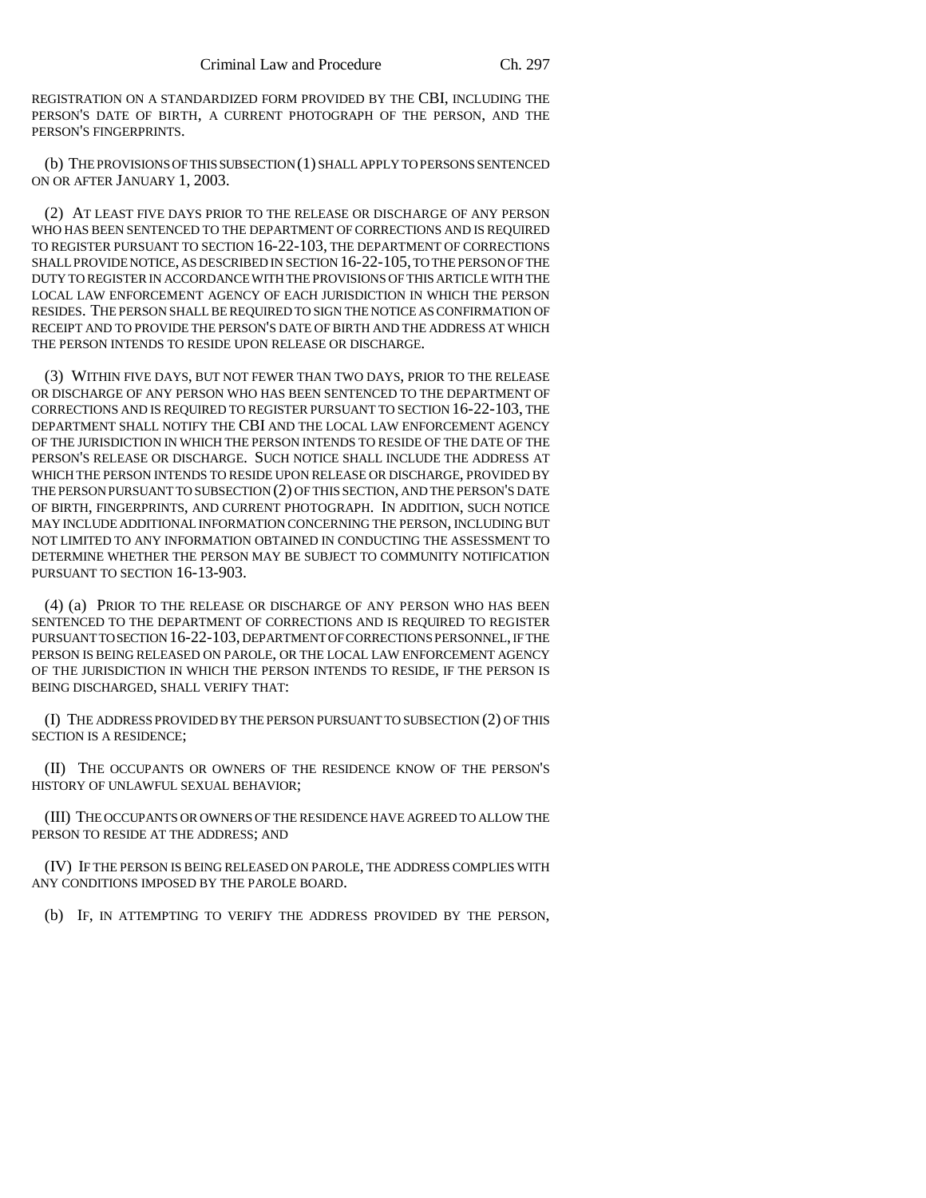REGISTRATION ON A STANDARDIZED FORM PROVIDED BY THE CBI, INCLUDING THE PERSON'S DATE OF BIRTH, A CURRENT PHOTOGRAPH OF THE PERSON, AND THE PERSON'S FINGERPRINTS.

(b) THE PROVISIONS OF THIS SUBSECTION (1) SHALL APPLY TO PERSONS SENTENCED ON OR AFTER JANUARY 1, 2003.

(2) AT LEAST FIVE DAYS PRIOR TO THE RELEASE OR DISCHARGE OF ANY PERSON WHO HAS BEEN SENTENCED TO THE DEPARTMENT OF CORRECTIONS AND IS REQUIRED TO REGISTER PURSUANT TO SECTION 16-22-103, THE DEPARTMENT OF CORRECTIONS SHALL PROVIDE NOTICE, AS DESCRIBED IN SECTION 16-22-105, TO THE PERSON OF THE DUTY TO REGISTER IN ACCORDANCE WITH THE PROVISIONS OF THIS ARTICLE WITH THE LOCAL LAW ENFORCEMENT AGENCY OF EACH JURISDICTION IN WHICH THE PERSON RESIDES. THE PERSON SHALL BE REQUIRED TO SIGN THE NOTICE AS CONFIRMATION OF RECEIPT AND TO PROVIDE THE PERSON'S DATE OF BIRTH AND THE ADDRESS AT WHICH THE PERSON INTENDS TO RESIDE UPON RELEASE OR DISCHARGE.

(3) WITHIN FIVE DAYS, BUT NOT FEWER THAN TWO DAYS, PRIOR TO THE RELEASE OR DISCHARGE OF ANY PERSON WHO HAS BEEN SENTENCED TO THE DEPARTMENT OF CORRECTIONS AND IS REQUIRED TO REGISTER PURSUANT TO SECTION 16-22-103, THE DEPARTMENT SHALL NOTIFY THE CBI AND THE LOCAL LAW ENFORCEMENT AGENCY OF THE JURISDICTION IN WHICH THE PERSON INTENDS TO RESIDE OF THE DATE OF THE PERSON'S RELEASE OR DISCHARGE. SUCH NOTICE SHALL INCLUDE THE ADDRESS AT WHICH THE PERSON INTENDS TO RESIDE UPON RELEASE OR DISCHARGE, PROVIDED BY THE PERSON PURSUANT TO SUBSECTION (2) OF THIS SECTION, AND THE PERSON'S DATE OF BIRTH, FINGERPRINTS, AND CURRENT PHOTOGRAPH. IN ADDITION, SUCH NOTICE MAY INCLUDE ADDITIONAL INFORMATION CONCERNING THE PERSON, INCLUDING BUT NOT LIMITED TO ANY INFORMATION OBTAINED IN CONDUCTING THE ASSESSMENT TO DETERMINE WHETHER THE PERSON MAY BE SUBJECT TO COMMUNITY NOTIFICATION PURSUANT TO SECTION 16-13-903.

(4) (a) PRIOR TO THE RELEASE OR DISCHARGE OF ANY PERSON WHO HAS BEEN SENTENCED TO THE DEPARTMENT OF CORRECTIONS AND IS REQUIRED TO REGISTER PURSUANT TO SECTION 16-22-103, DEPARTMENT OF CORRECTIONS PERSONNEL, IF THE PERSON IS BEING RELEASED ON PAROLE, OR THE LOCAL LAW ENFORCEMENT AGENCY OF THE JURISDICTION IN WHICH THE PERSON INTENDS TO RESIDE, IF THE PERSON IS BEING DISCHARGED, SHALL VERIFY THAT:

(I) THE ADDRESS PROVIDED BY THE PERSON PURSUANT TO SUBSECTION (2) OF THIS SECTION IS A RESIDENCE;

(II) THE OCCUPANTS OR OWNERS OF THE RESIDENCE KNOW OF THE PERSON'S HISTORY OF UNLAWFUL SEXUAL BEHAVIOR;

(III) THE OCCUPANTS OR OWNERS OF THE RESIDENCE HAVE AGREED TO ALLOW THE PERSON TO RESIDE AT THE ADDRESS; AND

(IV) IF THE PERSON IS BEING RELEASED ON PAROLE, THE ADDRESS COMPLIES WITH ANY CONDITIONS IMPOSED BY THE PAROLE BOARD.

(b) IF, IN ATTEMPTING TO VERIFY THE ADDRESS PROVIDED BY THE PERSON,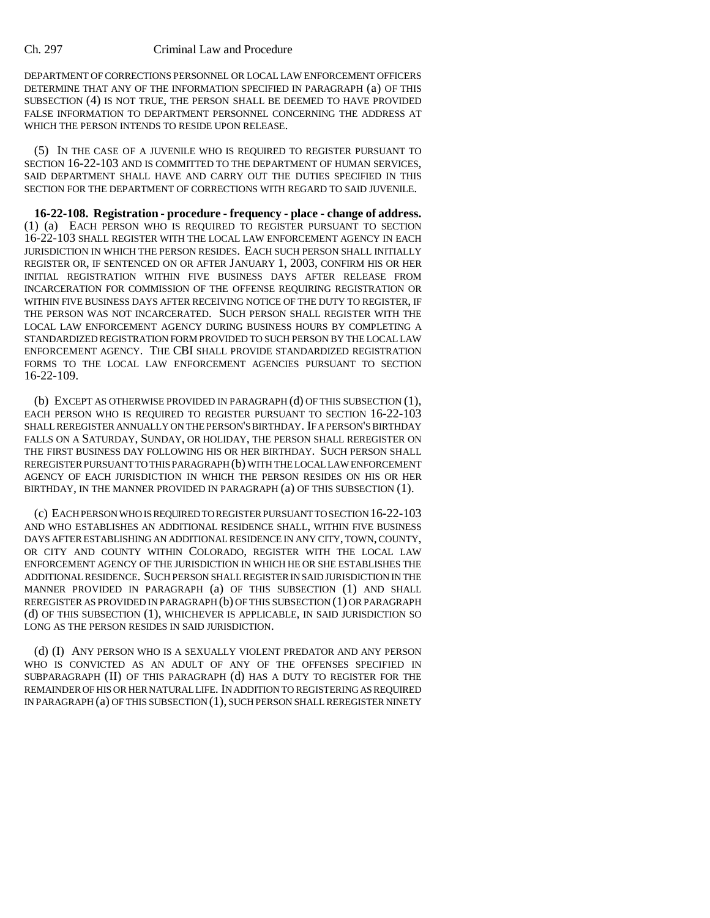DEPARTMENT OF CORRECTIONS PERSONNEL OR LOCAL LAW ENFORCEMENT OFFICERS DETERMINE THAT ANY OF THE INFORMATION SPECIFIED IN PARAGRAPH (a) OF THIS SUBSECTION (4) IS NOT TRUE, THE PERSON SHALL BE DEEMED TO HAVE PROVIDED FALSE INFORMATION TO DEPARTMENT PERSONNEL CONCERNING THE ADDRESS AT WHICH THE PERSON INTENDS TO RESIDE UPON RELEASE.

(5) IN THE CASE OF A JUVENILE WHO IS REQUIRED TO REGISTER PURSUANT TO SECTION 16-22-103 AND IS COMMITTED TO THE DEPARTMENT OF HUMAN SERVICES, SAID DEPARTMENT SHALL HAVE AND CARRY OUT THE DUTIES SPECIFIED IN THIS SECTION FOR THE DEPARTMENT OF CORRECTIONS WITH REGARD TO SAID JUVENILE.

**16-22-108. Registration - procedure - frequency - place - change of address.** (1) (a) EACH PERSON WHO IS REQUIRED TO REGISTER PURSUANT TO SECTION 16-22-103 SHALL REGISTER WITH THE LOCAL LAW ENFORCEMENT AGENCY IN EACH JURISDICTION IN WHICH THE PERSON RESIDES. EACH SUCH PERSON SHALL INITIALLY REGISTER OR, IF SENTENCED ON OR AFTER JANUARY 1, 2003, CONFIRM HIS OR HER INITIAL REGISTRATION WITHIN FIVE BUSINESS DAYS AFTER RELEASE FROM INCARCERATION FOR COMMISSION OF THE OFFENSE REQUIRING REGISTRATION OR WITHIN FIVE BUSINESS DAYS AFTER RECEIVING NOTICE OF THE DUTY TO REGISTER, IF THE PERSON WAS NOT INCARCERATED. SUCH PERSON SHALL REGISTER WITH THE LOCAL LAW ENFORCEMENT AGENCY DURING BUSINESS HOURS BY COMPLETING A STANDARDIZED REGISTRATION FORM PROVIDED TO SUCH PERSON BY THE LOCAL LAW ENFORCEMENT AGENCY. THE CBI SHALL PROVIDE STANDARDIZED REGISTRATION FORMS TO THE LOCAL LAW ENFORCEMENT AGENCIES PURSUANT TO SECTION 16-22-109.

(b) EXCEPT AS OTHERWISE PROVIDED IN PARAGRAPH (d) OF THIS SUBSECTION (1), EACH PERSON WHO IS REQUIRED TO REGISTER PURSUANT TO SECTION 16-22-103 SHALL REREGISTER ANNUALLY ON THE PERSON'S BIRTHDAY. IF A PERSON'S BIRTHDAY FALLS ON A SATURDAY, SUNDAY, OR HOLIDAY, THE PERSON SHALL REREGISTER ON THE FIRST BUSINESS DAY FOLLOWING HIS OR HER BIRTHDAY. SUCH PERSON SHALL REREGISTER PURSUANT TO THIS PARAGRAPH (b) WITH THE LOCAL LAW ENFORCEMENT AGENCY OF EACH JURISDICTION IN WHICH THE PERSON RESIDES ON HIS OR HER BIRTHDAY, IN THE MANNER PROVIDED IN PARAGRAPH (a) OF THIS SUBSECTION (1).

(c) EACH PERSON WHO IS REQUIRED TO REGISTER PURSUANT TO SECTION 16-22-103 AND WHO ESTABLISHES AN ADDITIONAL RESIDENCE SHALL, WITHIN FIVE BUSINESS DAYS AFTER ESTABLISHING AN ADDITIONAL RESIDENCE IN ANY CITY, TOWN, COUNTY, OR CITY AND COUNTY WITHIN COLORADO, REGISTER WITH THE LOCAL LAW ENFORCEMENT AGENCY OF THE JURISDICTION IN WHICH HE OR SHE ESTABLISHES THE ADDITIONAL RESIDENCE. SUCH PERSON SHALL REGISTER IN SAID JURISDICTION IN THE MANNER PROVIDED IN PARAGRAPH (a) OF THIS SUBSECTION (1) AND SHALL REREGISTER AS PROVIDED IN PARAGRAPH (b) OF THIS SUBSECTION (1) OR PARAGRAPH (d) OF THIS SUBSECTION (1), WHICHEVER IS APPLICABLE, IN SAID JURISDICTION SO LONG AS THE PERSON RESIDES IN SAID JURISDICTION.

(d) (I) ANY PERSON WHO IS A SEXUALLY VIOLENT PREDATOR AND ANY PERSON WHO IS CONVICTED AS AN ADULT OF ANY OF THE OFFENSES SPECIFIED IN SUBPARAGRAPH (II) OF THIS PARAGRAPH (d) HAS A DUTY TO REGISTER FOR THE REMAINDER OF HIS OR HER NATURAL LIFE. IN ADDITION TO REGISTERING AS REQUIRED IN PARAGRAPH (a) OF THIS SUBSECTION (1), SUCH PERSON SHALL REREGISTER NINETY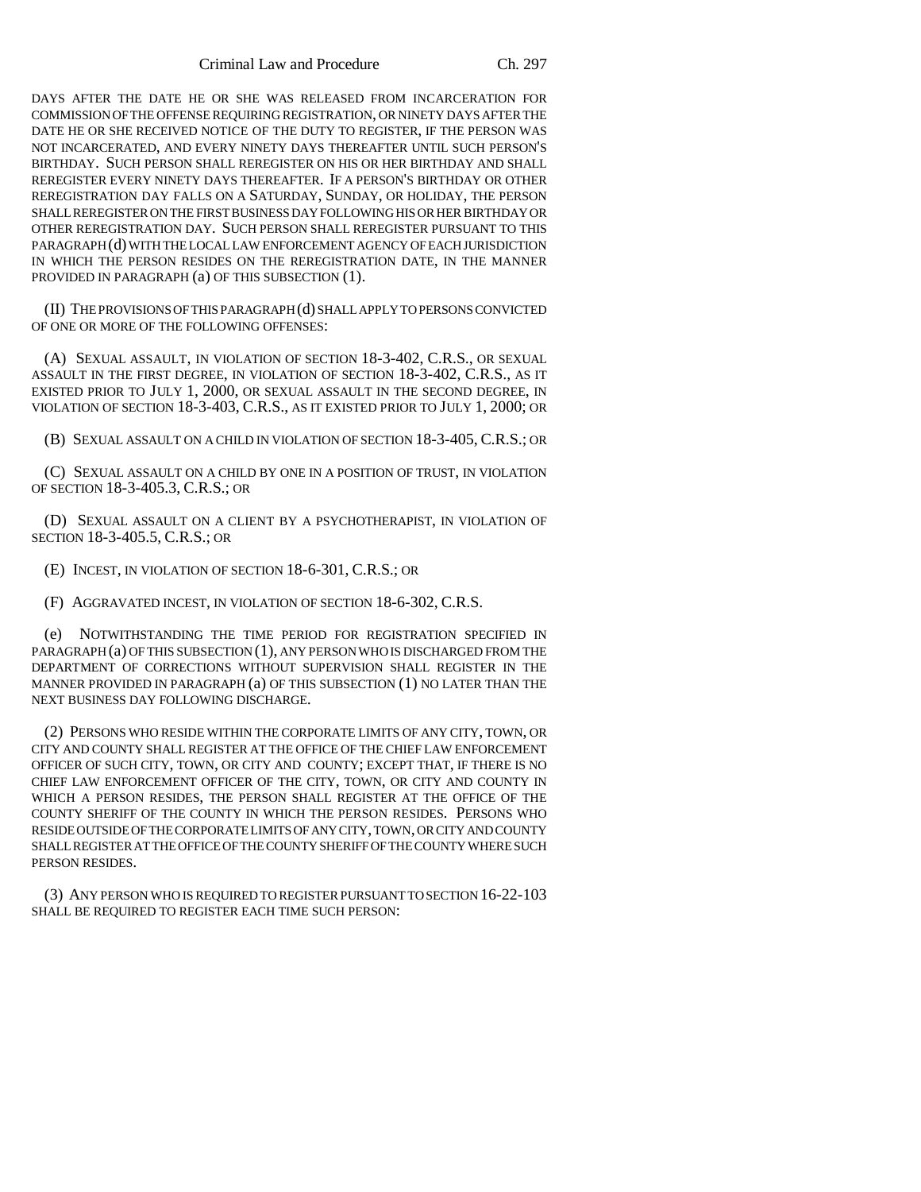DAYS AFTER THE DATE HE OR SHE WAS RELEASED FROM INCARCERATION FOR COMMISSION OF THE OFFENSE REQUIRING REGISTRATION, OR NINETY DAYS AFTER THE DATE HE OR SHE RECEIVED NOTICE OF THE DUTY TO REGISTER, IF THE PERSON WAS NOT INCARCERATED, AND EVERY NINETY DAYS THEREAFTER UNTIL SUCH PERSON'S BIRTHDAY. SUCH PERSON SHALL REREGISTER ON HIS OR HER BIRTHDAY AND SHALL REREGISTER EVERY NINETY DAYS THEREAFTER. IF A PERSON'S BIRTHDAY OR OTHER REREGISTRATION DAY FALLS ON A SATURDAY, SUNDAY, OR HOLIDAY, THE PERSON SHALL REREGISTER ON THE FIRST BUSINESS DAY FOLLOWING HIS OR HER BIRTHDAY OR OTHER REREGISTRATION DAY. SUCH PERSON SHALL REREGISTER PURSUANT TO THIS PARAGRAPH (d) WITH THE LOCAL LAW ENFORCEMENT AGENCY OF EACH JURISDICTION IN WHICH THE PERSON RESIDES ON THE REREGISTRATION DATE, IN THE MANNER PROVIDED IN PARAGRAPH (a) OF THIS SUBSECTION (1).

(II) THE PROVISIONS OF THIS PARAGRAPH (d) SHALL APPLY TO PERSONS CONVICTED OF ONE OR MORE OF THE FOLLOWING OFFENSES:

(A) SEXUAL ASSAULT, IN VIOLATION OF SECTION 18-3-402, C.R.S., OR SEXUAL ASSAULT IN THE FIRST DEGREE, IN VIOLATION OF SECTION 18-3-402, C.R.S., AS IT EXISTED PRIOR TO JULY 1, 2000, OR SEXUAL ASSAULT IN THE SECOND DEGREE, IN VIOLATION OF SECTION 18-3-403, C.R.S., AS IT EXISTED PRIOR TO JULY 1, 2000; OR

(B) SEXUAL ASSAULT ON A CHILD IN VIOLATION OF SECTION 18-3-405, C.R.S.; OR

(C) SEXUAL ASSAULT ON A CHILD BY ONE IN A POSITION OF TRUST, IN VIOLATION OF SECTION 18-3-405.3, C.R.S.; OR

(D) SEXUAL ASSAULT ON A CLIENT BY A PSYCHOTHERAPIST, IN VIOLATION OF SECTION 18-3-405.5, C.R.S.; OR

(E) INCEST, IN VIOLATION OF SECTION 18-6-301, C.R.S.; OR

(F) AGGRAVATED INCEST, IN VIOLATION OF SECTION 18-6-302, C.R.S.

(e) NOTWITHSTANDING THE TIME PERIOD FOR REGISTRATION SPECIFIED IN PARAGRAPH (a) OF THIS SUBSECTION (1), ANY PERSON WHO IS DISCHARGED FROM THE DEPARTMENT OF CORRECTIONS WITHOUT SUPERVISION SHALL REGISTER IN THE MANNER PROVIDED IN PARAGRAPH (a) OF THIS SUBSECTION (1) NO LATER THAN THE NEXT BUSINESS DAY FOLLOWING DISCHARGE.

(2) PERSONS WHO RESIDE WITHIN THE CORPORATE LIMITS OF ANY CITY, TOWN, OR CITY AND COUNTY SHALL REGISTER AT THE OFFICE OF THE CHIEF LAW ENFORCEMENT OFFICER OF SUCH CITY, TOWN, OR CITY AND COUNTY; EXCEPT THAT, IF THERE IS NO CHIEF LAW ENFORCEMENT OFFICER OF THE CITY, TOWN, OR CITY AND COUNTY IN WHICH A PERSON RESIDES, THE PERSON SHALL REGISTER AT THE OFFICE OF THE COUNTY SHERIFF OF THE COUNTY IN WHICH THE PERSON RESIDES. PERSONS WHO RESIDE OUTSIDE OF THE CORPORATE LIMITS OF ANY CITY, TOWN, OR CITY AND COUNTY SHALL REGISTER AT THE OFFICE OF THE COUNTY SHERIFF OF THE COUNTY WHERE SUCH PERSON RESIDES.

(3) ANY PERSON WHO IS REQUIRED TO REGISTER PURSUANT TO SECTION 16-22-103 SHALL BE REQUIRED TO REGISTER EACH TIME SUCH PERSON: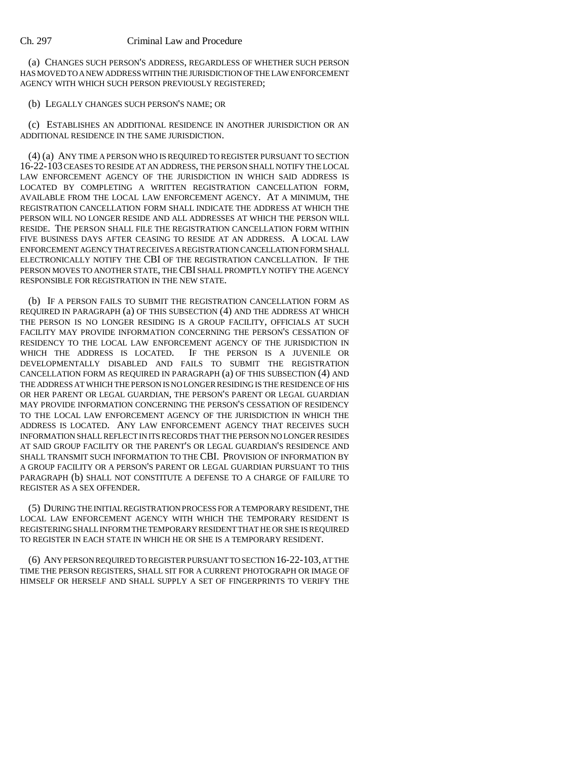(a) CHANGES SUCH PERSON'S ADDRESS, REGARDLESS OF WHETHER SUCH PERSON HAS MOVED TO A NEW ADDRESS WITHIN THE JURISDICTION OF THE LAW ENFORCEMENT AGENCY WITH WHICH SUCH PERSON PREVIOUSLY REGISTERED;

(b) LEGALLY CHANGES SUCH PERSON'S NAME; OR

(c) ESTABLISHES AN ADDITIONAL RESIDENCE IN ANOTHER JURISDICTION OR AN ADDITIONAL RESIDENCE IN THE SAME JURISDICTION.

(4) (a) ANY TIME A PERSON WHO IS REQUIRED TO REGISTER PURSUANT TO SECTION 16-22-103 CEASES TO RESIDE AT AN ADDRESS, THE PERSON SHALL NOTIFY THE LOCAL LAW ENFORCEMENT AGENCY OF THE JURISDICTION IN WHICH SAID ADDRESS IS LOCATED BY COMPLETING A WRITTEN REGISTRATION CANCELLATION FORM, AVAILABLE FROM THE LOCAL LAW ENFORCEMENT AGENCY. AT A MINIMUM, THE REGISTRATION CANCELLATION FORM SHALL INDICATE THE ADDRESS AT WHICH THE PERSON WILL NO LONGER RESIDE AND ALL ADDRESSES AT WHICH THE PERSON WILL RESIDE. THE PERSON SHALL FILE THE REGISTRATION CANCELLATION FORM WITHIN FIVE BUSINESS DAYS AFTER CEASING TO RESIDE AT AN ADDRESS. A LOCAL LAW ENFORCEMENT AGENCY THAT RECEIVES A REGISTRATION CANCELLATION FORM SHALL ELECTRONICALLY NOTIFY THE CBI OF THE REGISTRATION CANCELLATION. IF THE PERSON MOVES TO ANOTHER STATE, THE CBI SHALL PROMPTLY NOTIFY THE AGENCY RESPONSIBLE FOR REGISTRATION IN THE NEW STATE.

(b) IF A PERSON FAILS TO SUBMIT THE REGISTRATION CANCELLATION FORM AS REQUIRED IN PARAGRAPH (a) OF THIS SUBSECTION (4) AND THE ADDRESS AT WHICH THE PERSON IS NO LONGER RESIDING IS A GROUP FACILITY, OFFICIALS AT SUCH FACILITY MAY PROVIDE INFORMATION CONCERNING THE PERSON'S CESSATION OF RESIDENCY TO THE LOCAL LAW ENFORCEMENT AGENCY OF THE JURISDICTION IN WHICH THE ADDRESS IS LOCATED. IF THE PERSON IS A JUVENILE OR DEVELOPMENTALLY DISABLED AND FAILS TO SUBMIT THE REGISTRATION CANCELLATION FORM AS REQUIRED IN PARAGRAPH (a) OF THIS SUBSECTION (4) AND THE ADDRESS AT WHICH THE PERSON IS NO LONGER RESIDING IS THE RESIDENCE OF HIS OR HER PARENT OR LEGAL GUARDIAN, THE PERSON'S PARENT OR LEGAL GUARDIAN MAY PROVIDE INFORMATION CONCERNING THE PERSON'S CESSATION OF RESIDENCY TO THE LOCAL LAW ENFORCEMENT AGENCY OF THE JURISDICTION IN WHICH THE ADDRESS IS LOCATED. ANY LAW ENFORCEMENT AGENCY THAT RECEIVES SUCH INFORMATION SHALL REFLECT IN ITS RECORDS THAT THE PERSON NO LONGER RESIDES AT SAID GROUP FACILITY OR THE PARENT'S OR LEGAL GUARDIAN'S RESIDENCE AND SHALL TRANSMIT SUCH INFORMATION TO THE CBI. PROVISION OF INFORMATION BY A GROUP FACILITY OR A PERSON'S PARENT OR LEGAL GUARDIAN PURSUANT TO THIS PARAGRAPH (b) SHALL NOT CONSTITUTE A DEFENSE TO A CHARGE OF FAILURE TO REGISTER AS A SEX OFFENDER.

(5) DURING THE INITIAL REGISTRATION PROCESS FOR A TEMPORARY RESIDENT, THE LOCAL LAW ENFORCEMENT AGENCY WITH WHICH THE TEMPORARY RESIDENT IS REGISTERING SHALL INFORM THE TEMPORARY RESIDENT THAT HE OR SHE IS REQUIRED TO REGISTER IN EACH STATE IN WHICH HE OR SHE IS A TEMPORARY RESIDENT.

(6) ANY PERSON REQUIRED TO REGISTER PURSUANT TO SECTION 16-22-103, AT THE TIME THE PERSON REGISTERS, SHALL SIT FOR A CURRENT PHOTOGRAPH OR IMAGE OF HIMSELF OR HERSELF AND SHALL SUPPLY A SET OF FINGERPRINTS TO VERIFY THE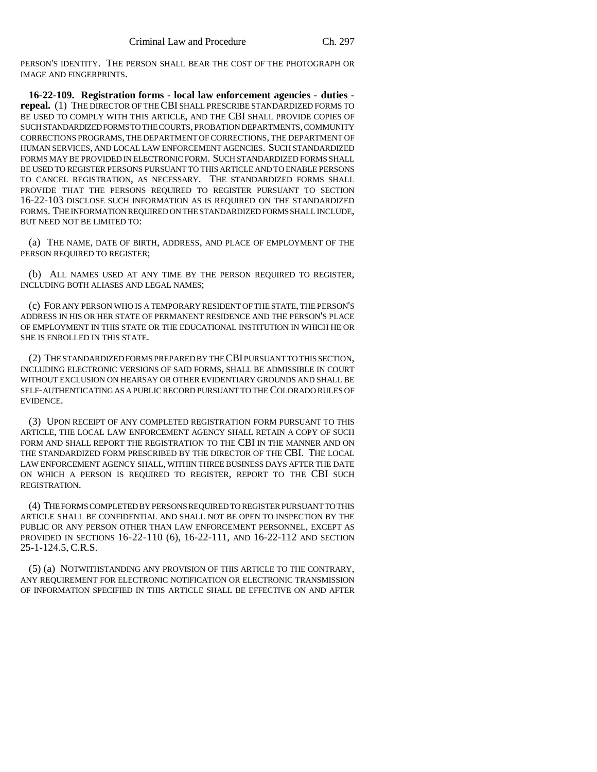PERSON'S IDENTITY. THE PERSON SHALL BEAR THE COST OF THE PHOTOGRAPH OR IMAGE AND FINGERPRINTS.

**16-22-109. Registration forms - local law enforcement agencies - duties - repeal.** (1) THE DIRECTOR OF THE CBI SHALL PRESCRIBE STANDARDIZED FORMS TO BE USED TO COMPLY WITH THIS ARTICLE, AND THE CBI SHALL PROVIDE COPIES OF SUCH STANDARDIZED FORMS TO THE COURTS, PROBATION DEPARTMENTS, COMMUNITY CORRECTIONS PROGRAMS, THE DEPARTMENT OF CORRECTIONS, THE DEPARTMENT OF HUMAN SERVICES, AND LOCAL LAW ENFORCEMENT AGENCIES. SUCH STANDARDIZED FORMS MAY BE PROVIDED IN ELECTRONIC FORM. SUCH STANDARDIZED FORMS SHALL BE USED TO REGISTER PERSONS PURSUANT TO THIS ARTICLE AND TO ENABLE PERSONS TO CANCEL REGISTRATION, AS NECESSARY. THE STANDARDIZED FORMS SHALL PROVIDE THAT THE PERSONS REQUIRED TO REGISTER PURSUANT TO SECTION 16-22-103 DISCLOSE SUCH INFORMATION AS IS REQUIRED ON THE STANDARDIZED FORMS. THE INFORMATION REQUIRED ON THE STANDARDIZED FORMS SHALL INCLUDE, BUT NEED NOT BE LIMITED TO:

(a) THE NAME, DATE OF BIRTH, ADDRESS, AND PLACE OF EMPLOYMENT OF THE PERSON REQUIRED TO REGISTER;

(b) ALL NAMES USED AT ANY TIME BY THE PERSON REQUIRED TO REGISTER, INCLUDING BOTH ALIASES AND LEGAL NAMES;

(c) FOR ANY PERSON WHO IS A TEMPORARY RESIDENT OF THE STATE, THE PERSON'S ADDRESS IN HIS OR HER STATE OF PERMANENT RESIDENCE AND THE PERSON'S PLACE OF EMPLOYMENT IN THIS STATE OR THE EDUCATIONAL INSTITUTION IN WHICH HE OR SHE IS ENROLLED IN THIS STATE.

(2) THE STANDARDIZED FORMS PREPARED BY THE CBI PURSUANT TO THIS SECTION, INCLUDING ELECTRONIC VERSIONS OF SAID FORMS, SHALL BE ADMISSIBLE IN COURT WITHOUT EXCLUSION ON HEARSAY OR OTHER EVIDENTIARY GROUNDS AND SHALL BE SELF-AUTHENTICATING AS A PUBLIC RECORD PURSUANT TO THE COLORADO RULES OF EVIDENCE.

(3) UPON RECEIPT OF ANY COMPLETED REGISTRATION FORM PURSUANT TO THIS ARTICLE, THE LOCAL LAW ENFORCEMENT AGENCY SHALL RETAIN A COPY OF SUCH FORM AND SHALL REPORT THE REGISTRATION TO THE CBI IN THE MANNER AND ON THE STANDARDIZED FORM PRESCRIBED BY THE DIRECTOR OF THE CBI. THE LOCAL LAW ENFORCEMENT AGENCY SHALL, WITHIN THREE BUSINESS DAYS AFTER THE DATE ON WHICH A PERSON IS REQUIRED TO REGISTER, REPORT TO THE CBI SUCH REGISTRATION.

(4) THE FORMS COMPLETED BY PERSONS REQUIRED TO REGISTER PURSUANT TO THIS ARTICLE SHALL BE CONFIDENTIAL AND SHALL NOT BE OPEN TO INSPECTION BY THE PUBLIC OR ANY PERSON OTHER THAN LAW ENFORCEMENT PERSONNEL, EXCEPT AS PROVIDED IN SECTIONS 16-22-110 (6), 16-22-111, AND 16-22-112 AND SECTION 25-1-124.5, C.R.S.

(5) (a) NOTWITHSTANDING ANY PROVISION OF THIS ARTICLE TO THE CONTRARY, ANY REQUIREMENT FOR ELECTRONIC NOTIFICATION OR ELECTRONIC TRANSMISSION OF INFORMATION SPECIFIED IN THIS ARTICLE SHALL BE EFFECTIVE ON AND AFTER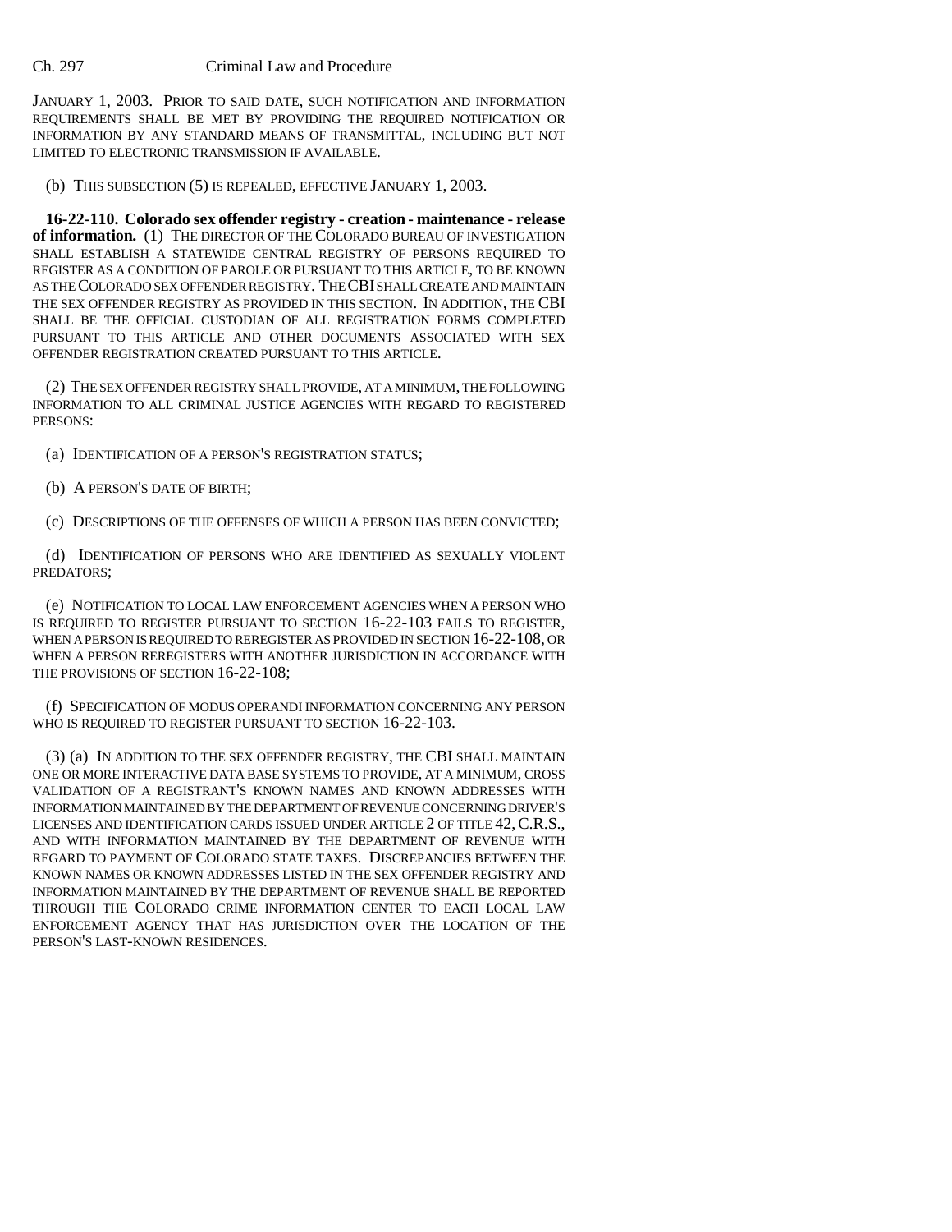JANUARY 1, 2003. PRIOR TO SAID DATE, SUCH NOTIFICATION AND INFORMATION REQUIREMENTS SHALL BE MET BY PROVIDING THE REQUIRED NOTIFICATION OR INFORMATION BY ANY STANDARD MEANS OF TRANSMITTAL, INCLUDING BUT NOT LIMITED TO ELECTRONIC TRANSMISSION IF AVAILABLE.

(b) THIS SUBSECTION (5) IS REPEALED, EFFECTIVE JANUARY 1, 2003.

**16-22-110. Colorado sex offender registry - creation - maintenance - release of information.** (1) THE DIRECTOR OF THE COLORADO BUREAU OF INVESTIGATION SHALL ESTABLISH A STATEWIDE CENTRAL REGISTRY OF PERSONS REQUIRED TO REGISTER AS A CONDITION OF PAROLE OR PURSUANT TO THIS ARTICLE, TO BE KNOWN AS THE COLORADO SEX OFFENDER REGISTRY. THE CBI SHALL CREATE AND MAINTAIN THE SEX OFFENDER REGISTRY AS PROVIDED IN THIS SECTION. IN ADDITION, THE CBI SHALL BE THE OFFICIAL CUSTODIAN OF ALL REGISTRATION FORMS COMPLETED PURSUANT TO THIS ARTICLE AND OTHER DOCUMENTS ASSOCIATED WITH SEX OFFENDER REGISTRATION CREATED PURSUANT TO THIS ARTICLE.

(2) THE SEX OFFENDER REGISTRY SHALL PROVIDE, AT A MINIMUM, THE FOLLOWING INFORMATION TO ALL CRIMINAL JUSTICE AGENCIES WITH REGARD TO REGISTERED PERSONS:

(a) IDENTIFICATION OF A PERSON'S REGISTRATION STATUS;

(b) A PERSON'S DATE OF BIRTH;

(c) DESCRIPTIONS OF THE OFFENSES OF WHICH A PERSON HAS BEEN CONVICTED;

(d) IDENTIFICATION OF PERSONS WHO ARE IDENTIFIED AS SEXUALLY VIOLENT PREDATORS;

(e) NOTIFICATION TO LOCAL LAW ENFORCEMENT AGENCIES WHEN A PERSON WHO IS REQUIRED TO REGISTER PURSUANT TO SECTION 16-22-103 FAILS TO REGISTER, WHEN A PERSON IS REQUIRED TO REREGISTER AS PROVIDED IN SECTION 16-22-108, OR WHEN A PERSON REREGISTERS WITH ANOTHER JURISDICTION IN ACCORDANCE WITH THE PROVISIONS OF SECTION 16-22-108;

(f) SPECIFICATION OF MODUS OPERANDI INFORMATION CONCERNING ANY PERSON WHO IS REQUIRED TO REGISTER PURSUANT TO SECTION 16-22-103.

(3) (a) IN ADDITION TO THE SEX OFFENDER REGISTRY, THE CBI SHALL MAINTAIN ONE OR MORE INTERACTIVE DATA BASE SYSTEMS TO PROVIDE, AT A MINIMUM, CROSS VALIDATION OF A REGISTRANT'S KNOWN NAMES AND KNOWN ADDRESSES WITH INFORMATION MAINTAINED BY THE DEPARTMENT OF REVENUE CONCERNING DRIVER'S LICENSES AND IDENTIFICATION CARDS ISSUED UNDER ARTICLE 2 OF TITLE 42, C.R.S., AND WITH INFORMATION MAINTAINED BY THE DEPARTMENT OF REVENUE WITH REGARD TO PAYMENT OF COLORADO STATE TAXES. DISCREPANCIES BETWEEN THE KNOWN NAMES OR KNOWN ADDRESSES LISTED IN THE SEX OFFENDER REGISTRY AND INFORMATION MAINTAINED BY THE DEPARTMENT OF REVENUE SHALL BE REPORTED THROUGH THE COLORADO CRIME INFORMATION CENTER TO EACH LOCAL LAW ENFORCEMENT AGENCY THAT HAS JURISDICTION OVER THE LOCATION OF THE PERSON'S LAST-KNOWN RESIDENCES.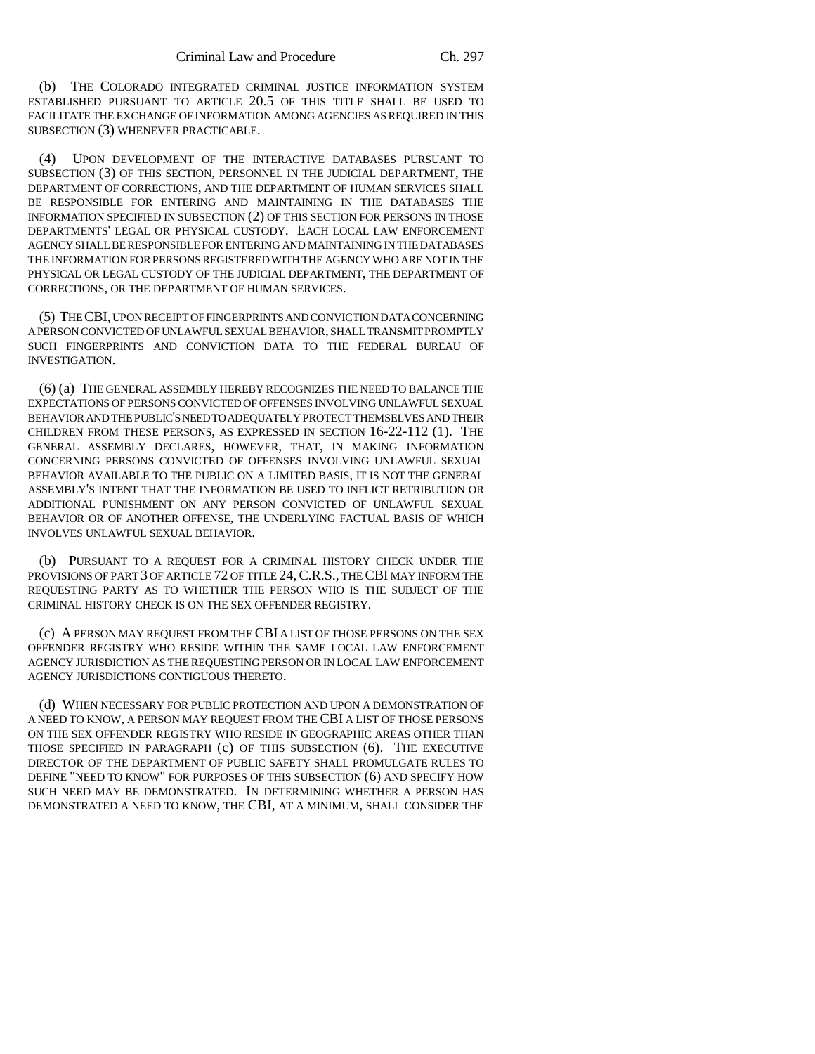(b) THE COLORADO INTEGRATED CRIMINAL JUSTICE INFORMATION SYSTEM ESTABLISHED PURSUANT TO ARTICLE 20.5 OF THIS TITLE SHALL BE USED TO FACILITATE THE EXCHANGE OF INFORMATION AMONG AGENCIES AS REQUIRED IN THIS SUBSECTION (3) WHENEVER PRACTICABLE.

(4) UPON DEVELOPMENT OF THE INTERACTIVE DATABASES PURSUANT TO SUBSECTION (3) OF THIS SECTION, PERSONNEL IN THE JUDICIAL DEPARTMENT, THE DEPARTMENT OF CORRECTIONS, AND THE DEPARTMENT OF HUMAN SERVICES SHALL BE RESPONSIBLE FOR ENTERING AND MAINTAINING IN THE DATABASES THE INFORMATION SPECIFIED IN SUBSECTION (2) OF THIS SECTION FOR PERSONS IN THOSE DEPARTMENTS' LEGAL OR PHYSICAL CUSTODY. EACH LOCAL LAW ENFORCEMENT AGENCY SHALL BE RESPONSIBLE FOR ENTERING AND MAINTAINING IN THE DATABASES THE INFORMATION FOR PERSONS REGISTERED WITH THE AGENCY WHO ARE NOT IN THE PHYSICAL OR LEGAL CUSTODY OF THE JUDICIAL DEPARTMENT, THE DEPARTMENT OF CORRECTIONS, OR THE DEPARTMENT OF HUMAN SERVICES.

(5) THE CBI, UPON RECEIPT OF FINGERPRINTS AND CONVICTION DATA CONCERNING A PERSON CONVICTED OF UNLAWFUL SEXUAL BEHAVIOR, SHALL TRANSMIT PROMPTLY SUCH FINGERPRINTS AND CONVICTION DATA TO THE FEDERAL BUREAU OF INVESTIGATION.

(6) (a) THE GENERAL ASSEMBLY HEREBY RECOGNIZES THE NEED TO BALANCE THE EXPECTATIONS OF PERSONS CONVICTED OF OFFENSES INVOLVING UNLAWFUL SEXUAL BEHAVIOR AND THE PUBLIC'S NEED TO ADEQUATELY PROTECT THEMSELVES AND THEIR CHILDREN FROM THESE PERSONS, AS EXPRESSED IN SECTION 16-22-112 (1). THE GENERAL ASSEMBLY DECLARES, HOWEVER, THAT, IN MAKING INFORMATION CONCERNING PERSONS CONVICTED OF OFFENSES INVOLVING UNLAWFUL SEXUAL BEHAVIOR AVAILABLE TO THE PUBLIC ON A LIMITED BASIS, IT IS NOT THE GENERAL ASSEMBLY'S INTENT THAT THE INFORMATION BE USED TO INFLICT RETRIBUTION OR ADDITIONAL PUNISHMENT ON ANY PERSON CONVICTED OF UNLAWFUL SEXUAL BEHAVIOR OR OF ANOTHER OFFENSE, THE UNDERLYING FACTUAL BASIS OF WHICH INVOLVES UNLAWFUL SEXUAL BEHAVIOR.

(b) PURSUANT TO A REQUEST FOR A CRIMINAL HISTORY CHECK UNDER THE PROVISIONS OF PART 3 OF ARTICLE 72 OF TITLE 24, C.R.S., THE CBI MAY INFORM THE REQUESTING PARTY AS TO WHETHER THE PERSON WHO IS THE SUBJECT OF THE CRIMINAL HISTORY CHECK IS ON THE SEX OFFENDER REGISTRY.

(c) A PERSON MAY REQUEST FROM THE CBI A LIST OF THOSE PERSONS ON THE SEX OFFENDER REGISTRY WHO RESIDE WITHIN THE SAME LOCAL LAW ENFORCEMENT AGENCY JURISDICTION AS THE REQUESTING PERSON OR IN LOCAL LAW ENFORCEMENT AGENCY JURISDICTIONS CONTIGUOUS THERETO.

(d) WHEN NECESSARY FOR PUBLIC PROTECTION AND UPON A DEMONSTRATION OF A NEED TO KNOW, A PERSON MAY REQUEST FROM THE CBI A LIST OF THOSE PERSONS ON THE SEX OFFENDER REGISTRY WHO RESIDE IN GEOGRAPHIC AREAS OTHER THAN THOSE SPECIFIED IN PARAGRAPH (c) OF THIS SUBSECTION (6). THE EXECUTIVE DIRECTOR OF THE DEPARTMENT OF PUBLIC SAFETY SHALL PROMULGATE RULES TO DEFINE "NEED TO KNOW" FOR PURPOSES OF THIS SUBSECTION (6) AND SPECIFY HOW SUCH NEED MAY BE DEMONSTRATED. IN DETERMINING WHETHER A PERSON HAS DEMONSTRATED A NEED TO KNOW, THE CBI, AT A MINIMUM, SHALL CONSIDER THE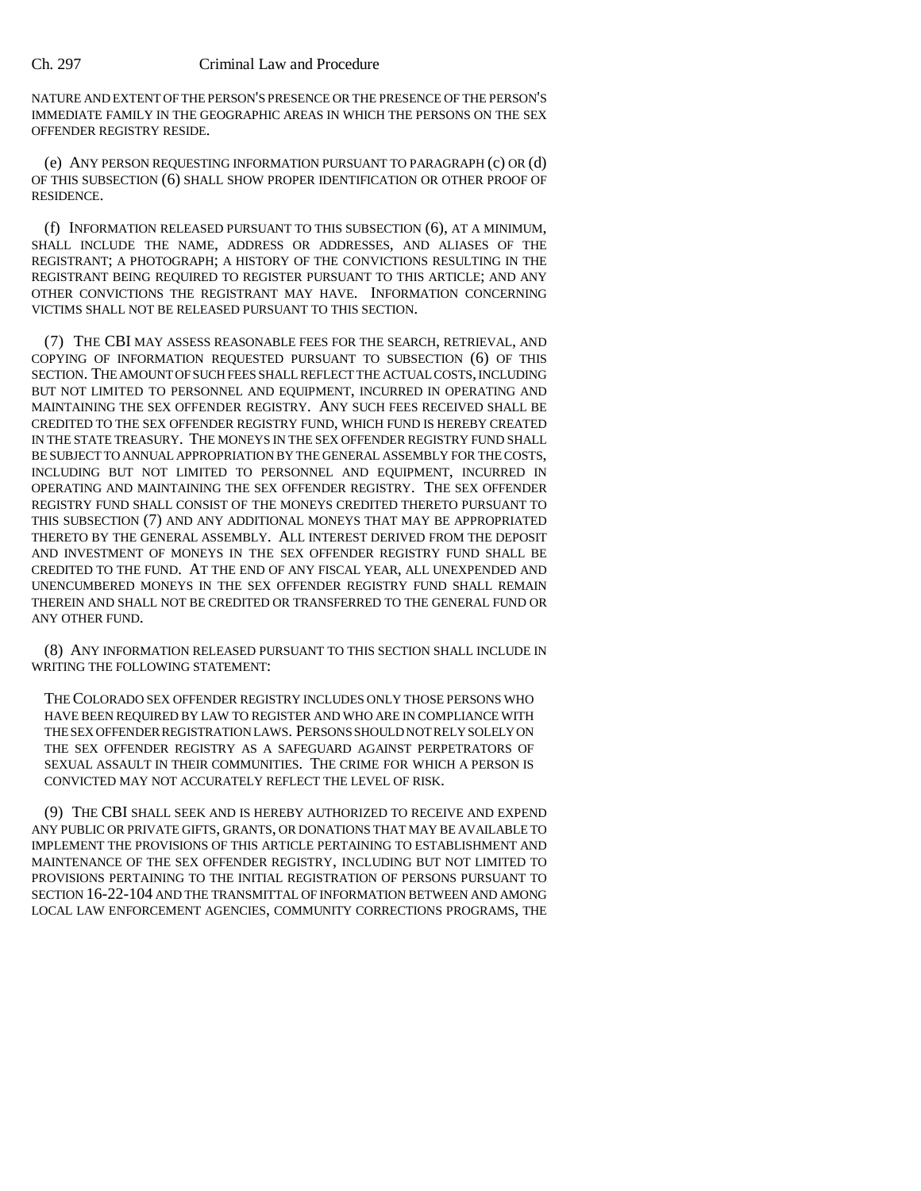NATURE AND EXTENT OF THE PERSON'S PRESENCE OR THE PRESENCE OF THE PERSON'S IMMEDIATE FAMILY IN THE GEOGRAPHIC AREAS IN WHICH THE PERSONS ON THE SEX OFFENDER REGISTRY RESIDE.

(e) ANY PERSON REQUESTING INFORMATION PURSUANT TO PARAGRAPH (c) OR (d) OF THIS SUBSECTION (6) SHALL SHOW PROPER IDENTIFICATION OR OTHER PROOF OF RESIDENCE.

(f) INFORMATION RELEASED PURSUANT TO THIS SUBSECTION (6), AT A MINIMUM, SHALL INCLUDE THE NAME, ADDRESS OR ADDRESSES, AND ALIASES OF THE REGISTRANT; A PHOTOGRAPH; A HISTORY OF THE CONVICTIONS RESULTING IN THE REGISTRANT BEING REQUIRED TO REGISTER PURSUANT TO THIS ARTICLE; AND ANY OTHER CONVICTIONS THE REGISTRANT MAY HAVE. INFORMATION CONCERNING VICTIMS SHALL NOT BE RELEASED PURSUANT TO THIS SECTION.

(7) THE CBI MAY ASSESS REASONABLE FEES FOR THE SEARCH, RETRIEVAL, AND COPYING OF INFORMATION REQUESTED PURSUANT TO SUBSECTION (6) OF THIS SECTION. THE AMOUNT OF SUCH FEES SHALL REFLECT THE ACTUAL COSTS, INCLUDING BUT NOT LIMITED TO PERSONNEL AND EQUIPMENT, INCURRED IN OPERATING AND MAINTAINING THE SEX OFFENDER REGISTRY. ANY SUCH FEES RECEIVED SHALL BE CREDITED TO THE SEX OFFENDER REGISTRY FUND, WHICH FUND IS HEREBY CREATED IN THE STATE TREASURY. THE MONEYS IN THE SEX OFFENDER REGISTRY FUND SHALL BE SUBJECT TO ANNUAL APPROPRIATION BY THE GENERAL ASSEMBLY FOR THE COSTS, INCLUDING BUT NOT LIMITED TO PERSONNEL AND EQUIPMENT, INCURRED IN OPERATING AND MAINTAINING THE SEX OFFENDER REGISTRY. THE SEX OFFENDER REGISTRY FUND SHALL CONSIST OF THE MONEYS CREDITED THERETO PURSUANT TO THIS SUBSECTION (7) AND ANY ADDITIONAL MONEYS THAT MAY BE APPROPRIATED THERETO BY THE GENERAL ASSEMBLY. ALL INTEREST DERIVED FROM THE DEPOSIT AND INVESTMENT OF MONEYS IN THE SEX OFFENDER REGISTRY FUND SHALL BE CREDITED TO THE FUND. AT THE END OF ANY FISCAL YEAR, ALL UNEXPENDED AND UNENCUMBERED MONEYS IN THE SEX OFFENDER REGISTRY FUND SHALL REMAIN THEREIN AND SHALL NOT BE CREDITED OR TRANSFERRED TO THE GENERAL FUND OR ANY OTHER FUND.

(8) ANY INFORMATION RELEASED PURSUANT TO THIS SECTION SHALL INCLUDE IN WRITING THE FOLLOWING STATEMENT:

> THE COLORADO SEX OFFENDER REGISTRY INCLUDES ONLY THOSE PERSONS WHO HAVE BEEN REQUIRED BY LAW TO REGISTER AND WHO ARE IN COMPLIANCE WITH THE SEX OFFENDER REGISTRATION LAWS. PERSONS SHOULD NOT RELY SOLELY ON THE SEX OFFENDER REGISTRY AS A SAFEGUARD AGAINST PERPETRATORS OF SEXUAL ASSAULT IN THEIR COMMUNITIES. THE CRIME FOR WHICH A PERSON IS CONVICTED MAY NOT ACCURATELY REFLECT THE LEVEL OF RISK.

(9) THE CBI SHALL SEEK AND IS HEREBY AUTHORIZED TO RECEIVE AND EXPEND ANY PUBLIC OR PRIVATE GIFTS, GRANTS, OR DONATIONS THAT MAY BE AVAILABLE TO IMPLEMENT THE PROVISIONS OF THIS ARTICLE PERTAINING TO ESTABLISHMENT AND MAINTENANCE OF THE SEX OFFENDER REGISTRY, INCLUDING BUT NOT LIMITED TO PROVISIONS PERTAINING TO THE INITIAL REGISTRATION OF PERSONS PURSUANT TO SECTION 16-22-104 AND THE TRANSMITTAL OF INFORMATION BETWEEN AND AMONG LOCAL LAW ENFORCEMENT AGENCIES, COMMUNITY CORRECTIONS PROGRAMS, THE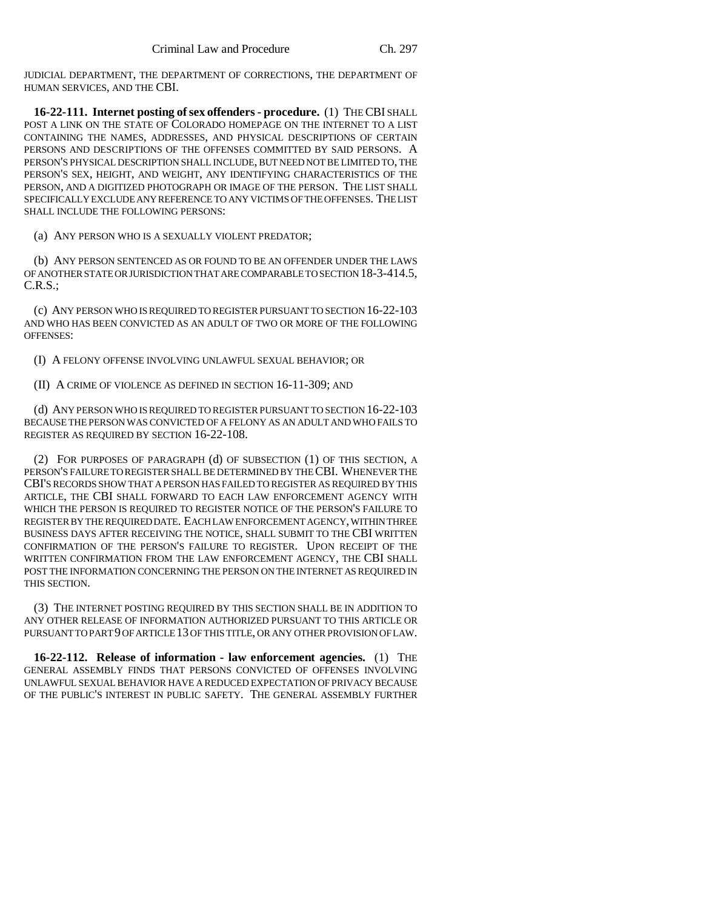JUDICIAL DEPARTMENT, THE DEPARTMENT OF CORRECTIONS, THE DEPARTMENT OF HUMAN SERVICES, AND THE CBI.

**16-22-111. Internet posting of sex offenders - procedure.** (1) THE CBI SHALL POST A LINK ON THE STATE OF COLORADO HOMEPAGE ON THE INTERNET TO A LIST CONTAINING THE NAMES, ADDRESSES, AND PHYSICAL DESCRIPTIONS OF CERTAIN PERSONS AND DESCRIPTIONS OF THE OFFENSES COMMITTED BY SAID PERSONS. A PERSON'S PHYSICAL DESCRIPTION SHALL INCLUDE, BUT NEED NOT BE LIMITED TO, THE PERSON'S SEX, HEIGHT, AND WEIGHT, ANY IDENTIFYING CHARACTERISTICS OF THE PERSON, AND A DIGITIZED PHOTOGRAPH OR IMAGE OF THE PERSON. THE LIST SHALL SPECIFICALLY EXCLUDE ANY REFERENCE TO ANY VICTIMS OF THE OFFENSES. THE LIST SHALL INCLUDE THE FOLLOWING PERSONS:

(a) ANY PERSON WHO IS A SEXUALLY VIOLENT PREDATOR;

(b) ANY PERSON SENTENCED AS OR FOUND TO BE AN OFFENDER UNDER THE LAWS OF ANOTHER STATE OR JURISDICTION THAT ARE COMPARABLE TO SECTION 18-3-414.5, C.R.S.;

(c) ANY PERSON WHO IS REQUIRED TO REGISTER PURSUANT TO SECTION 16-22-103 AND WHO HAS BEEN CONVICTED AS AN ADULT OF TWO OR MORE OF THE FOLLOWING OFFENSES:

(I) A FELONY OFFENSE INVOLVING UNLAWFUL SEXUAL BEHAVIOR; OR

(II) A CRIME OF VIOLENCE AS DEFINED IN SECTION 16-11-309; AND

(d) ANY PERSON WHO IS REQUIRED TO REGISTER PURSUANT TO SECTION 16-22-103 BECAUSE THE PERSON WAS CONVICTED OF A FELONY AS AN ADULT AND WHO FAILS TO REGISTER AS REQUIRED BY SECTION 16-22-108.

(2) FOR PURPOSES OF PARAGRAPH (d) OF SUBSECTION (1) OF THIS SECTION, A PERSON'S FAILURE TO REGISTER SHALL BE DETERMINED BY THE CBI. WHENEVER THE CBI'S RECORDS SHOW THAT A PERSON HAS FAILED TO REGISTER AS REQUIRED BY THIS ARTICLE, THE CBI SHALL FORWARD TO EACH LAW ENFORCEMENT AGENCY WITH WHICH THE PERSON IS REQUIRED TO REGISTER NOTICE OF THE PERSON'S FAILURE TO REGISTER BY THE REQUIRED DATE. EACH LAW ENFORCEMENT AGENCY, WITHIN THREE BUSINESS DAYS AFTER RECEIVING THE NOTICE, SHALL SUBMIT TO THE CBI WRITTEN CONFIRMATION OF THE PERSON'S FAILURE TO REGISTER. UPON RECEIPT OF THE WRITTEN CONFIRMATION FROM THE LAW ENFORCEMENT AGENCY, THE CBI SHALL POST THE INFORMATION CONCERNING THE PERSON ON THE INTERNET AS REQUIRED IN THIS SECTION.

(3) THE INTERNET POSTING REQUIRED BY THIS SECTION SHALL BE IN ADDITION TO ANY OTHER RELEASE OF INFORMATION AUTHORIZED PURSUANT TO THIS ARTICLE OR PURSUANT TO PART 9 OF ARTICLE 13 OF THIS TITLE, OR ANY OTHER PROVISION OF LAW.

**16-22-112. Release of information - law enforcement agencies.** (1) THE GENERAL ASSEMBLY FINDS THAT PERSONS CONVICTED OF OFFENSES INVOLVING UNLAWFUL SEXUAL BEHAVIOR HAVE A REDUCED EXPECTATION OF PRIVACY BECAUSE OF THE PUBLIC'S INTEREST IN PUBLIC SAFETY. THE GENERAL ASSEMBLY FURTHER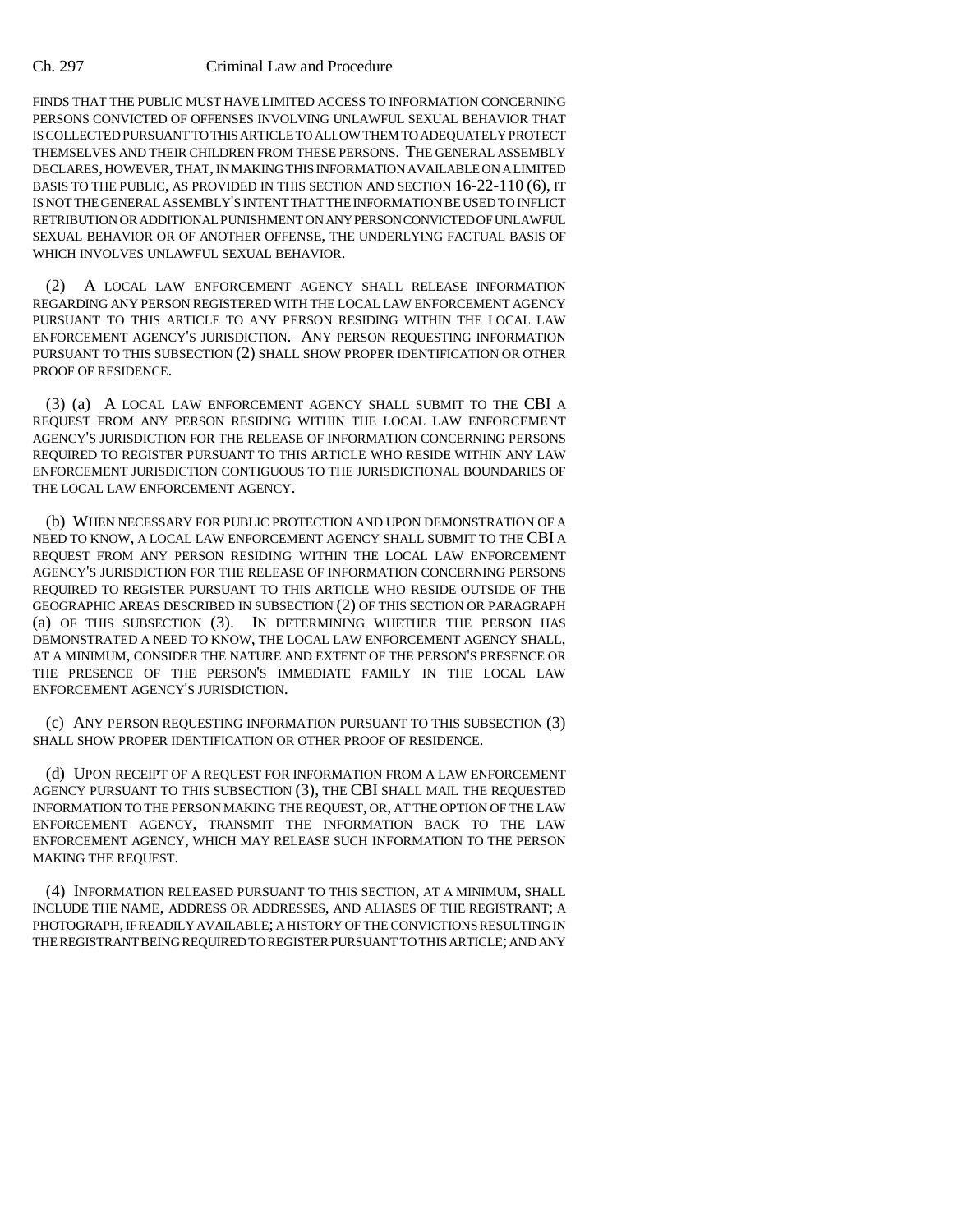FINDS THAT THE PUBLIC MUST HAVE LIMITED ACCESS TO INFORMATION CONCERNING PERSONS CONVICTED OF OFFENSES INVOLVING UNLAWFUL SEXUAL BEHAVIOR THAT IS COLLECTED PURSUANT TO THIS ARTICLE TO ALLOW THEM TO ADEQUATELY PROTECT THEMSELVES AND THEIR CHILDREN FROM THESE PERSONS. THE GENERAL ASSEMBLY DECLARES, HOWEVER, THAT, IN MAKING THIS INFORMATION AVAILABLE ON A LIMITED BASIS TO THE PUBLIC, AS PROVIDED IN THIS SECTION AND SECTION 16-22-110 (6), IT IS NOT THE GENERAL ASSEMBLY'S INTENT THAT THE INFORMATION BE USED TO INFLICT RETRIBUTION OR ADDITIONAL PUNISHMENT ON ANY PERSON CONVICTED OF UNLAWFUL SEXUAL BEHAVIOR OR OF ANOTHER OFFENSE, THE UNDERLYING FACTUAL BASIS OF WHICH INVOLVES UNLAWFUL SEXUAL BEHAVIOR.

(2) A LOCAL LAW ENFORCEMENT AGENCY SHALL RELEASE INFORMATION REGARDING ANY PERSON REGISTERED WITH THE LOCAL LAW ENFORCEMENT AGENCY PURSUANT TO THIS ARTICLE TO ANY PERSON RESIDING WITHIN THE LOCAL LAW ENFORCEMENT AGENCY'S JURISDICTION. ANY PERSON REQUESTING INFORMATION PURSUANT TO THIS SUBSECTION (2) SHALL SHOW PROPER IDENTIFICATION OR OTHER PROOF OF RESIDENCE.

(3) (a) A LOCAL LAW ENFORCEMENT AGENCY SHALL SUBMIT TO THE CBI A REQUEST FROM ANY PERSON RESIDING WITHIN THE LOCAL LAW ENFORCEMENT AGENCY'S JURISDICTION FOR THE RELEASE OF INFORMATION CONCERNING PERSONS REQUIRED TO REGISTER PURSUANT TO THIS ARTICLE WHO RESIDE WITHIN ANY LAW ENFORCEMENT JURISDICTION CONTIGUOUS TO THE JURISDICTIONAL BOUNDARIES OF THE LOCAL LAW ENFORCEMENT AGENCY.

(b) WHEN NECESSARY FOR PUBLIC PROTECTION AND UPON DEMONSTRATION OF A NEED TO KNOW, A LOCAL LAW ENFORCEMENT AGENCY SHALL SUBMIT TO THE CBI A REQUEST FROM ANY PERSON RESIDING WITHIN THE LOCAL LAW ENFORCEMENT AGENCY'S JURISDICTION FOR THE RELEASE OF INFORMATION CONCERNING PERSONS REQUIRED TO REGISTER PURSUANT TO THIS ARTICLE WHO RESIDE OUTSIDE OF THE GEOGRAPHIC AREAS DESCRIBED IN SUBSECTION (2) OF THIS SECTION OR PARAGRAPH (a) OF THIS SUBSECTION (3). IN DETERMINING WHETHER THE PERSON HAS DEMONSTRATED A NEED TO KNOW, THE LOCAL LAW ENFORCEMENT AGENCY SHALL, AT A MINIMUM, CONSIDER THE NATURE AND EXTENT OF THE PERSON'S PRESENCE OR THE PRESENCE OF THE PERSON'S IMMEDIATE FAMILY IN THE LOCAL LAW ENFORCEMENT AGENCY'S JURISDICTION.

(c) ANY PERSON REQUESTING INFORMATION PURSUANT TO THIS SUBSECTION (3) SHALL SHOW PROPER IDENTIFICATION OR OTHER PROOF OF RESIDENCE.

(d) UPON RECEIPT OF A REQUEST FOR INFORMATION FROM A LAW ENFORCEMENT AGENCY PURSUANT TO THIS SUBSECTION (3), THE CBI SHALL MAIL THE REQUESTED INFORMATION TO THE PERSON MAKING THE REQUEST, OR, AT THE OPTION OF THE LAW ENFORCEMENT AGENCY, TRANSMIT THE INFORMATION BACK TO THE LAW ENFORCEMENT AGENCY, WHICH MAY RELEASE SUCH INFORMATION TO THE PERSON MAKING THE REQUEST.

(4) INFORMATION RELEASED PURSUANT TO THIS SECTION, AT A MINIMUM, SHALL INCLUDE THE NAME, ADDRESS OR ADDRESSES, AND ALIASES OF THE REGISTRANT; A PHOTOGRAPH, IF READILY AVAILABLE; A HISTORY OF THE CONVICTIONS RESULTING IN THE REGISTRANT BEING REQUIRED TO REGISTER PURSUANT TO THIS ARTICLE; AND ANY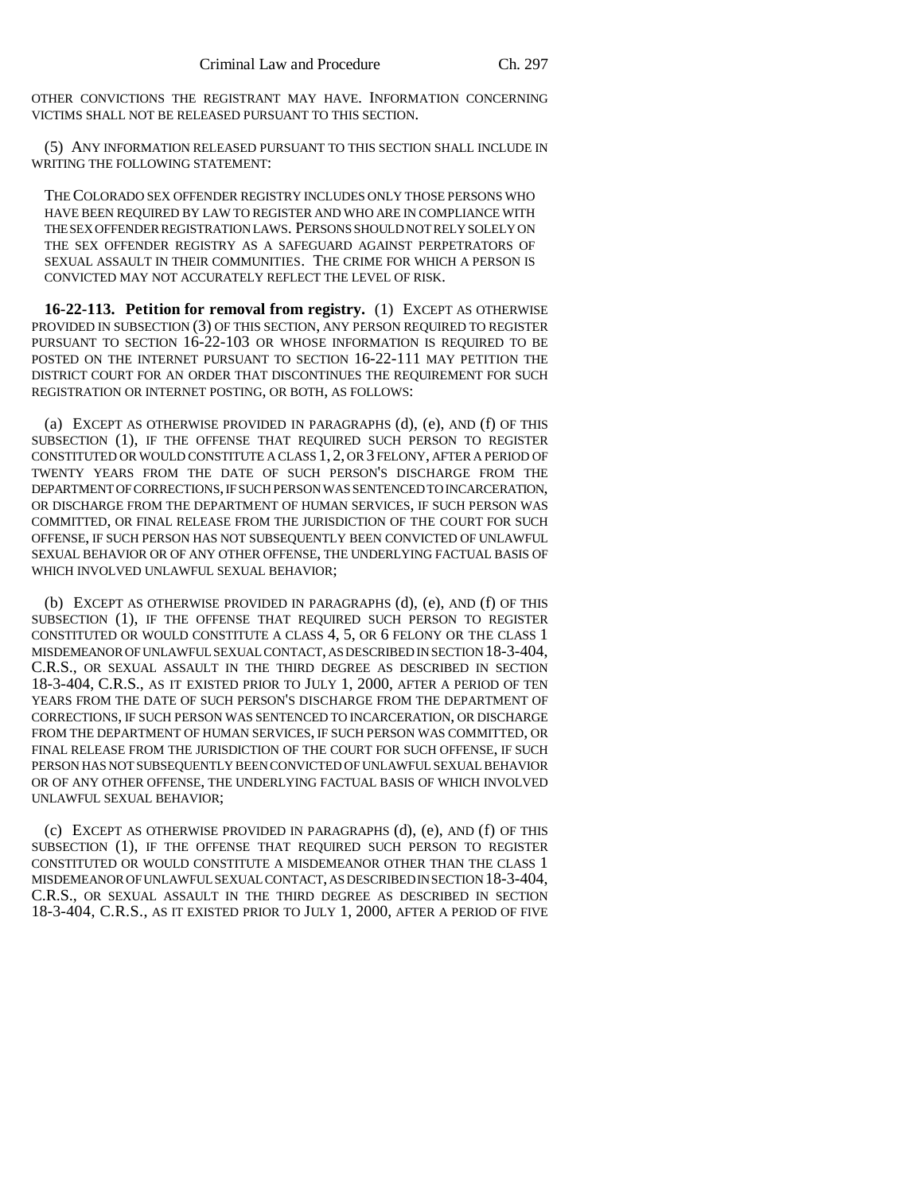OTHER CONVICTIONS THE REGISTRANT MAY HAVE. INFORMATION CONCERNING VICTIMS SHALL NOT BE RELEASED PURSUANT TO THIS SECTION.

(5) ANY INFORMATION RELEASED PURSUANT TO THIS SECTION SHALL INCLUDE IN WRITING THE FOLLOWING STATEMENT:

THE COLORADO SEX OFFENDER REGISTRY INCLUDES ONLY THOSE PERSONS WHO HAVE BEEN REQUIRED BY LAW TO REGISTER AND WHO ARE IN COMPLIANCE WITH THE SEX OFFENDER REGISTRATION LAWS. PERSONS SHOULD NOT RELY SOLELY ON THE SEX OFFENDER REGISTRY AS A SAFEGUARD AGAINST PERPETRATORS OF SEXUAL ASSAULT IN THEIR COMMUNITIES. THE CRIME FOR WHICH A PERSON IS CONVICTED MAY NOT ACCURATELY REFLECT THE LEVEL OF RISK.

**16-22-113. Petition for removal from registry.** (1) EXCEPT AS OTHERWISE PROVIDED IN SUBSECTION (3) OF THIS SECTION, ANY PERSON REQUIRED TO REGISTER PURSUANT TO SECTION 16-22-103 OR WHOSE INFORMATION IS REQUIRED TO BE POSTED ON THE INTERNET PURSUANT TO SECTION 16-22-111 MAY PETITION THE DISTRICT COURT FOR AN ORDER THAT DISCONTINUES THE REQUIREMENT FOR SUCH REGISTRATION OR INTERNET POSTING, OR BOTH, AS FOLLOWS:

(a) EXCEPT AS OTHERWISE PROVIDED IN PARAGRAPHS (d), (e), AND (f) OF THIS SUBSECTION (1), IF THE OFFENSE THAT REQUIRED SUCH PERSON TO REGISTER CONSTITUTED OR WOULD CONSTITUTE A CLASS 1, 2, OR 3 FELONY, AFTER A PERIOD OF TWENTY YEARS FROM THE DATE OF SUCH PERSON'S DISCHARGE FROM THE DEPARTMENT OF CORRECTIONS, IF SUCH PERSON WAS SENTENCED TO INCARCERATION, OR DISCHARGE FROM THE DEPARTMENT OF HUMAN SERVICES, IF SUCH PERSON WAS COMMITTED, OR FINAL RELEASE FROM THE JURISDICTION OF THE COURT FOR SUCH OFFENSE, IF SUCH PERSON HAS NOT SUBSEQUENTLY BEEN CONVICTED OF UNLAWFUL SEXUAL BEHAVIOR OR OF ANY OTHER OFFENSE, THE UNDERLYING FACTUAL BASIS OF WHICH INVOLVED UNLAWFUL SEXUAL BEHAVIOR;

(b) EXCEPT AS OTHERWISE PROVIDED IN PARAGRAPHS (d), (e), AND (f) OF THIS SUBSECTION (1), IF THE OFFENSE THAT REQUIRED SUCH PERSON TO REGISTER CONSTITUTED OR WOULD CONSTITUTE A CLASS 4, 5, OR 6 FELONY OR THE CLASS 1 MISDEMEANOR OF UNLAWFUL SEXUAL CONTACT, AS DESCRIBED IN SECTION 18-3-404, C.R.S., OR SEXUAL ASSAULT IN THE THIRD DEGREE AS DESCRIBED IN SECTION 18-3-404, C.R.S., AS IT EXISTED PRIOR TO JULY 1, 2000, AFTER A PERIOD OF TEN YEARS FROM THE DATE OF SUCH PERSON'S DISCHARGE FROM THE DEPARTMENT OF CORRECTIONS, IF SUCH PERSON WAS SENTENCED TO INCARCERATION, OR DISCHARGE FROM THE DEPARTMENT OF HUMAN SERVICES, IF SUCH PERSON WAS COMMITTED, OR FINAL RELEASE FROM THE JURISDICTION OF THE COURT FOR SUCH OFFENSE, IF SUCH PERSON HAS NOT SUBSEQUENTLY BEEN CONVICTED OF UNLAWFUL SEXUAL BEHAVIOR OR OF ANY OTHER OFFENSE, THE UNDERLYING FACTUAL BASIS OF WHICH INVOLVED UNLAWFUL SEXUAL BEHAVIOR;

(c) EXCEPT AS OTHERWISE PROVIDED IN PARAGRAPHS (d), (e), AND (f) OF THIS SUBSECTION (1), IF THE OFFENSE THAT REQUIRED SUCH PERSON TO REGISTER CONSTITUTED OR WOULD CONSTITUTE A MISDEMEANOR OTHER THAN THE CLASS 1 MISDEMEANOR OF UNLAWFUL SEXUAL CONTACT, AS DESCRIBED IN SECTION 18-3-404, C.R.S., OR SEXUAL ASSAULT IN THE THIRD DEGREE AS DESCRIBED IN SECTION 18-3-404, C.R.S., AS IT EXISTED PRIOR TO JULY 1, 2000, AFTER A PERIOD OF FIVE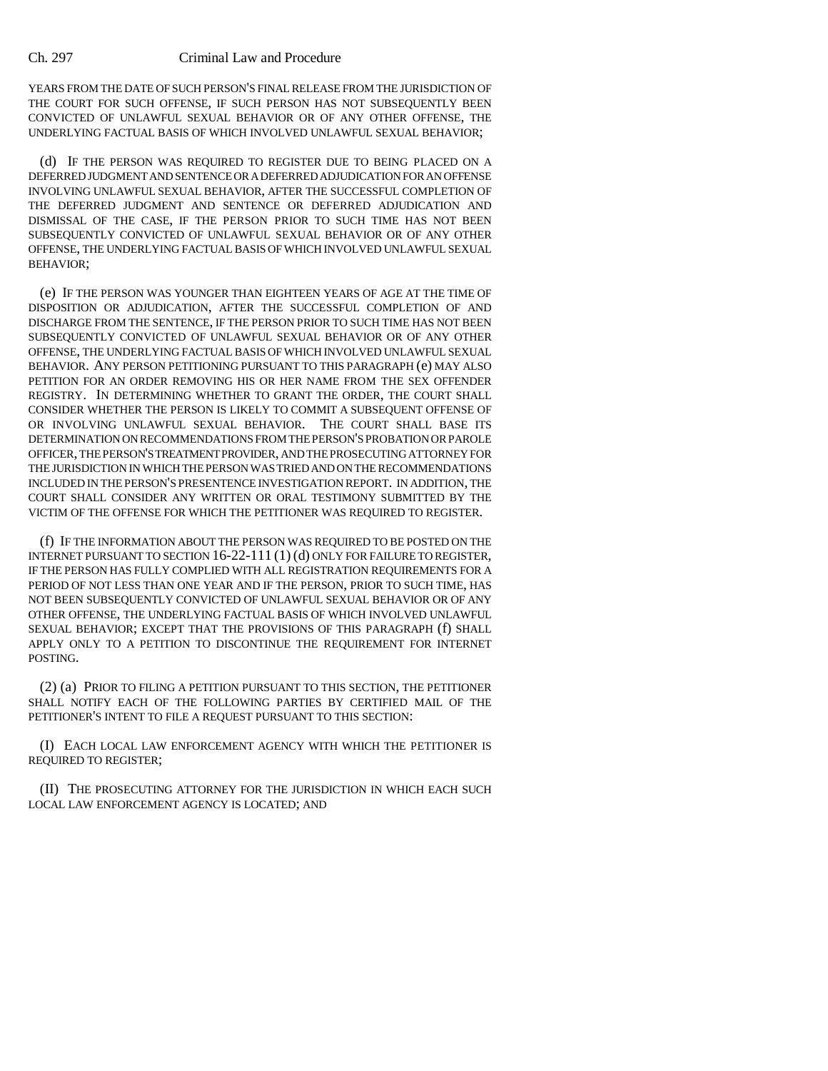YEARS FROM THE DATE OF SUCH PERSON'S FINAL RELEASE FROM THE JURISDICTION OF THE COURT FOR SUCH OFFENSE, IF SUCH PERSON HAS NOT SUBSEQUENTLY BEEN CONVICTED OF UNLAWFUL SEXUAL BEHAVIOR OR OF ANY OTHER OFFENSE, THE UNDERLYING FACTUAL BASIS OF WHICH INVOLVED UNLAWFUL SEXUAL BEHAVIOR;

(d) IF THE PERSON WAS REQUIRED TO REGISTER DUE TO BEING PLACED ON A DEFERRED JUDGMENT AND SENTENCE OR A DEFERRED ADJUDICATION FOR AN OFFENSE INVOLVING UNLAWFUL SEXUAL BEHAVIOR, AFTER THE SUCCESSFUL COMPLETION OF THE DEFERRED JUDGMENT AND SENTENCE OR DEFERRED ADJUDICATION AND DISMISSAL OF THE CASE, IF THE PERSON PRIOR TO SUCH TIME HAS NOT BEEN SUBSEQUENTLY CONVICTED OF UNLAWFUL SEXUAL BEHAVIOR OR OF ANY OTHER OFFENSE, THE UNDERLYING FACTUAL BASIS OF WHICH INVOLVED UNLAWFUL SEXUAL BEHAVIOR;

(e) IF THE PERSON WAS YOUNGER THAN EIGHTEEN YEARS OF AGE AT THE TIME OF DISPOSITION OR ADJUDICATION, AFTER THE SUCCESSFUL COMPLETION OF AND DISCHARGE FROM THE SENTENCE, IF THE PERSON PRIOR TO SUCH TIME HAS NOT BEEN SUBSEQUENTLY CONVICTED OF UNLAWFUL SEXUAL BEHAVIOR OR OF ANY OTHER OFFENSE, THE UNDERLYING FACTUAL BASIS OF WHICH INVOLVED UNLAWFUL SEXUAL BEHAVIOR. ANY PERSON PETITIONING PURSUANT TO THIS PARAGRAPH (e) MAY ALSO PETITION FOR AN ORDER REMOVING HIS OR HER NAME FROM THE SEX OFFENDER REGISTRY. IN DETERMINING WHETHER TO GRANT THE ORDER, THE COURT SHALL CONSIDER WHETHER THE PERSON IS LIKELY TO COMMIT A SUBSEQUENT OFFENSE OF OR INVOLVING UNLAWFUL SEXUAL BEHAVIOR. THE COURT SHALL BASE ITS DETERMINATION ON RECOMMENDATIONS FROM THE PERSON'S PROBATION OR PAROLE OFFICER, THE PERSON'S TREATMENT PROVIDER, AND THE PROSECUTING ATTORNEY FOR THE JURISDICTION IN WHICH THE PERSON WAS TRIED AND ON THE RECOMMENDATIONS INCLUDED IN THE PERSON'S PRESENTENCE INVESTIGATION REPORT. IN ADDITION, THE COURT SHALL CONSIDER ANY WRITTEN OR ORAL TESTIMONY SUBMITTED BY THE VICTIM OF THE OFFENSE FOR WHICH THE PETITIONER WAS REQUIRED TO REGISTER.

(f) IF THE INFORMATION ABOUT THE PERSON WAS REQUIRED TO BE POSTED ON THE INTERNET PURSUANT TO SECTION 16-22-111 (1) (d) ONLY FOR FAILURE TO REGISTER, IF THE PERSON HAS FULLY COMPLIED WITH ALL REGISTRATION REQUIREMENTS FOR A PERIOD OF NOT LESS THAN ONE YEAR AND IF THE PERSON, PRIOR TO SUCH TIME, HAS NOT BEEN SUBSEQUENTLY CONVICTED OF UNLAWFUL SEXUAL BEHAVIOR OR OF ANY OTHER OFFENSE, THE UNDERLYING FACTUAL BASIS OF WHICH INVOLVED UNLAWFUL SEXUAL BEHAVIOR; EXCEPT THAT THE PROVISIONS OF THIS PARAGRAPH (f) SHALL APPLY ONLY TO A PETITION TO DISCONTINUE THE REQUIREMENT FOR INTERNET POSTING.

(2) (a) PRIOR TO FILING A PETITION PURSUANT TO THIS SECTION, THE PETITIONER SHALL NOTIFY EACH OF THE FOLLOWING PARTIES BY CERTIFIED MAIL OF THE PETITIONER'S INTENT TO FILE A REQUEST PURSUANT TO THIS SECTION:

(I) EACH LOCAL LAW ENFORCEMENT AGENCY WITH WHICH THE PETITIONER IS REQUIRED TO REGISTER;

(II) THE PROSECUTING ATTORNEY FOR THE JURISDICTION IN WHICH EACH SUCH LOCAL LAW ENFORCEMENT AGENCY IS LOCATED; AND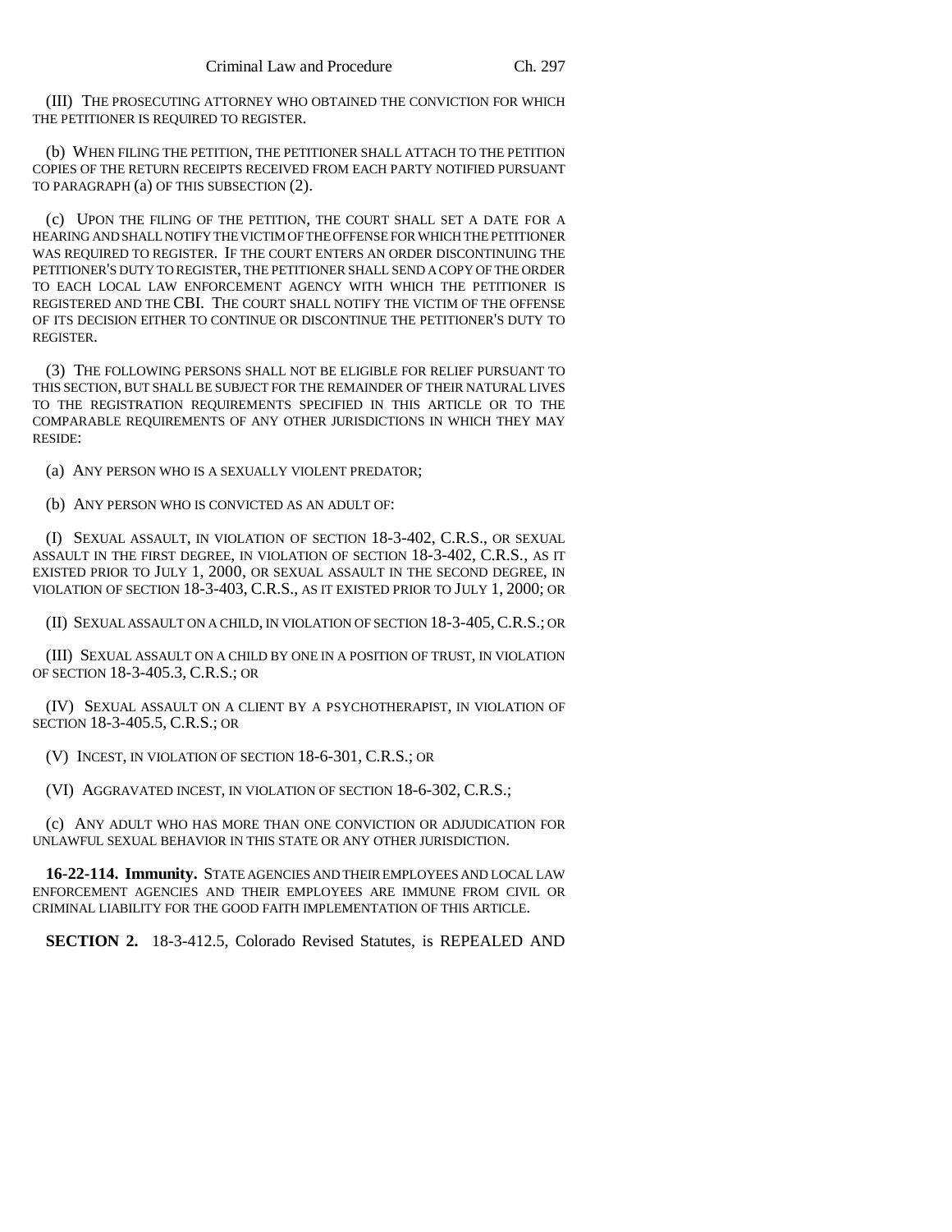(III) THE PROSECUTING ATTORNEY WHO OBTAINED THE CONVICTION FOR WHICH THE PETITIONER IS REQUIRED TO REGISTER.

(b) WHEN FILING THE PETITION, THE PETITIONER SHALL ATTACH TO THE PETITION COPIES OF THE RETURN RECEIPTS RECEIVED FROM EACH PARTY NOTIFIED PURSUANT TO PARAGRAPH (a) OF THIS SUBSECTION (2).

(c) UPON THE FILING OF THE PETITION, THE COURT SHALL SET A DATE FOR A HEARING AND SHALL NOTIFY THE VICTIM OF THE OFFENSE FOR WHICH THE PETITIONER WAS REQUIRED TO REGISTER. IF THE COURT ENTERS AN ORDER DISCONTINUING THE PETITIONER'S DUTY TO REGISTER, THE PETITIONER SHALL SEND A COPY OF THE ORDER TO EACH LOCAL LAW ENFORCEMENT AGENCY WITH WHICH THE PETITIONER IS REGISTERED AND THE CBI. THE COURT SHALL NOTIFY THE VICTIM OF THE OFFENSE OF ITS DECISION EITHER TO CONTINUE OR DISCONTINUE THE PETITIONER'S DUTY TO REGISTER.

(3) THE FOLLOWING PERSONS SHALL NOT BE ELIGIBLE FOR RELIEF PURSUANT TO THIS SECTION, BUT SHALL BE SUBJECT FOR THE REMAINDER OF THEIR NATURAL LIVES TO THE REGISTRATION REQUIREMENTS SPECIFIED IN THIS ARTICLE OR TO THE COMPARABLE REQUIREMENTS OF ANY OTHER JURISDICTIONS IN WHICH THEY MAY RESIDE:

(a) ANY PERSON WHO IS A SEXUALLY VIOLENT PREDATOR;

(b) ANY PERSON WHO IS CONVICTED AS AN ADULT OF:

(I) SEXUAL ASSAULT, IN VIOLATION OF SECTION 18-3-402, C.R.S., OR SEXUAL ASSAULT IN THE FIRST DEGREE, IN VIOLATION OF SECTION 18-3-402, C.R.S., AS IT EXISTED PRIOR TO JULY 1, 2000, OR SEXUAL ASSAULT IN THE SECOND DEGREE, IN VIOLATION OF SECTION 18-3-403, C.R.S., AS IT EXISTED PRIOR TO JULY 1, 2000; OR

(II) SEXUAL ASSAULT ON A CHILD, IN VIOLATION OF SECTION 18-3-405, C.R.S.; OR

(III) SEXUAL ASSAULT ON A CHILD BY ONE IN A POSITION OF TRUST, IN VIOLATION OF SECTION 18-3-405.3, C.R.S.; OR

(IV) SEXUAL ASSAULT ON A CLIENT BY A PSYCHOTHERAPIST, IN VIOLATION OF SECTION 18-3-405.5, C.R.S.; OR

(V) INCEST, IN VIOLATION OF SECTION 18-6-301, C.R.S.; OR

(VI) AGGRAVATED INCEST, IN VIOLATION OF SECTION 18-6-302, C.R.S.;

(c) ANY ADULT WHO HAS MORE THAN ONE CONVICTION OR ADJUDICATION FOR UNLAWFUL SEXUAL BEHAVIOR IN THIS STATE OR ANY OTHER JURISDICTION.

**16-22-114. Immunity.** STATE AGENCIES AND THEIR EMPLOYEES AND LOCAL LAW ENFORCEMENT AGENCIES AND THEIR EMPLOYEES ARE IMMUNE FROM CIVIL OR CRIMINAL LIABILITY FOR THE GOOD FAITH IMPLEMENTATION OF THIS ARTICLE.

**SECTION 2.** 18-3-412.5, Colorado Revised Statutes, is REPEALED AND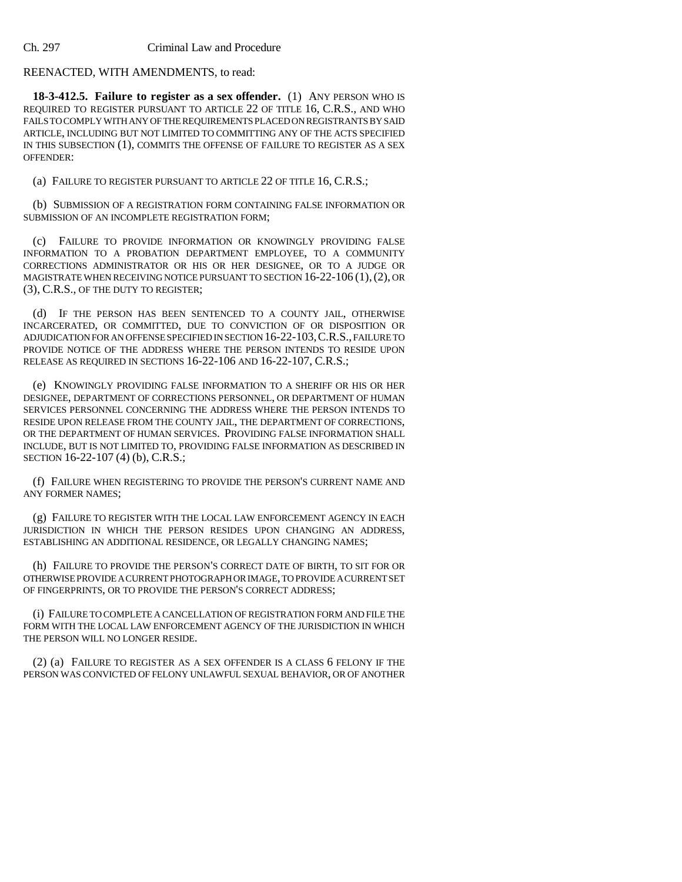REENACTED, WITH AMENDMENTS, to read:

**18-3-412.5. Failure to register as a sex offender.** (1) ANY PERSON WHO IS REQUIRED TO REGISTER PURSUANT TO ARTICLE 22 OF TITLE 16, C.R.S., AND WHO FAILS TO COMPLY WITH ANY OF THE REQUIREMENTS PLACED ON REGISTRANTS BY SAID ARTICLE, INCLUDING BUT NOT LIMITED TO COMMITTING ANY OF THE ACTS SPECIFIED IN THIS SUBSECTION (1), COMMITS THE OFFENSE OF FAILURE TO REGISTER AS A SEX OFFENDER:

(a) FAILURE TO REGISTER PURSUANT TO ARTICLE 22 OF TITLE 16, C.R.S.;

(b) SUBMISSION OF A REGISTRATION FORM CONTAINING FALSE INFORMATION OR SUBMISSION OF AN INCOMPLETE REGISTRATION FORM;

(c) FAILURE TO PROVIDE INFORMATION OR KNOWINGLY PROVIDING FALSE INFORMATION TO A PROBATION DEPARTMENT EMPLOYEE, TO A COMMUNITY CORRECTIONS ADMINISTRATOR OR HIS OR HER DESIGNEE, OR TO A JUDGE OR MAGISTRATE WHEN RECEIVING NOTICE PURSUANT TO SECTION 16-22-106 (1), (2), OR (3), C.R.S., OF THE DUTY TO REGISTER;

(d) IF THE PERSON HAS BEEN SENTENCED TO A COUNTY JAIL, OTHERWISE INCARCERATED, OR COMMITTED, DUE TO CONVICTION OF OR DISPOSITION OR ADJUDICATION FOR AN OFFENSE SPECIFIED IN SECTION 16-22-103, C.R.S., FAILURE TO PROVIDE NOTICE OF THE ADDRESS WHERE THE PERSON INTENDS TO RESIDE UPON RELEASE AS REQUIRED IN SECTIONS 16-22-106 AND 16-22-107, C.R.S.;

(e) KNOWINGLY PROVIDING FALSE INFORMATION TO A SHERIFF OR HIS OR HER DESIGNEE, DEPARTMENT OF CORRECTIONS PERSONNEL, OR DEPARTMENT OF HUMAN SERVICES PERSONNEL CONCERNING THE ADDRESS WHERE THE PERSON INTENDS TO RESIDE UPON RELEASE FROM THE COUNTY JAIL, THE DEPARTMENT OF CORRECTIONS, OR THE DEPARTMENT OF HUMAN SERVICES. PROVIDING FALSE INFORMATION SHALL INCLUDE, BUT IS NOT LIMITED TO, PROVIDING FALSE INFORMATION AS DESCRIBED IN SECTION 16-22-107 (4) (b), C.R.S.;

(f) FAILURE WHEN REGISTERING TO PROVIDE THE PERSON'S CURRENT NAME AND ANY FORMER NAMES;

(g) FAILURE TO REGISTER WITH THE LOCAL LAW ENFORCEMENT AGENCY IN EACH JURISDICTION IN WHICH THE PERSON RESIDES UPON CHANGING AN ADDRESS, ESTABLISHING AN ADDITIONAL RESIDENCE, OR LEGALLY CHANGING NAMES;

(h) FAILURE TO PROVIDE THE PERSON'S CORRECT DATE OF BIRTH, TO SIT FOR OR OTHERWISE PROVIDE A CURRENT PHOTOGRAPH OR IMAGE, TO PROVIDE A CURRENT SET OF FINGERPRINTS, OR TO PROVIDE THE PERSON'S CORRECT ADDRESS;

(i) FAILURE TO COMPLETE A CANCELLATION OF REGISTRATION FORM AND FILE THE FORM WITH THE LOCAL LAW ENFORCEMENT AGENCY OF THE JURISDICTION IN WHICH THE PERSON WILL NO LONGER RESIDE.

(2) (a) FAILURE TO REGISTER AS A SEX OFFENDER IS A CLASS 6 FELONY IF THE PERSON WAS CONVICTED OF FELONY UNLAWFUL SEXUAL BEHAVIOR, OR OF ANOTHER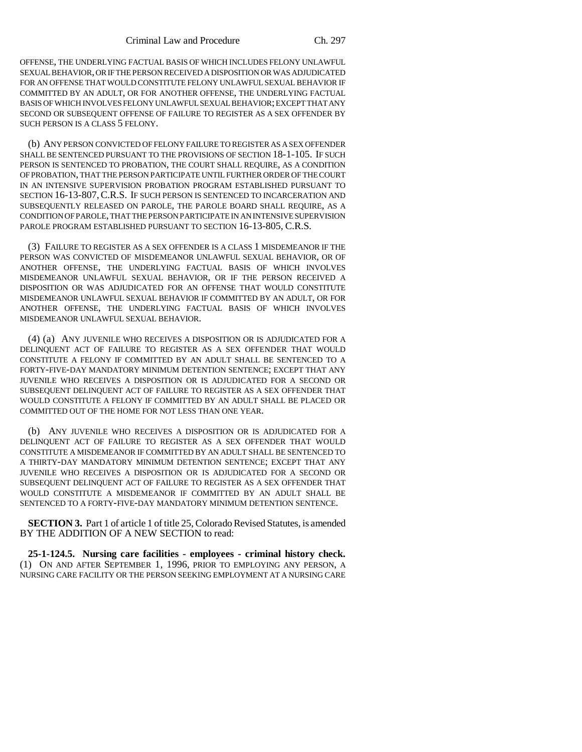OFFENSE, THE UNDERLYING FACTUAL BASIS OF WHICH INCLUDES FELONY UNLAWFUL SEXUAL BEHAVIOR, OR IF THE PERSON RECEIVED A DISPOSITION OR WAS ADJUDICATED FOR AN OFFENSE THAT WOULD CONSTITUTE FELONY UNLAWFUL SEXUAL BEHAVIOR IF COMMITTED BY AN ADULT, OR FOR ANOTHER OFFENSE, THE UNDERLYING FACTUAL BASIS OF WHICH INVOLVES FELONY UNLAWFUL SEXUAL BEHAVIOR; EXCEPT THAT ANY SECOND OR SUBSEQUENT OFFENSE OF FAILURE TO REGISTER AS A SEX OFFENDER BY SUCH PERSON IS A CLASS 5 FELONY.

(b) ANY PERSON CONVICTED OF FELONY FAILURE TO REGISTER AS A SEX OFFENDER SHALL BE SENTENCED PURSUANT TO THE PROVISIONS OF SECTION 18-1-105. IF SUCH PERSON IS SENTENCED TO PROBATION, THE COURT SHALL REQUIRE, AS A CONDITION OF PROBATION, THAT THE PERSON PARTICIPATE UNTIL FURTHER ORDER OF THE COURT IN AN INTENSIVE SUPERVISION PROBATION PROGRAM ESTABLISHED PURSUANT TO SECTION 16-13-807, C.R.S. IF SUCH PERSON IS SENTENCED TO INCARCERATION AND SUBSEQUENTLY RELEASED ON PAROLE, THE PAROLE BOARD SHALL REQUIRE, AS A CONDITION OF PAROLE, THAT THE PERSON PARTICIPATE IN AN INTENSIVE SUPERVISION PAROLE PROGRAM ESTABLISHED PURSUANT TO SECTION 16-13-805, C.R.S.

(3) FAILURE TO REGISTER AS A SEX OFFENDER IS A CLASS 1 MISDEMEANOR IF THE PERSON WAS CONVICTED OF MISDEMEANOR UNLAWFUL SEXUAL BEHAVIOR, OR OF ANOTHER OFFENSE, THE UNDERLYING FACTUAL BASIS OF WHICH INVOLVES MISDEMEANOR UNLAWFUL SEXUAL BEHAVIOR, OR IF THE PERSON RECEIVED A DISPOSITION OR WAS ADJUDICATED FOR AN OFFENSE THAT WOULD CONSTITUTE MISDEMEANOR UNLAWFUL SEXUAL BEHAVIOR IF COMMITTED BY AN ADULT, OR FOR ANOTHER OFFENSE, THE UNDERLYING FACTUAL BASIS OF WHICH INVOLVES MISDEMEANOR UNLAWFUL SEXUAL BEHAVIOR.

(4) (a) ANY JUVENILE WHO RECEIVES A DISPOSITION OR IS ADJUDICATED FOR A DELINQUENT ACT OF FAILURE TO REGISTER AS A SEX OFFENDER THAT WOULD CONSTITUTE A FELONY IF COMMITTED BY AN ADULT SHALL BE SENTENCED TO A FORTY-FIVE-DAY MANDATORY MINIMUM DETENTION SENTENCE; EXCEPT THAT ANY JUVENILE WHO RECEIVES A DISPOSITION OR IS ADJUDICATED FOR A SECOND OR SUBSEQUENT DELINQUENT ACT OF FAILURE TO REGISTER AS A SEX OFFENDER THAT WOULD CONSTITUTE A FELONY IF COMMITTED BY AN ADULT SHALL BE PLACED OR COMMITTED OUT OF THE HOME FOR NOT LESS THAN ONE YEAR.

(b) ANY JUVENILE WHO RECEIVES A DISPOSITION OR IS ADJUDICATED FOR A DELINQUENT ACT OF FAILURE TO REGISTER AS A SEX OFFENDER THAT WOULD CONSTITUTE A MISDEMEANOR IF COMMITTED BY AN ADULT SHALL BE SENTENCED TO A THIRTY-DAY MANDATORY MINIMUM DETENTION SENTENCE; EXCEPT THAT ANY JUVENILE WHO RECEIVES A DISPOSITION OR IS ADJUDICATED FOR A SECOND OR SUBSEQUENT DELINQUENT ACT OF FAILURE TO REGISTER AS A SEX OFFENDER THAT WOULD CONSTITUTE A MISDEMEANOR IF COMMITTED BY AN ADULT SHALL BE SENTENCED TO A FORTY-FIVE-DAY MANDATORY MINIMUM DETENTION SENTENCE.

**SECTION 3.** Part 1 of article 1 of title 25, Colorado Revised Statutes, is amended BY THE ADDITION OF A NEW SECTION to read:

**25-1-124.5. Nursing care facilities - employees - criminal history check.** (1) ON AND AFTER SEPTEMBER 1, 1996, PRIOR TO EMPLOYING ANY PERSON, A NURSING CARE FACILITY OR THE PERSON SEEKING EMPLOYMENT AT A NURSING CARE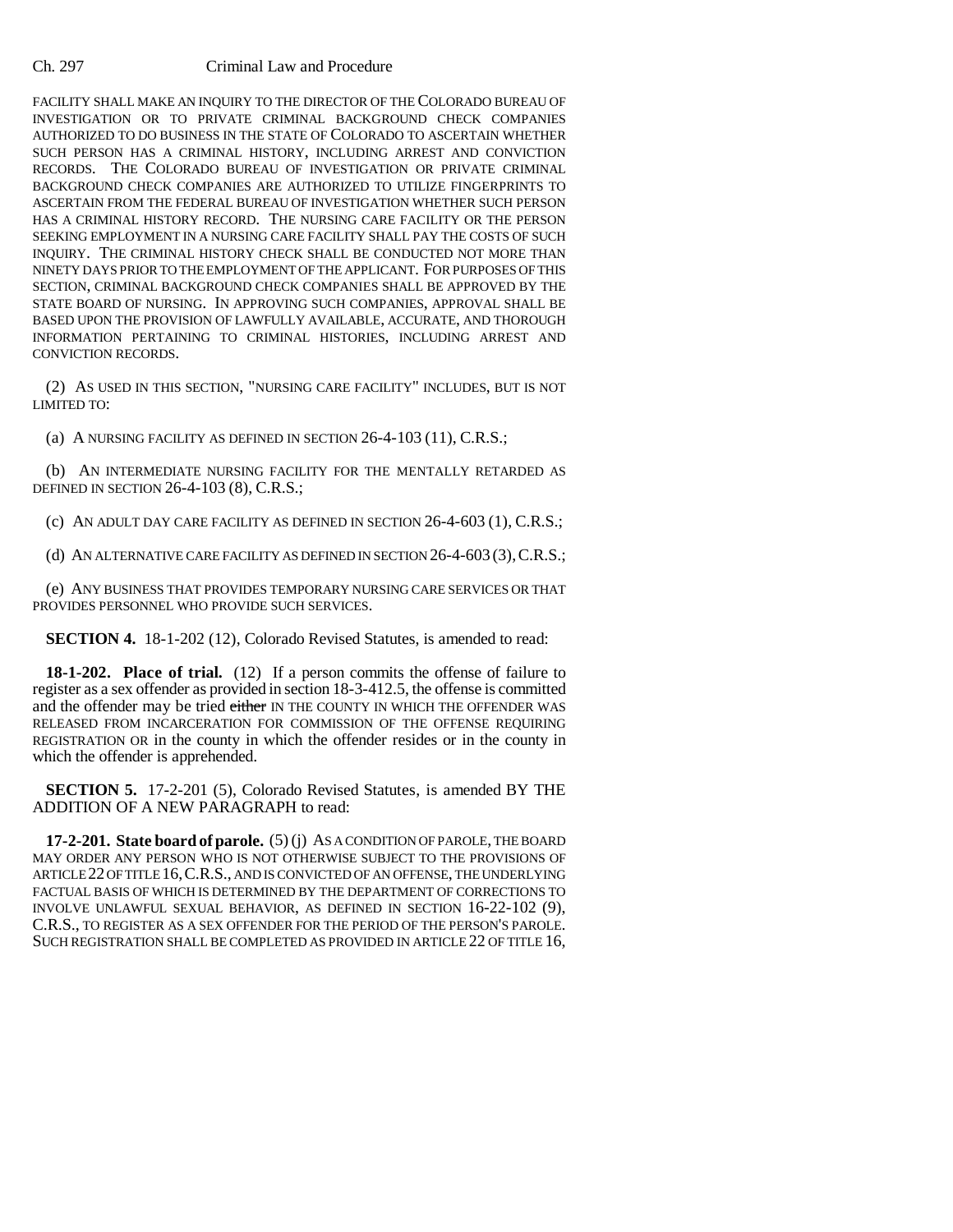FACILITY SHALL MAKE AN INQUIRY TO THE DIRECTOR OF THE COLORADO BUREAU OF INVESTIGATION OR TO PRIVATE CRIMINAL BACKGROUND CHECK COMPANIES AUTHORIZED TO DO BUSINESS IN THE STATE OF COLORADO TO ASCERTAIN WHETHER SUCH PERSON HAS A CRIMINAL HISTORY, INCLUDING ARREST AND CONVICTION RECORDS. THE COLORADO BUREAU OF INVESTIGATION OR PRIVATE CRIMINAL BACKGROUND CHECK COMPANIES ARE AUTHORIZED TO UTILIZE FINGERPRINTS TO ASCERTAIN FROM THE FEDERAL BUREAU OF INVESTIGATION WHETHER SUCH PERSON HAS A CRIMINAL HISTORY RECORD. THE NURSING CARE FACILITY OR THE PERSON SEEKING EMPLOYMENT IN A NURSING CARE FACILITY SHALL PAY THE COSTS OF SUCH INQUIRY. THE CRIMINAL HISTORY CHECK SHALL BE CONDUCTED NOT MORE THAN NINETY DAYS PRIOR TO THE EMPLOYMENT OF THE APPLICANT. FOR PURPOSES OF THIS SECTION, CRIMINAL BACKGROUND CHECK COMPANIES SHALL BE APPROVED BY THE STATE BOARD OF NURSING. IN APPROVING SUCH COMPANIES, APPROVAL SHALL BE BASED UPON THE PROVISION OF LAWFULLY AVAILABLE, ACCURATE, AND THOROUGH INFORMATION PERTAINING TO CRIMINAL HISTORIES, INCLUDING ARREST AND CONVICTION RECORDS.

(2) AS USED IN THIS SECTION, "NURSING CARE FACILITY" INCLUDES, BUT IS NOT LIMITED TO:

(a) A NURSING FACILITY AS DEFINED IN SECTION 26-4-103 (11), C.R.S.;

(b) AN INTERMEDIATE NURSING FACILITY FOR THE MENTALLY RETARDED AS DEFINED IN SECTION 26-4-103 (8), C.R.S.;

(c) AN ADULT DAY CARE FACILITY AS DEFINED IN SECTION 26-4-603 (1), C.R.S.;

(d) AN ALTERNATIVE CARE FACILITY AS DEFINED IN SECTION 26-4-603 (3), C.R.S.;

(e) ANY BUSINESS THAT PROVIDES TEMPORARY NURSING CARE SERVICES OR THAT PROVIDES PERSONNEL WHO PROVIDE SUCH SERVICES.

**SECTION 4.** 18-1-202 (12), Colorado Revised Statutes, is amended to read:

**18-1-202. Place of trial.** (12) If a person commits the offense of failure to register as a sex offender as provided in section 18-3-412.5, the offense is committed and the offender may be tried ~~either~~ IN THE COUNTY IN WHICH THE OFFENDER WAS RELEASED FROM INCARCERATION FOR COMMISSION OF THE OFFENSE REQUIRING REGISTRATION OR in the county in which the offender resides or in the county in which the offender is apprehended.

**SECTION 5.** 17-2-201 (5), Colorado Revised Statutes, is amended BY THE ADDITION OF A NEW PARAGRAPH to read:

**17-2-201. State board of parole.** (5) (j) AS A CONDITION OF PAROLE, THE BOARD MAY ORDER ANY PERSON WHO IS NOT OTHERWISE SUBJECT TO THE PROVISIONS OF ARTICLE 22 OF TITLE 16, C.R.S., AND IS CONVICTED OF AN OFFENSE, THE UNDERLYING FACTUAL BASIS OF WHICH IS DETERMINED BY THE DEPARTMENT OF CORRECTIONS TO INVOLVE UNLAWFUL SEXUAL BEHAVIOR, AS DEFINED IN SECTION 16-22-102 (9), C.R.S., TO REGISTER AS A SEX OFFENDER FOR THE PERIOD OF THE PERSON'S PAROLE. SUCH REGISTRATION SHALL BE COMPLETED AS PROVIDED IN ARTICLE 22 OF TITLE 16,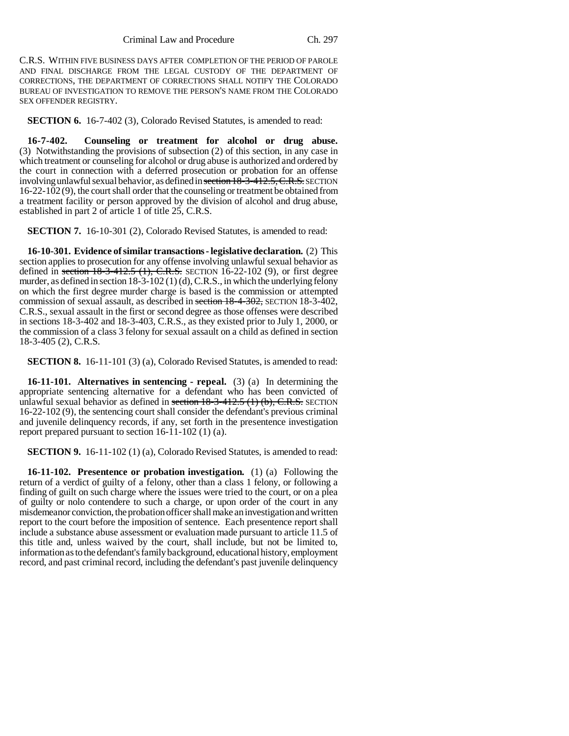C.R.S. WITHIN FIVE BUSINESS DAYS AFTER COMPLETION OF THE PERIOD OF PAROLE AND FINAL DISCHARGE FROM THE LEGAL CUSTODY OF THE DEPARTMENT OF CORRECTIONS, THE DEPARTMENT OF CORRECTIONS SHALL NOTIFY THE COLORADO BUREAU OF INVESTIGATION TO REMOVE THE PERSON'S NAME FROM THE COLORADO SEX OFFENDER REGISTRY.

**SECTION 6.** 16-7-402 (3), Colorado Revised Statutes, is amended to read:

**16-7-402. Counseling or treatment for alcohol or drug abuse.** (3) Notwithstanding the provisions of subsection (2) of this section, in any case in which treatment or counseling for alcohol or drug abuse is authorized and ordered by the court in connection with a deferred prosecution or probation for an offense involving unlawful sexual behavior, as defined in ~~section 18-3-412.5, C.R.S.~~ SECTION 16-22-102 (9), the court shall order that the counseling or treatment be obtained from a treatment facility or person approved by the division of alcohol and drug abuse, established in part 2 of article 1 of title 25, C.R.S.

**SECTION 7.** 16-10-301 (2), Colorado Revised Statutes, is amended to read:

**16-10-301. Evidence of similar transactions - legislative declaration.** (2) This section applies to prosecution for any offense involving unlawful sexual behavior as defined in ~~section 18-3-412.5 (1), C.R.S.~~ SECTION 16-22-102 (9), or first degree murder, as defined in section 18-3-102 (1) (d), C.R.S., in which the underlying felony on which the first degree murder charge is based is the commission or attempted commission of sexual assault, as described in ~~section 18-4-302,~~ SECTION 18-3-402, C.R.S., sexual assault in the first or second degree as those offenses were described in sections 18-3-402 and 18-3-403, C.R.S., as they existed prior to July 1, 2000, or the commission of a class 3 felony for sexual assault on a child as defined in section 18-3-405 (2), C.R.S.

**SECTION 8.** 16-11-101 (3) (a), Colorado Revised Statutes, is amended to read:

**16-11-101. Alternatives in sentencing - repeal.** (3) (a) In determining the appropriate sentencing alternative for a defendant who has been convicted of unlawful sexual behavior as defined in ~~section 18-3-412.5 (1) (b), C.R.S.~~ SECTION 16-22-102 (9), the sentencing court shall consider the defendant's previous criminal and juvenile delinquency records, if any, set forth in the presentence investigation report prepared pursuant to section 16-11-102 (1) (a).

**SECTION 9.** 16-11-102 (1) (a), Colorado Revised Statutes, is amended to read:

**16-11-102. Presentence or probation investigation.** (1) (a) Following the return of a verdict of guilty of a felony, other than a class 1 felony, or following a finding of guilt on such charge where the issues were tried to the court, or on a plea of guilty or nolo contendere to such a charge, or upon order of the court in any misdemeanor conviction, the probation officer shall make an investigation and written report to the court before the imposition of sentence. Each presentence report shall include a substance abuse assessment or evaluation made pursuant to article 11.5 of this title and, unless waived by the court, shall include, but not be limited to, information as to the defendant's family background, educational history, employment record, and past criminal record, including the defendant's past juvenile delinquency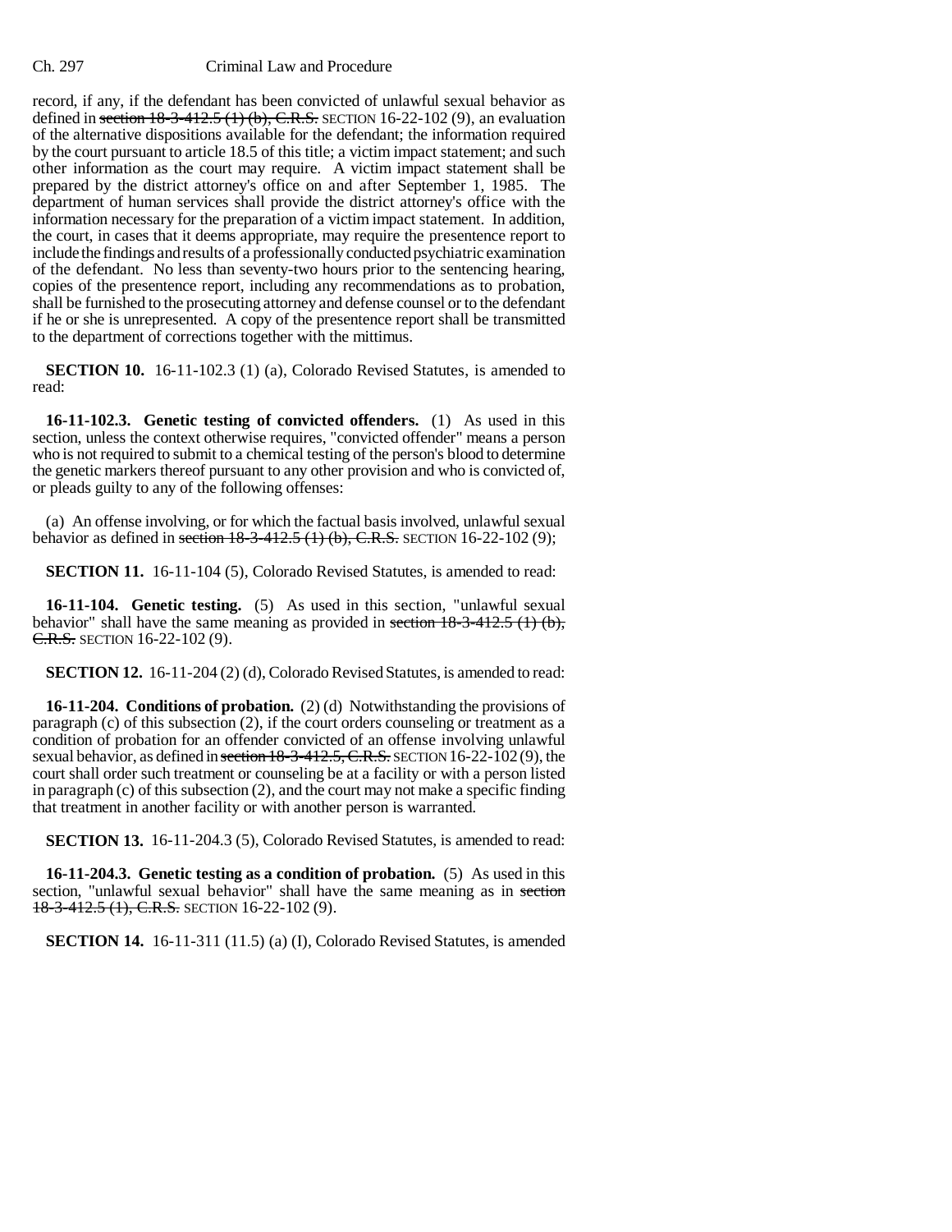record, if any, if the defendant has been convicted of unlawful sexual behavior as defined in ~~section 18-3-412.5 (1) (b), C.R.S.~~ SECTION 16-22-102 (9), an evaluation of the alternative dispositions available for the defendant; the information required by the court pursuant to article 18.5 of this title; a victim impact statement; and such other information as the court may require. A victim impact statement shall be prepared by the district attorney's office on and after September 1, 1985. The department of human services shall provide the district attorney's office with the information necessary for the preparation of a victim impact statement. In addition, the court, in cases that it deems appropriate, may require the presentence report to include the findings and results of a professionally conducted psychiatric examination of the defendant. No less than seventy-two hours prior to the sentencing hearing, copies of the presentence report, including any recommendations as to probation, shall be furnished to the prosecuting attorney and defense counsel or to the defendant if he or she is unrepresented. A copy of the presentence report shall be transmitted to the department of corrections together with the mittimus.

**SECTION 10.** 16-11-102.3 (1) (a), Colorado Revised Statutes, is amended to read:

**16-11-102.3. Genetic testing of convicted offenders.** (1) As used in this section, unless the context otherwise requires, "convicted offender" means a person who is not required to submit to a chemical testing of the person's blood to determine the genetic markers thereof pursuant to any other provision and who is convicted of, or pleads guilty to any of the following offenses:

(a) An offense involving, or for which the factual basis involved, unlawful sexual behavior as defined in ~~section 18-3-412.5 (1) (b), C.R.S.~~ SECTION 16-22-102 (9);

**SECTION 11.** 16-11-104 (5), Colorado Revised Statutes, is amended to read:

**16-11-104. Genetic testing.** (5) As used in this section, "unlawful sexual behavior" shall have the same meaning as provided in ~~section 18-3-412.5 (1) (b), C.R.S.~~ SECTION 16-22-102 (9).

**SECTION 12.** 16-11-204 (2) (d), Colorado Revised Statutes, is amended to read:

**16-11-204. Conditions of probation.** (2) (d) Notwithstanding the provisions of paragraph (c) of this subsection (2), if the court orders counseling or treatment as a condition of probation for an offender convicted of an offense involving unlawful sexual behavior, as defined in ~~section 18-3-412.5, C.R.S.~~ SECTION 16-22-102 (9), the court shall order such treatment or counseling be at a facility or with a person listed in paragraph (c) of this subsection (2), and the court may not make a specific finding that treatment in another facility or with another person is warranted.

**SECTION 13.** 16-11-204.3 (5), Colorado Revised Statutes, is amended to read:

**16-11-204.3. Genetic testing as a condition of probation.** (5) As used in this section, "unlawful sexual behavior" shall have the same meaning as in ~~section 18-3-412.5 (1), C.R.S.~~ SECTION 16-22-102 (9).

**SECTION 14.** 16-11-311 (11.5) (a) (I), Colorado Revised Statutes, is amended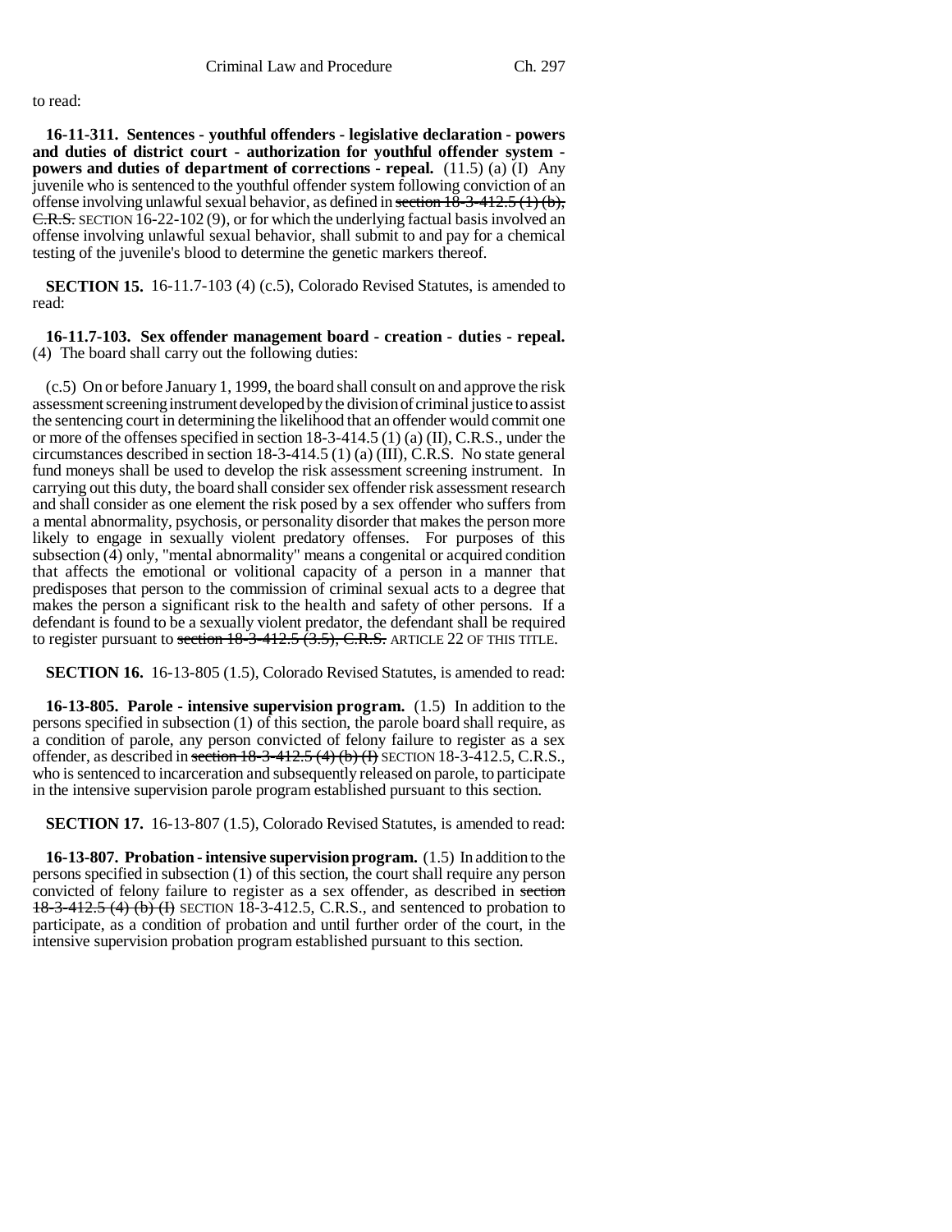to read:

**16-11-311. Sentences - youthful offenders - legislative declaration - powers and duties of district court - authorization for youthful offender system - powers and duties of department of corrections - repeal.** (11.5) (a) (I) Any juvenile who is sentenced to the youthful offender system following conviction of an offense involving unlawful sexual behavior, as defined in ~~section 18-3-412.5 (1) (b), C.R.S.~~ SECTION 16-22-102 (9), or for which the underlying factual basis involved an offense involving unlawful sexual behavior, shall submit to and pay for a chemical testing of the juvenile's blood to determine the genetic markers thereof.

**SECTION 15.** 16-11.7-103 (4) (c.5), Colorado Revised Statutes, is amended to read:

**16-11.7-103. Sex offender management board - creation - duties - repeal.** (4) The board shall carry out the following duties:

(c.5) On or before January 1, 1999, the board shall consult on and approve the risk assessment screening instrument developed by the division of criminal justice to assist the sentencing court in determining the likelihood that an offender would commit one or more of the offenses specified in section 18-3-414.5 (1) (a) (II), C.R.S., under the circumstances described in section 18-3-414.5 (1) (a) (III), C.R.S. No state general fund moneys shall be used to develop the risk assessment screening instrument. In carrying out this duty, the board shall consider sex offender risk assessment research and shall consider as one element the risk posed by a sex offender who suffers from a mental abnormality, psychosis, or personality disorder that makes the person more likely to engage in sexually violent predatory offenses. For purposes of this subsection (4) only, "mental abnormality" means a congenital or acquired condition that affects the emotional or volitional capacity of a person in a manner that predisposes that person to the commission of criminal sexual acts to a degree that makes the person a significant risk to the health and safety of other persons. If a defendant is found to be a sexually violent predator, the defendant shall be required to register pursuant to ~~section 18-3-412.5 (3.5), C.R.S.~~ ARTICLE 22 OF THIS TITLE.

**SECTION 16.** 16-13-805 (1.5), Colorado Revised Statutes, is amended to read:

**16-13-805. Parole - intensive supervision program.** (1.5) In addition to the persons specified in subsection (1) of this section, the parole board shall require, as a condition of parole, any person convicted of felony failure to register as a sex offender, as described in ~~section 18-3-412.5 (4) (b) (I)~~ SECTION 18-3-412.5, C.R.S., who is sentenced to incarceration and subsequently released on parole, to participate in the intensive supervision parole program established pursuant to this section.

**SECTION 17.** 16-13-807 (1.5), Colorado Revised Statutes, is amended to read:

**16-13-807. Probation - intensive supervision program.** (1.5) In addition to the persons specified in subsection (1) of this section, the court shall require any person convicted of felony failure to register as a sex offender, as described in ~~section 18-3-412.5 (4) (b) (I)~~ SECTION 18-3-412.5, C.R.S., and sentenced to probation to participate, as a condition of probation and until further order of the court, in the intensive supervision probation program established pursuant to this section.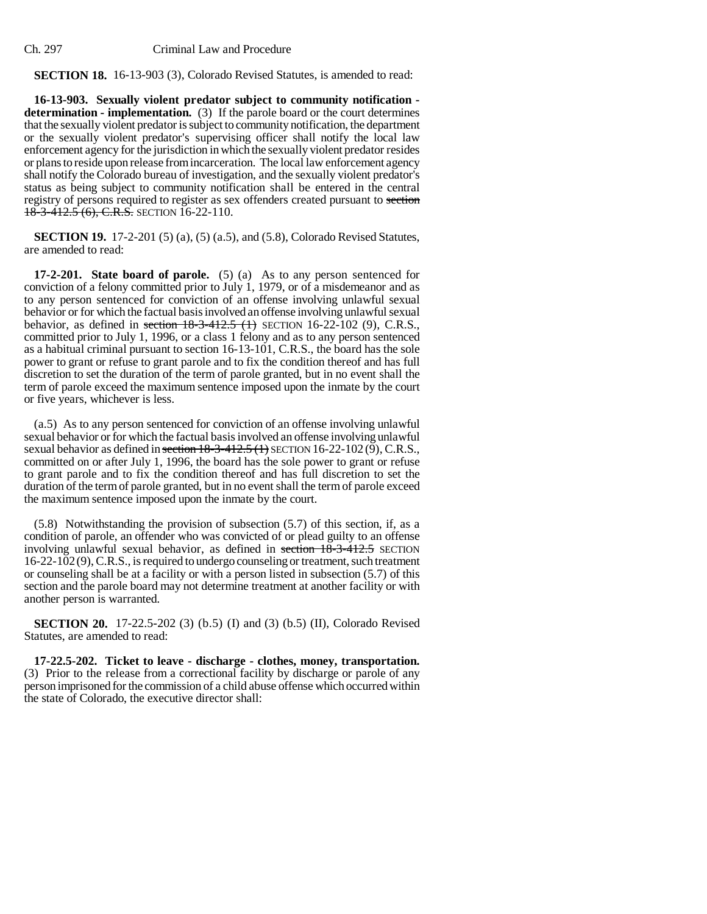**SECTION 18.** 16-13-903 (3), Colorado Revised Statutes, is amended to read:

**16-13-903. Sexually violent predator subject to community notification - determination - implementation.** (3) If the parole board or the court determines that the sexually violent predator is subject to community notification, the department or the sexually violent predator's supervising officer shall notify the local law enforcement agency for the jurisdiction in which the sexually violent predator resides or plans to reside upon release from incarceration. The local law enforcement agency shall notify the Colorado bureau of investigation, and the sexually violent predator's status as being subject to community notification shall be entered in the central registry of persons required to register as sex offenders created pursuant to ~~section 18-3-412.5 (6), C.R.S.~~ SECTION 16-22-110.

**SECTION 19.** 17-2-201 (5) (a), (5) (a.5), and (5.8), Colorado Revised Statutes, are amended to read:

**17-2-201. State board of parole.** (5) (a) As to any person sentenced for conviction of a felony committed prior to July 1, 1979, or of a misdemeanor and as to any person sentenced for conviction of an offense involving unlawful sexual behavior or for which the factual basis involved an offense involving unlawful sexual behavior, as defined in ~~section 18-3-412.5 (1)~~ SECTION 16-22-102 (9), C.R.S., committed prior to July 1, 1996, or a class 1 felony and as to any person sentenced as a habitual criminal pursuant to section 16-13-101, C.R.S., the board has the sole power to grant or refuse to grant parole and to fix the condition thereof and has full discretion to set the duration of the term of parole granted, but in no event shall the term of parole exceed the maximum sentence imposed upon the inmate by the court or five years, whichever is less.

(a.5) As to any person sentenced for conviction of an offense involving unlawful sexual behavior or for which the factual basis involved an offense involving unlawful sexual behavior as defined in ~~section 18-3-412.5 (1)~~ SECTION 16-22-102 (9), C.R.S., committed on or after July 1, 1996, the board has the sole power to grant or refuse to grant parole and to fix the condition thereof and has full discretion to set the duration of the term of parole granted, but in no event shall the term of parole exceed the maximum sentence imposed upon the inmate by the court.

(5.8) Notwithstanding the provision of subsection (5.7) of this section, if, as a condition of parole, an offender who was convicted of or plead guilty to an offense involving unlawful sexual behavior, as defined in ~~section 18-3-412.5~~ SECTION 16-22-102 (9), C.R.S., is required to undergo counseling or treatment, such treatment or counseling shall be at a facility or with a person listed in subsection (5.7) of this section and the parole board may not determine treatment at another facility or with another person is warranted.

**SECTION 20.** 17-22.5-202 (3) (b.5) (I) and (3) (b.5) (II), Colorado Revised Statutes, are amended to read:

**17-22.5-202. Ticket to leave - discharge - clothes, money, transportation.** (3) Prior to the release from a correctional facility by discharge or parole of any person imprisoned for the commission of a child abuse offense which occurred within the state of Colorado, the executive director shall: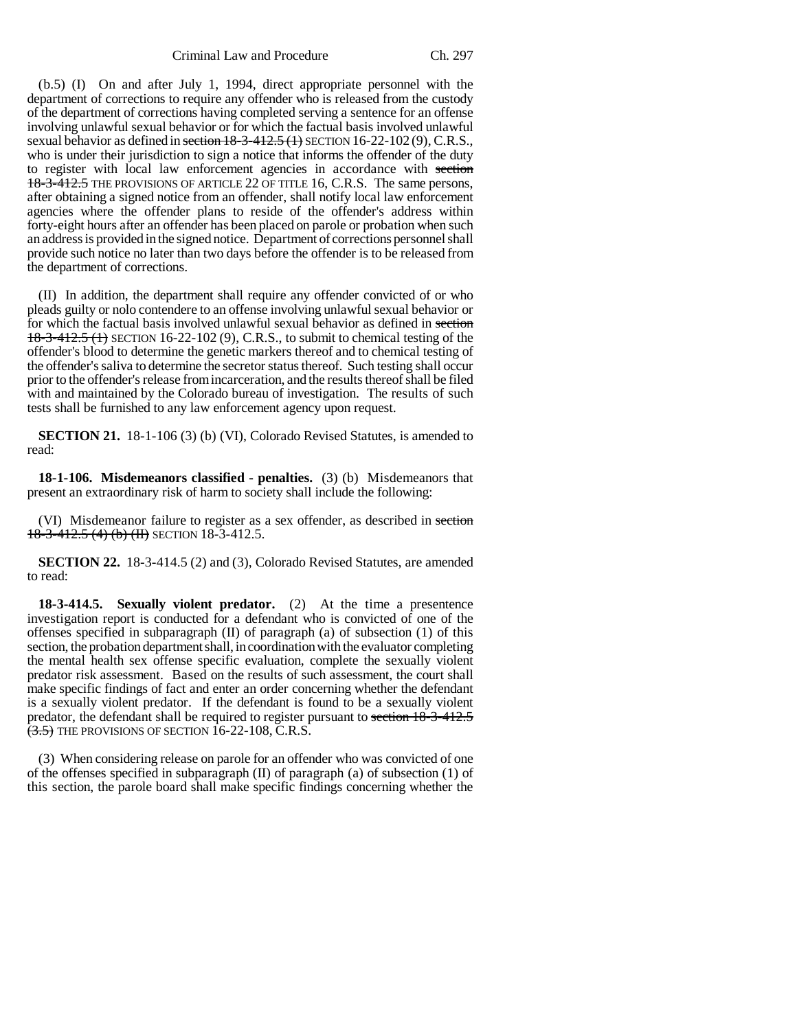(b.5) (I) On and after July 1, 1994, direct appropriate personnel with the department of corrections to require any offender who is released from the custody of the department of corrections having completed serving a sentence for an offense involving unlawful sexual behavior or for which the factual basis involved unlawful sexual behavior as defined in ~~section 18-3-412.5 (1)~~ SECTION 16-22-102 (9), C.R.S., who is under their jurisdiction to sign a notice that informs the offender of the duty to register with local law enforcement agencies in accordance with ~~section 18-3-412.5~~ THE PROVISIONS OF ARTICLE 22 OF TITLE 16, C.R.S. The same persons, after obtaining a signed notice from an offender, shall notify local law enforcement agencies where the offender plans to reside of the offender's address within forty-eight hours after an offender has been placed on parole or probation when such an address is provided in the signed notice. Department of corrections personnel shall provide such notice no later than two days before the offender is to be released from the department of corrections.

(II) In addition, the department shall require any offender convicted of or who pleads guilty or nolo contendere to an offense involving unlawful sexual behavior or for which the factual basis involved unlawful sexual behavior as defined in ~~section 18-3-412.5 (1)~~ SECTION 16-22-102 (9), C.R.S., to submit to chemical testing of the offender's blood to determine the genetic markers thereof and to chemical testing of the offender's saliva to determine the secretor status thereof. Such testing shall occur prior to the offender's release from incarceration, and the results thereof shall be filed with and maintained by the Colorado bureau of investigation. The results of such tests shall be furnished to any law enforcement agency upon request.

**SECTION 21.** 18-1-106 (3) (b) (VI), Colorado Revised Statutes, is amended to read:

**18-1-106. Misdemeanors classified - penalties.** (3) (b) Misdemeanors that present an extraordinary risk of harm to society shall include the following:

(VI) Misdemeanor failure to register as a sex offender, as described in ~~section 18-3-412.5 (4) (b) (II)~~ SECTION 18-3-412.5.

**SECTION 22.** 18-3-414.5 (2) and (3), Colorado Revised Statutes, are amended to read:

**18-3-414.5. Sexually violent predator.** (2) At the time a presentence investigation report is conducted for a defendant who is convicted of one of the offenses specified in subparagraph (II) of paragraph (a) of subsection (1) of this section, the probation department shall, in coordination with the evaluator completing the mental health sex offense specific evaluation, complete the sexually violent predator risk assessment. Based on the results of such assessment, the court shall make specific findings of fact and enter an order concerning whether the defendant is a sexually violent predator. If the defendant is found to be a sexually violent predator, the defendant shall be required to register pursuant to ~~section 18-3-412.5 (3.5)~~ THE PROVISIONS OF SECTION 16-22-108, C.R.S.

(3) When considering release on parole for an offender who was convicted of one of the offenses specified in subparagraph (II) of paragraph (a) of subsection (1) of this section, the parole board shall make specific findings concerning whether the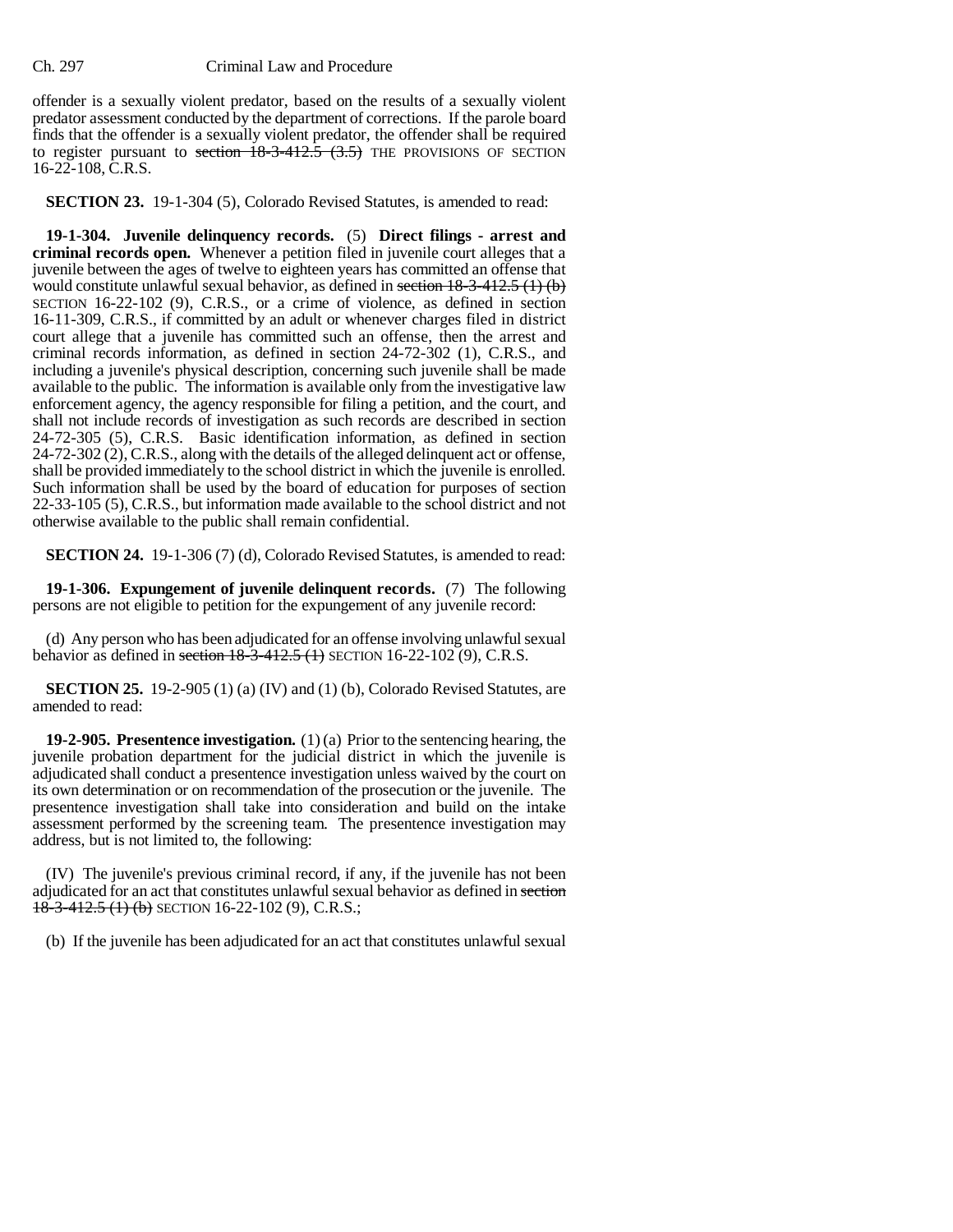offender is a sexually violent predator, based on the results of a sexually violent predator assessment conducted by the department of corrections. If the parole board finds that the offender is a sexually violent predator, the offender shall be required to register pursuant to ~~section 18-3-412.5 (3.5)~~ THE PROVISIONS OF SECTION 16-22-108, C.R.S.

**SECTION 23.** 19-1-304 (5), Colorado Revised Statutes, is amended to read:

**19-1-304. Juvenile delinquency records.** (5) **Direct filings - arrest and criminal records open.** Whenever a petition filed in juvenile court alleges that a juvenile between the ages of twelve to eighteen years has committed an offense that would constitute unlawful sexual behavior, as defined in ~~section 18-3-412.5 (1) (b)~~ SECTION 16-22-102 (9), C.R.S., or a crime of violence, as defined in section 16-11-309, C.R.S., if committed by an adult or whenever charges filed in district court allege that a juvenile has committed such an offense, then the arrest and criminal records information, as defined in section 24-72-302 (1), C.R.S., and including a juvenile's physical description, concerning such juvenile shall be made available to the public. The information is available only from the investigative law enforcement agency, the agency responsible for filing a petition, and the court, and shall not include records of investigation as such records are described in section 24-72-305 (5), C.R.S. Basic identification information, as defined in section 24-72-302 (2), C.R.S., along with the details of the alleged delinquent act or offense, shall be provided immediately to the school district in which the juvenile is enrolled. Such information shall be used by the board of education for purposes of section 22-33-105 (5), C.R.S., but information made available to the school district and not otherwise available to the public shall remain confidential.

**SECTION 24.** 19-1-306 (7) (d), Colorado Revised Statutes, is amended to read:

**19-1-306. Expungement of juvenile delinquent records.** (7) The following persons are not eligible to petition for the expungement of any juvenile record:

(d) Any person who has been adjudicated for an offense involving unlawful sexual behavior as defined in ~~section 18-3-412.5 (1)~~ SECTION 16-22-102 (9), C.R.S.

**SECTION 25.** 19-2-905 (1) (a) (IV) and (1) (b), Colorado Revised Statutes, are amended to read:

**19-2-905. Presentence investigation.** (1) (a) Prior to the sentencing hearing, the juvenile probation department for the judicial district in which the juvenile is adjudicated shall conduct a presentence investigation unless waived by the court on its own determination or on recommendation of the prosecution or the juvenile. The presentence investigation shall take into consideration and build on the intake assessment performed by the screening team. The presentence investigation may address, but is not limited to, the following:

(IV) The juvenile's previous criminal record, if any, if the juvenile has not been adjudicated for an act that constitutes unlawful sexual behavior as defined in ~~section 18-3-412.5 (1) (b)~~ SECTION 16-22-102 (9), C.R.S.;

(b) If the juvenile has been adjudicated for an act that constitutes unlawful sexual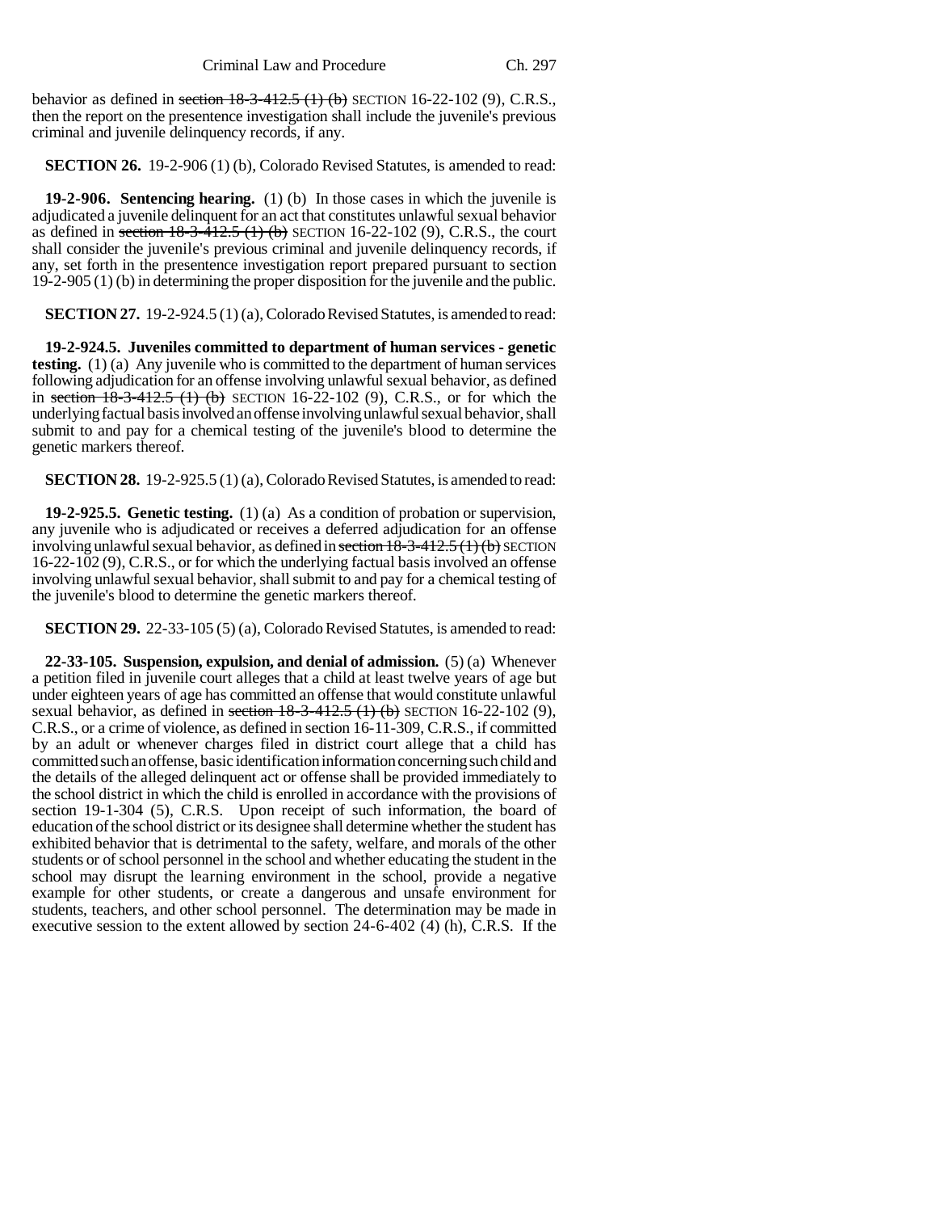behavior as defined in ~~section 18-3-412.5 (1) (b)~~ SECTION 16-22-102 (9), C.R.S., then the report on the presentence investigation shall include the juvenile's previous criminal and juvenile delinquency records, if any.

**SECTION 26.** 19-2-906 (1) (b), Colorado Revised Statutes, is amended to read:

**19-2-906. Sentencing hearing.** (1) (b) In those cases in which the juvenile is adjudicated a juvenile delinquent for an act that constitutes unlawful sexual behavior as defined in ~~section 18-3-412.5 (1) (b)~~ SECTION 16-22-102 (9), C.R.S., the court shall consider the juvenile's previous criminal and juvenile delinquency records, if any, set forth in the presentence investigation report prepared pursuant to section 19-2-905 (1) (b) in determining the proper disposition for the juvenile and the public.

**SECTION 27.** 19-2-924.5 (1) (a), Colorado Revised Statutes, is amended to read:

**19-2-924.5. Juveniles committed to department of human services - genetic testing.** (1) (a) Any juvenile who is committed to the department of human services following adjudication for an offense involving unlawful sexual behavior, as defined in ~~section 18-3-412.5 (1) (b)~~ SECTION 16-22-102 (9), C.R.S., or for which the underlying factual basis involved an offense involving unlawful sexual behavior, shall submit to and pay for a chemical testing of the juvenile's blood to determine the genetic markers thereof.

**SECTION 28.** 19-2-925.5 (1) (a), Colorado Revised Statutes, is amended to read:

**19-2-925.5. Genetic testing.** (1) (a) As a condition of probation or supervision, any juvenile who is adjudicated or receives a deferred adjudication for an offense involving unlawful sexual behavior, as defined in ~~section 18-3-412.5 (1) (b)~~ SECTION 16-22-102 (9), C.R.S., or for which the underlying factual basis involved an offense involving unlawful sexual behavior, shall submit to and pay for a chemical testing of the juvenile's blood to determine the genetic markers thereof.

**SECTION 29.** 22-33-105 (5) (a), Colorado Revised Statutes, is amended to read:

**22-33-105. Suspension, expulsion, and denial of admission.** (5) (a) Whenever a petition filed in juvenile court alleges that a child at least twelve years of age but under eighteen years of age has committed an offense that would constitute unlawful sexual behavior, as defined in ~~section 18-3-412.5 (1) (b)~~ SECTION 16-22-102 (9), C.R.S., or a crime of violence, as defined in section 16-11-309, C.R.S., if committed by an adult or whenever charges filed in district court allege that a child has committed such an offense, basic identification information concerning such child and the details of the alleged delinquent act or offense shall be provided immediately to the school district in which the child is enrolled in accordance with the provisions of section 19-1-304 (5), C.R.S. Upon receipt of such information, the board of education of the school district or its designee shall determine whether the student has exhibited behavior that is detrimental to the safety, welfare, and morals of the other students or of school personnel in the school and whether educating the student in the school may disrupt the learning environment in the school, provide a negative example for other students, or create a dangerous and unsafe environment for students, teachers, and other school personnel. The determination may be made in executive session to the extent allowed by section 24-6-402 (4) (h), C.R.S. If the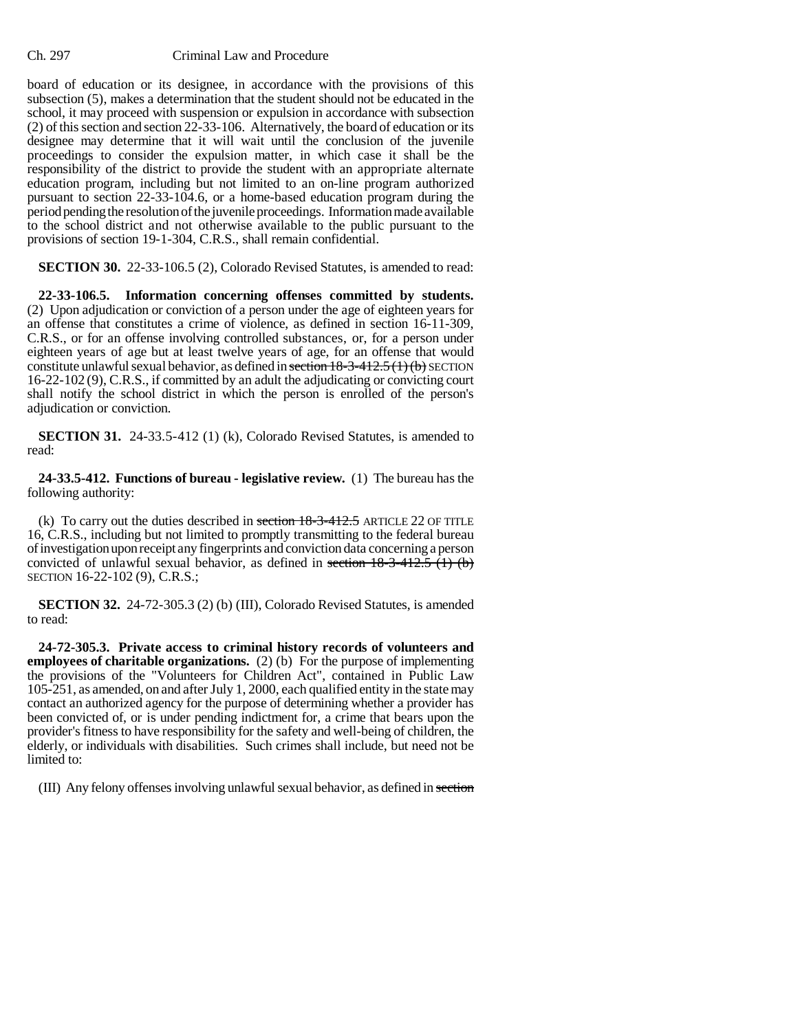board of education or its designee, in accordance with the provisions of this subsection (5), makes a determination that the student should not be educated in the school, it may proceed with suspension or expulsion in accordance with subsection (2) of this section and section 22-33-106. Alternatively, the board of education or its designee may determine that it will wait until the conclusion of the juvenile proceedings to consider the expulsion matter, in which case it shall be the responsibility of the district to provide the student with an appropriate alternate education program, including but not limited to an on-line program authorized pursuant to section 22-33-104.6, or a home-based education program during the period pending the resolution of the juvenile proceedings. Information made available to the school district and not otherwise available to the public pursuant to the provisions of section 19-1-304, C.R.S., shall remain confidential.

**SECTION 30.** 22-33-106.5 (2), Colorado Revised Statutes, is amended to read:

**22-33-106.5. Information concerning offenses committed by students.** (2) Upon adjudication or conviction of a person under the age of eighteen years for an offense that constitutes a crime of violence, as defined in section 16-11-309, C.R.S., or for an offense involving controlled substances, or, for a person under eighteen years of age but at least twelve years of age, for an offense that would constitute unlawful sexual behavior, as defined in ~~section 18-3-412.5 (1) (b)~~ SECTION 16-22-102 (9), C.R.S., if committed by an adult the adjudicating or convicting court shall notify the school district in which the person is enrolled of the person's adjudication or conviction.

**SECTION 31.** 24-33.5-412 (1) (k), Colorado Revised Statutes, is amended to read:

**24-33.5-412. Functions of bureau - legislative review.** (1) The bureau has the following authority:

(k) To carry out the duties described in ~~section 18-3-412.5~~ ARTICLE 22 OF TITLE 16, C.R.S., including but not limited to promptly transmitting to the federal bureau of investigation upon receipt any fingerprints and conviction data concerning a person convicted of unlawful sexual behavior, as defined in ~~section 18-3-412.5 (1) (b)~~ SECTION 16-22-102 (9), C.R.S.;

**SECTION 32.** 24-72-305.3 (2) (b) (III), Colorado Revised Statutes, is amended to read:

**24-72-305.3. Private access to criminal history records of volunteers and employees of charitable organizations.** (2) (b) For the purpose of implementing the provisions of the "Volunteers for Children Act", contained in Public Law 105-251, as amended, on and after July 1, 2000, each qualified entity in the state may contact an authorized agency for the purpose of determining whether a provider has been convicted of, or is under pending indictment for, a crime that bears upon the provider's fitness to have responsibility for the safety and well-being of children, the elderly, or individuals with disabilities. Such crimes shall include, but need not be limited to:

(III) Any felony offenses involving unlawful sexual behavior, as defined in ~~section~~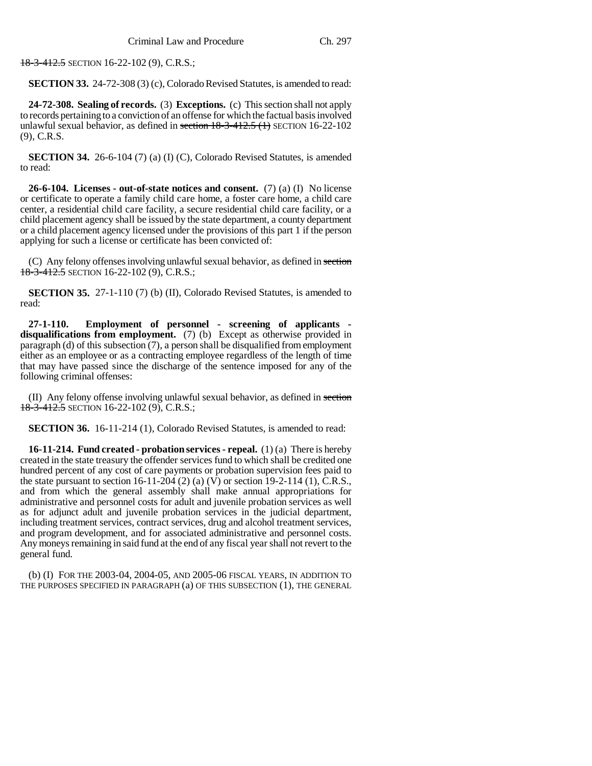~~18-3-412.5~~ SECTION 16-22-102 (9), C.R.S.;

**SECTION 33.** 24-72-308 (3) (c), Colorado Revised Statutes, is amended to read:

**24-72-308. Sealing of records.** (3) **Exceptions.** (c) This section shall not apply to records pertaining to a conviction of an offense for which the factual basis involved unlawful sexual behavior, as defined in ~~section 18-3-412.5 (1)~~ SECTION 16-22-102 (9), C.R.S.

**SECTION 34.** 26-6-104 (7) (a) (I) (C), Colorado Revised Statutes, is amended to read:

**26-6-104. Licenses - out-of-state notices and consent.** (7) (a) (I) No license or certificate to operate a family child care home, a foster care home, a child care center, a residential child care facility, a secure residential child care facility, or a child placement agency shall be issued by the state department, a county department or a child placement agency licensed under the provisions of this part 1 if the person applying for such a license or certificate has been convicted of:

(C) Any felony offenses involving unlawful sexual behavior, as defined in ~~section 18-3-412.5~~ SECTION 16-22-102 (9), C.R.S.;

**SECTION 35.** 27-1-110 (7) (b) (II), Colorado Revised Statutes, is amended to read:

**27-1-110. Employment of personnel - screening of applicants - disqualifications from employment.** (7) (b) Except as otherwise provided in paragraph (d) of this subsection (7), a person shall be disqualified from employment either as an employee or as a contracting employee regardless of the length of time that may have passed since the discharge of the sentence imposed for any of the following criminal offenses:

(II) Any felony offense involving unlawful sexual behavior, as defined in ~~section 18-3-412.5~~ SECTION 16-22-102 (9), C.R.S.;

**SECTION 36.** 16-11-214 (1), Colorado Revised Statutes, is amended to read:

**16-11-214. Fund created - probation services - repeal.** (1) (a) There is hereby created in the state treasury the offender services fund to which shall be credited one hundred percent of any cost of care payments or probation supervision fees paid to the state pursuant to section 16-11-204 (2) (a) (V) or section 19-2-114 (1), C.R.S., and from which the general assembly shall make annual appropriations for administrative and personnel costs for adult and juvenile probation services as well as for adjunct adult and juvenile probation services in the judicial department, including treatment services, contract services, drug and alcohol treatment services, and program development, and for associated administrative and personnel costs. Any moneys remaining in said fund at the end of any fiscal year shall not revert to the general fund.

(b) (I) FOR THE 2003-04, 2004-05, AND 2005-06 FISCAL YEARS, IN ADDITION TO THE PURPOSES SPECIFIED IN PARAGRAPH (a) OF THIS SUBSECTION (1), THE GENERAL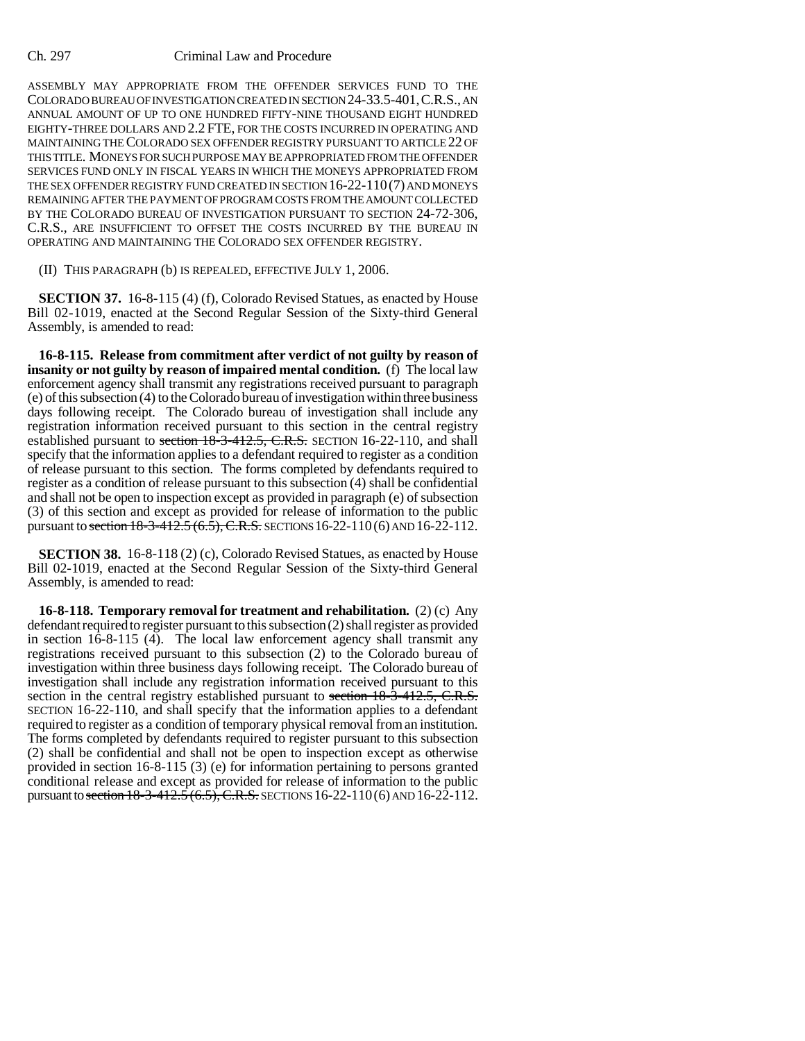ASSEMBLY MAY APPROPRIATE FROM THE OFFENDER SERVICES FUND TO THE COLORADO BUREAU OF INVESTIGATION CREATED IN SECTION 24-33.5-401, C.R.S., AN ANNUAL AMOUNT OF UP TO ONE HUNDRED FIFTY-NINE THOUSAND EIGHT HUNDRED EIGHTY-THREE DOLLARS AND 2.2 FTE, FOR THE COSTS INCURRED IN OPERATING AND MAINTAINING THE COLORADO SEX OFFENDER REGISTRY PURSUANT TO ARTICLE 22 OF THIS TITLE. MONEYS FOR SUCH PURPOSE MAY BE APPROPRIATED FROM THE OFFENDER SERVICES FUND ONLY IN FISCAL YEARS IN WHICH THE MONEYS APPROPRIATED FROM THE SEX OFFENDER REGISTRY FUND CREATED IN SECTION 16-22-110 (7) AND MONEYS REMAINING AFTER THE PAYMENT OF PROGRAM COSTS FROM THE AMOUNT COLLECTED BY THE COLORADO BUREAU OF INVESTIGATION PURSUANT TO SECTION 24-72-306, C.R.S., ARE INSUFFICIENT TO OFFSET THE COSTS INCURRED BY THE BUREAU IN OPERATING AND MAINTAINING THE COLORADO SEX OFFENDER REGISTRY.

(II) THIS PARAGRAPH (b) IS REPEALED, EFFECTIVE JULY 1, 2006.

**SECTION 37.** 16-8-115 (4) (f), Colorado Revised Statues, as enacted by House Bill 02-1019, enacted at the Second Regular Session of the Sixty-third General Assembly, is amended to read:

**16-8-115. Release from commitment after verdict of not guilty by reason of insanity or not guilty by reason of impaired mental condition.** (f) The local law enforcement agency shall transmit any registrations received pursuant to paragraph (e) of this subsection (4) to the Colorado bureau of investigation within three business days following receipt. The Colorado bureau of investigation shall include any registration information received pursuant to this section in the central registry established pursuant to ~~section 18-3-412.5, C.R.S.~~ SECTION 16-22-110, and shall specify that the information applies to a defendant required to register as a condition of release pursuant to this section. The forms completed by defendants required to register as a condition of release pursuant to this subsection (4) shall be confidential and shall not be open to inspection except as provided in paragraph (e) of subsection (3) of this section and except as provided for release of information to the public pursuant to ~~section 18-3-412.5 (6.5), C.R.S.~~ SECTIONS 16-22-110 (6) AND 16-22-112.

**SECTION 38.** 16-8-118 (2) (c), Colorado Revised Statues, as enacted by House Bill 02-1019, enacted at the Second Regular Session of the Sixty-third General Assembly, is amended to read:

**16-8-118. Temporary removal for treatment and rehabilitation.** (2) (c) Any defendant required to register pursuant to this subsection (2) shall register as provided in section 16-8-115 (4). The local law enforcement agency shall transmit any registrations received pursuant to this subsection (2) to the Colorado bureau of investigation within three business days following receipt. The Colorado bureau of investigation shall include any registration information received pursuant to this section in the central registry established pursuant to ~~section 18-3-412.5, C.R.S.~~ SECTION 16-22-110, and shall specify that the information applies to a defendant required to register as a condition of temporary physical removal from an institution. The forms completed by defendants required to register pursuant to this subsection (2) shall be confidential and shall not be open to inspection except as otherwise provided in section 16-8-115 (3) (e) for information pertaining to persons granted conditional release and except as provided for release of information to the public pursuant to ~~section 18-3-412.5 (6.5), C.R.S.~~ SECTIONS 16-22-110 (6) AND 16-22-112.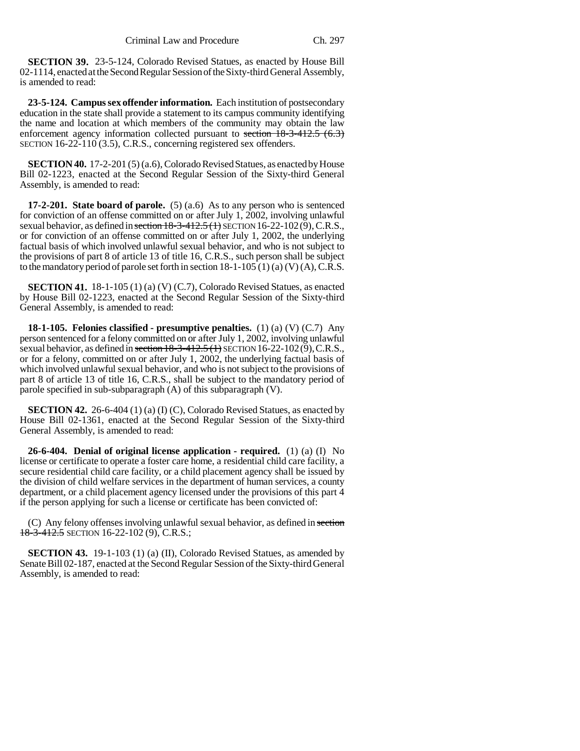**SECTION 39.** 23-5-124, Colorado Revised Statues, as enacted by House Bill 02-1114, enacted at the Second Regular Session of the Sixty-third General Assembly, is amended to read:

**23-5-124. Campus sex offender information.** Each institution of postsecondary education in the state shall provide a statement to its campus community identifying the name and location at which members of the community may obtain the law enforcement agency information collected pursuant to ~~section 18-3-412.5 (6.3)~~ SECTION 16-22-110 (3.5), C.R.S., concerning registered sex offenders.

**SECTION 40.** 17-2-201 (5) (a.6), Colorado Revised Statues, as enacted by House Bill 02-1223, enacted at the Second Regular Session of the Sixty-third General Assembly, is amended to read:

**17-2-201. State board of parole.** (5) (a.6) As to any person who is sentenced for conviction of an offense committed on or after July 1, 2002, involving unlawful sexual behavior, as defined in ~~section 18-3-412.5 (1)~~ SECTION 16-22-102 (9), C.R.S., or for conviction of an offense committed on or after July 1, 2002, the underlying factual basis of which involved unlawful sexual behavior, and who is not subject to the provisions of part 8 of article 13 of title 16, C.R.S., such person shall be subject to the mandatory period of parole set forth in section 18-1-105 (1) (a) (V) (A), C.R.S.

**SECTION 41.** 18-1-105 (1) (a) (V) (C.7), Colorado Revised Statues, as enacted by House Bill 02-1223, enacted at the Second Regular Session of the Sixty-third General Assembly, is amended to read:

**18-1-105. Felonies classified - presumptive penalties.** (1) (a) (V) (C.7) Any person sentenced for a felony committed on or after July 1, 2002, involving unlawful sexual behavior, as defined in ~~section 18-3-412.5 (1)~~ SECTION 16-22-102 (9), C.R.S., or for a felony, committed on or after July 1, 2002, the underlying factual basis of which involved unlawful sexual behavior, and who is not subject to the provisions of part 8 of article 13 of title 16, C.R.S., shall be subject to the mandatory period of parole specified in sub-subparagraph (A) of this subparagraph (V).

**SECTION 42.** 26-6-404 (1) (a) (I) (C), Colorado Revised Statues, as enacted by House Bill 02-1361, enacted at the Second Regular Session of the Sixty-third General Assembly, is amended to read:

**26-6-404. Denial of original license application - required.** (1) (a) (I) No license or certificate to operate a foster care home, a residential child care facility, a secure residential child care facility, or a child placement agency shall be issued by the division of child welfare services in the department of human services, a county department, or a child placement agency licensed under the provisions of this part 4 if the person applying for such a license or certificate has been convicted of:

(C) Any felony offenses involving unlawful sexual behavior, as defined in ~~section 18-3-412.5~~ SECTION 16-22-102 (9), C.R.S.;

**SECTION 43.** 19-1-103 (1) (a) (II), Colorado Revised Statues, as amended by Senate Bill 02-187, enacted at the Second Regular Session of the Sixty-third General Assembly, is amended to read: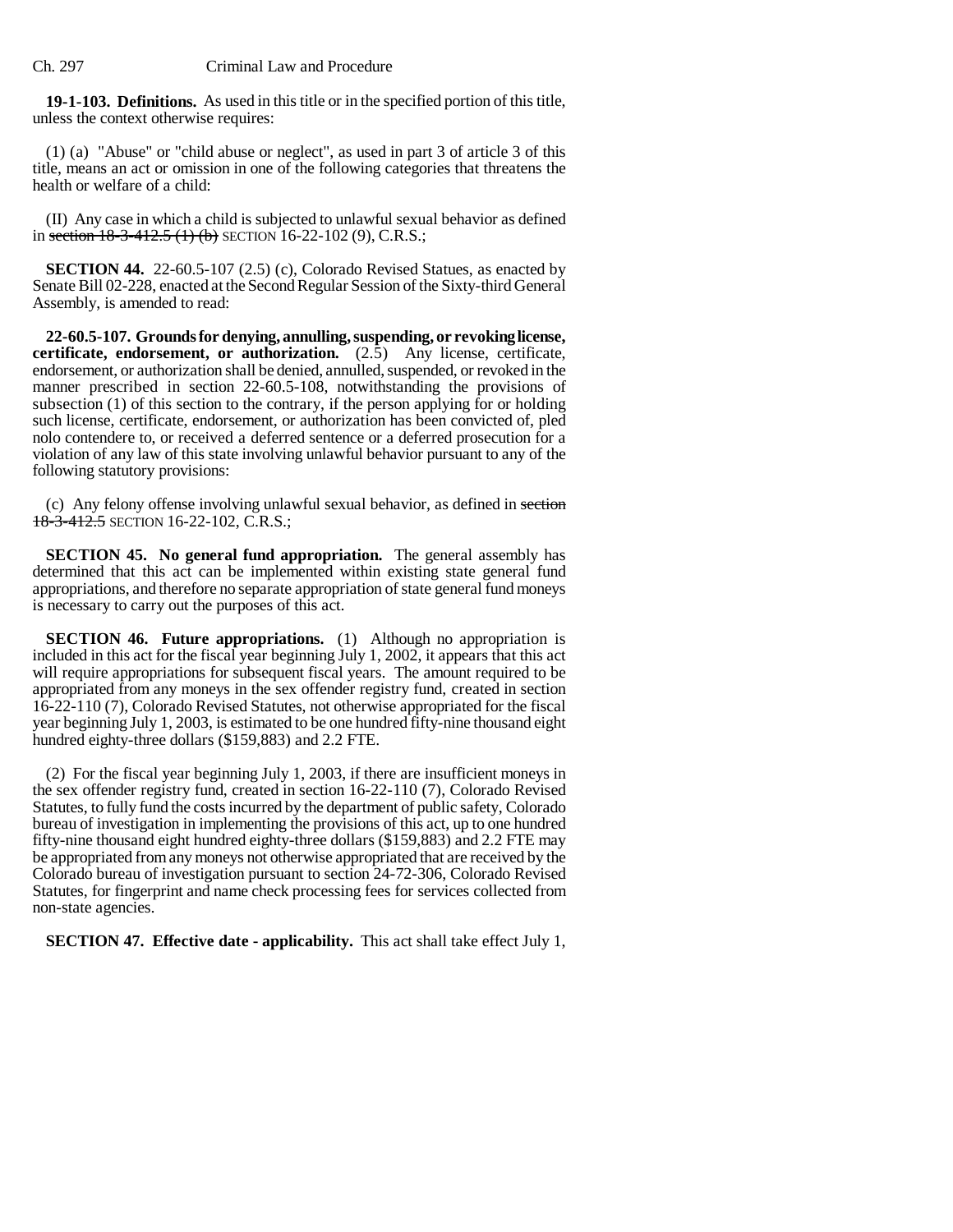**19-1-103. Definitions.** As used in this title or in the specified portion of this title, unless the context otherwise requires:

(1) (a) "Abuse" or "child abuse or neglect", as used in part 3 of article 3 of this title, means an act or omission in one of the following categories that threatens the health or welfare of a child:

(II) Any case in which a child is subjected to unlawful sexual behavior as defined in ~~section 18-3-412.5 (1) (b)~~ SECTION 16-22-102 (9), C.R.S.;

**SECTION 44.** 22-60.5-107 (2.5) (c), Colorado Revised Statues, as enacted by Senate Bill 02-228, enacted at the Second Regular Session of the Sixty-third General Assembly, is amended to read:

**22-60.5-107. Grounds for denying, annulling, suspending, or revoking license, certificate, endorsement, or authorization.** (2.5) Any license, certificate, endorsement, or authorization shall be denied, annulled, suspended, or revoked in the manner prescribed in section 22-60.5-108, notwithstanding the provisions of subsection (1) of this section to the contrary, if the person applying for or holding such license, certificate, endorsement, or authorization has been convicted of, pled nolo contendere to, or received a deferred sentence or a deferred prosecution for a violation of any law of this state involving unlawful behavior pursuant to any of the following statutory provisions:

(c) Any felony offense involving unlawful sexual behavior, as defined in ~~section 18-3-412.5~~ SECTION 16-22-102, C.R.S.;

**SECTION 45. No general fund appropriation.** The general assembly has determined that this act can be implemented within existing state general fund appropriations, and therefore no separate appropriation of state general fund moneys is necessary to carry out the purposes of this act.

**SECTION 46. Future appropriations.** (1) Although no appropriation is included in this act for the fiscal year beginning July 1, 2002, it appears that this act will require appropriations for subsequent fiscal years. The amount required to be appropriated from any moneys in the sex offender registry fund, created in section 16-22-110 (7), Colorado Revised Statutes, not otherwise appropriated for the fiscal year beginning July 1, 2003, is estimated to be one hundred fifty-nine thousand eight hundred eighty-three dollars ($159,883) and 2.2 FTE.

(2) For the fiscal year beginning July 1, 2003, if there are insufficient moneys in the sex offender registry fund, created in section 16-22-110 (7), Colorado Revised Statutes, to fully fund the costs incurred by the department of public safety, Colorado bureau of investigation in implementing the provisions of this act, up to one hundred fifty-nine thousand eight hundred eighty-three dollars ($159,883) and 2.2 FTE may be appropriated from any moneys not otherwise appropriated that are received by the Colorado bureau of investigation pursuant to section 24-72-306, Colorado Revised Statutes, for fingerprint and name check processing fees for services collected from non-state agencies.

**SECTION 47. Effective date - applicability.** This act shall take effect July 1,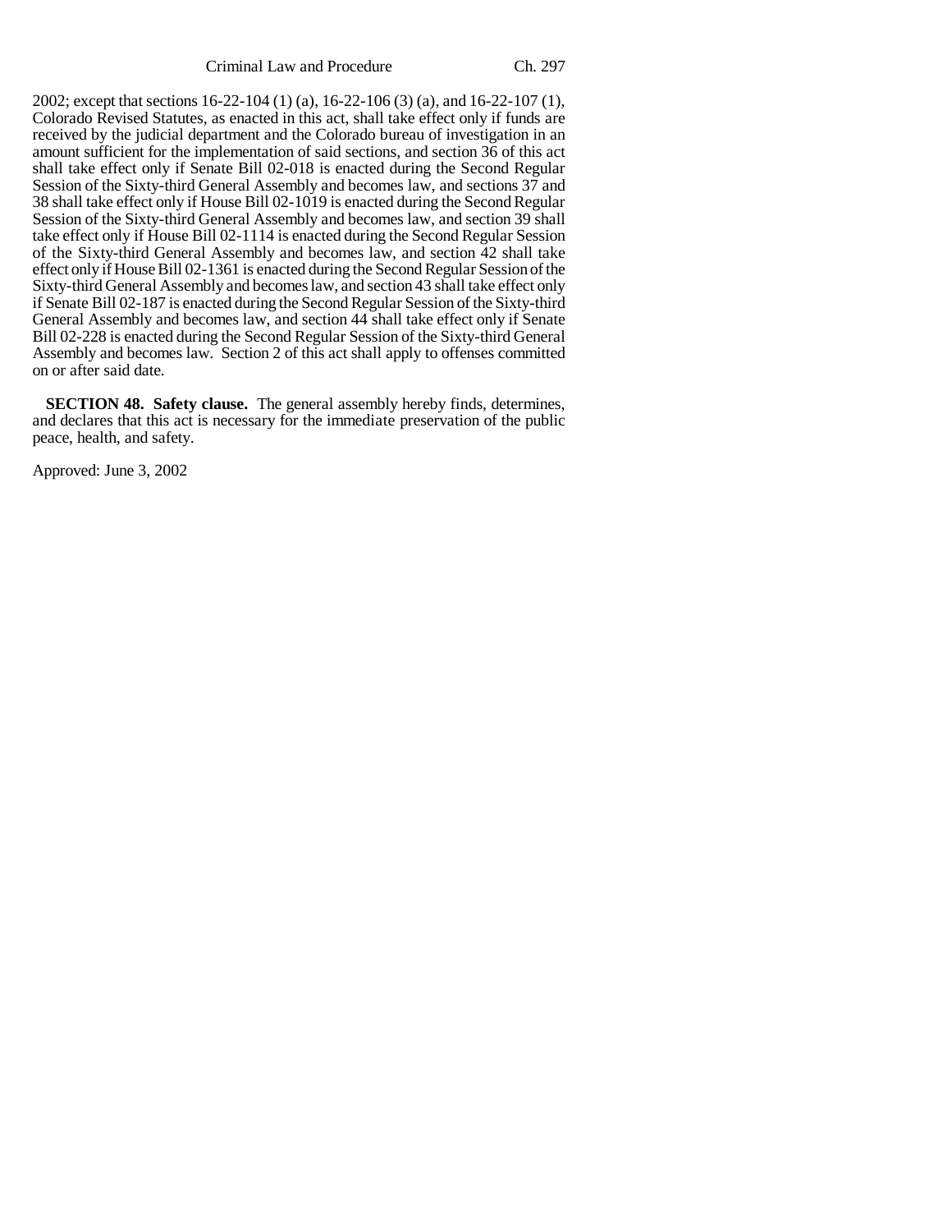2002; except that sections 16-22-104 (1) (a), 16-22-106 (3) (a), and 16-22-107 (1), Colorado Revised Statutes, as enacted in this act, shall take effect only if funds are received by the judicial department and the Colorado bureau of investigation in an amount sufficient for the implementation of said sections, and section 36 of this act shall take effect only if Senate Bill 02-018 is enacted during the Second Regular Session of the Sixty-third General Assembly and becomes law, and sections 37 and 38 shall take effect only if House Bill 02-1019 is enacted during the Second Regular Session of the Sixty-third General Assembly and becomes law, and section 39 shall take effect only if House Bill 02-1114 is enacted during the Second Regular Session of the Sixty-third General Assembly and becomes law, and section 42 shall take effect only if House Bill 02-1361 is enacted during the Second Regular Session of the Sixty-third General Assembly and becomes law, and section 43 shall take effect only if Senate Bill 02-187 is enacted during the Second Regular Session of the Sixty-third General Assembly and becomes law, and section 44 shall take effect only if Senate Bill 02-228 is enacted during the Second Regular Session of the Sixty-third General Assembly and becomes law. Section 2 of this act shall apply to offenses committed on or after said date.

**SECTION 48. Safety clause.** The general assembly hereby finds, determines, and declares that this act is necessary for the immediate preservation of the public peace, health, and safety.

Approved: June 3, 2002